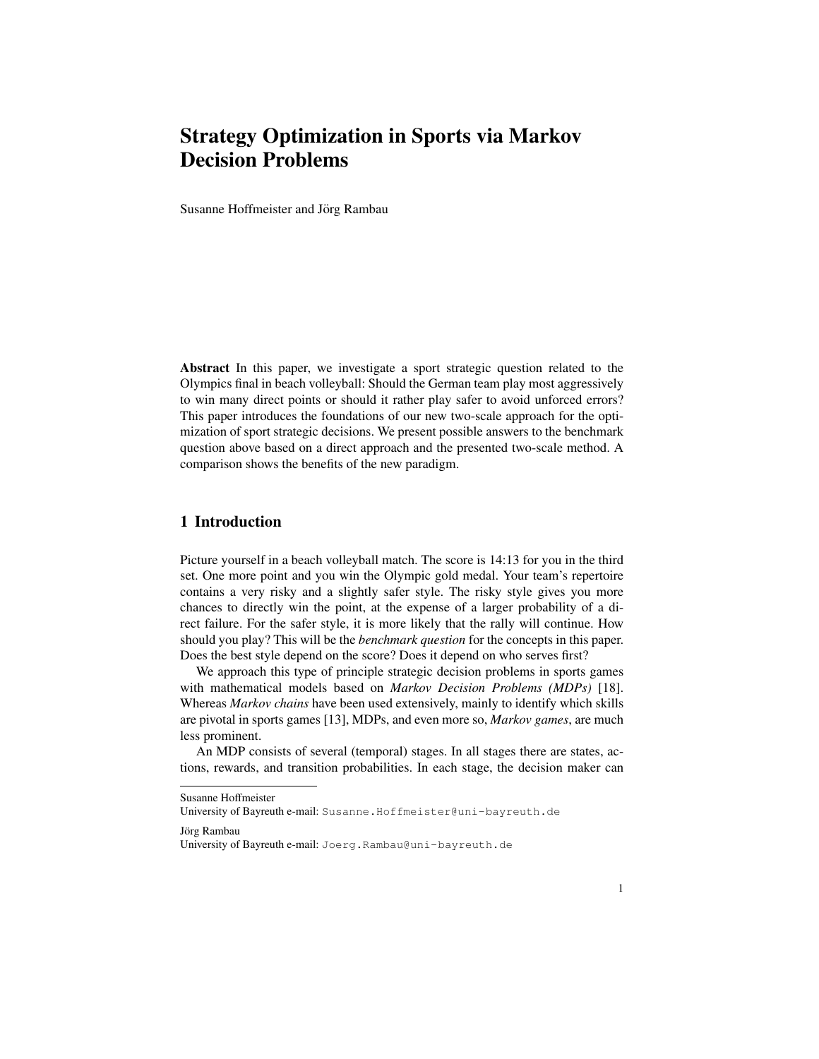# Strategy Optimization in Sports via Markov Decision Problems

Susanne Hoffmeister and Jörg Rambau

**Abstract** In this paper, we investigate a sport strategic question related to the Olympics final in beach volleyball: Should the German team play most aggressively to win many direct points or should it rather play safer to avoid unforced errors? This paper introduces the foundations of our new two-scale approach for the optimization of sport strategic decisions. We present possible answers to the benchmark question above based on a direct approach and the presented two-scale method. A comparison shows the benefits of the new paradigm.

## 1 Introduction

Picture yourself in a beach volleyball match. The score is 14:13 for you in the third set. One more point and you win the Olympic gold medal. Your team's repertoire contains a very risky and a slightly safer style. The risky style gives you more chances to directly win the point, at the expense of a larger probability of a direct failure. For the safer style, it is more likely that the rally will continue. How should you play? This will be the *benchmark question* for the concepts in this paper. Does the best style depend on the score? Does it depend on who serves first?

We approach this type of principle strategic decision problems in sports games with mathematical models based on *Markov Decision Problems (MDPs)* [18]. Whereas *Markov chains* have been used extensively, mainly to identify which skills are pivotal in sports games [13], MDPs, and even more so, *Markov games*, are much less prominent.

An MDP consists of several (temporal) stages. In all stages there are states, actions, rewards, and transition probabilities. In each stage, the decision maker can

---

Susanne Hoffmeister
University of Bayreuth e-mail: Susanne.Hoffmeister@uni-bayreuth.de

Jörg Rambau
University of Bayreuth e-mail: Joerg.Rambau@uni-bayreuth.de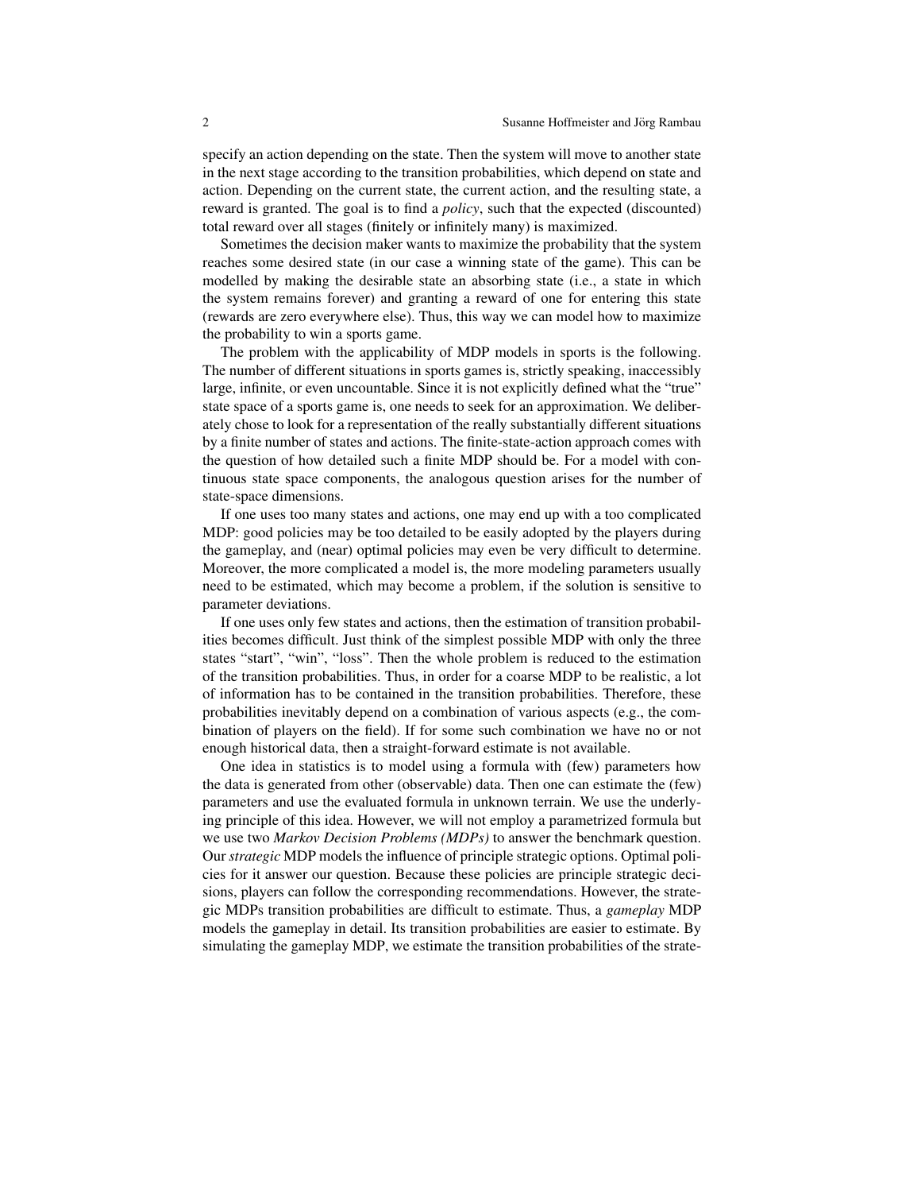specify an action depending on the state. Then the system will move to another state in the next stage according to the transition probabilities, which depend on state and action. Depending on the current state, the current action, and the resulting state, a reward is granted. The goal is to find a *policy*, such that the expected (discounted) total reward over all stages (finitely or infinitely many) is maximized.

Sometimes the decision maker wants to maximize the probability that the system reaches some desired state (in our case a winning state of the game). This can be modelled by making the desirable state an absorbing state (i.e., a state in which the system remains forever) and granting a reward of one for entering this state (rewards are zero everywhere else). Thus, this way we can model how to maximize the probability to win a sports game.

The problem with the applicability of MDP models in sports is the following. The number of different situations in sports games is, strictly speaking, inaccessibly large, infinite, or even uncountable. Since it is not explicitly defined what the "true" state space of a sports game is, one needs to seek for an approximation. We deliberately chose to look for a representation of the really substantially different situations by a finite number of states and actions. The finite-state-action approach comes with the question of how detailed such a finite MDP should be. For a model with continuous state space components, the analogous question arises for the number of state-space dimensions.

If one uses too many states and actions, one may end up with a too complicated MDP: good policies may be too detailed to be easily adopted by the players during the gameplay, and (near) optimal policies may even be very difficult to determine. Moreover, the more complicated a model is, the more modeling parameters usually need to be estimated, which may become a problem, if the solution is sensitive to parameter deviations.

If one uses only few states and actions, then the estimation of transition probabilities becomes difficult. Just think of the simplest possible MDP with only the three states "start", "win", "loss". Then the whole problem is reduced to the estimation of the transition probabilities. Thus, in order for a coarse MDP to be realistic, a lot of information has to be contained in the transition probabilities. Therefore, these probabilities inevitably depend on a combination of various aspects (e.g., the combination of players on the field). If for some such combination we have no or not enough historical data, then a straight-forward estimate is not available.

One idea in statistics is to model using a formula with (few) parameters how the data is generated from other (observable) data. Then one can estimate the (few) parameters and use the evaluated formula in unknown terrain. We use the underlying principle of this idea. However, we will not employ a parametrized formula but we use two *Markov Decision Problems (MDPs)* to answer the benchmark question. Our *strategic* MDP models the influence of principle strategic options. Optimal policies for it answer our question. Because these policies are principle strategic decisions, players can follow the corresponding recommendations. However, the strategic MDPs transition probabilities are difficult to estimate. Thus, a *gameplay* MDP models the gameplay in detail. Its transition probabilities are easier to estimate. By simulating the gameplay MDP, we estimate the transition probabilities of the strate-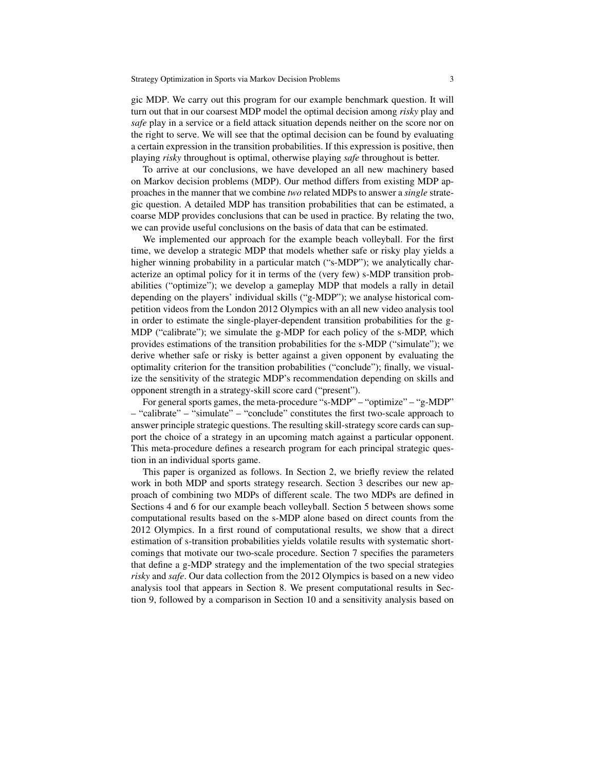gic MDP. We carry out this program for our example benchmark question. It will turn out that in our coarsest MDP model the optimal decision among *risky* play and *safe* play in a service or a field attack situation depends neither on the score nor on the right to serve. We will see that the optimal decision can be found by evaluating a certain expression in the transition probabilities. If this expression is positive, then playing *risky* throughout is optimal, otherwise playing *safe* throughout is better.

To arrive at our conclusions, we have developed an all new machinery based on Markov decision problems (MDP). Our method differs from existing MDP approaches in the manner that we combine *two* related MDPs to answer a *single* strategic question. A detailed MDP has transition probabilities that can be estimated, a coarse MDP provides conclusions that can be used in practice. By relating the two, we can provide useful conclusions on the basis of data that can be estimated.

We implemented our approach for the example beach volleyball. For the first time, we develop a strategic MDP that models whether safe or risky play yields a higher winning probability in a particular match ("s-MDP"); we analytically characterize an optimal policy for it in terms of the (very few) s-MDP transition probabilities ("optimize"); we develop a gameplay MDP that models a rally in detail depending on the players' individual skills ("g-MDP"); we analyse historical competition videos from the London 2012 Olympics with an all new video analysis tool in order to estimate the single-player-dependent transition probabilities for the g-MDP ("calibrate"); we simulate the g-MDP for each policy of the s-MDP, which provides estimations of the transition probabilities for the s-MDP ("simulate"); we derive whether safe or risky is better against a given opponent by evaluating the optimality criterion for the transition probabilities ("conclude"); finally, we visualize the sensitivity of the strategic MDP's recommendation depending on skills and opponent strength in a strategy-skill score card ("present").

For general sports games, the meta-procedure "s-MDP" – "optimize" – "g-MDP" – "calibrate" – "simulate" – "conclude" constitutes the first two-scale approach to answer principle strategic questions. The resulting skill-strategy score cards can support the choice of a strategy in an upcoming match against a particular opponent. This meta-procedure defines a research program for each principal strategic question in an individual sports game.

This paper is organized as follows. In Section 2, we briefly review the related work in both MDP and sports strategy research. Section 3 describes our new approach of combining two MDPs of different scale. The two MDPs are defined in Sections 4 and 6 for our example beach volleyball. Section 5 between shows some computational results based on the s-MDP alone based on direct counts from the 2012 Olympics. In a first round of computational results, we show that a direct estimation of s-transition probabilities yields volatile results with systematic shortcomings that motivate our two-scale procedure. Section 7 specifies the parameters that define a g-MDP strategy and the implementation of the two special strategies *risky* and *safe*. Our data collection from the 2012 Olympics is based on a new video analysis tool that appears in Section 8. We present computational results in Section 9, followed by a comparison in Section 10 and a sensitivity analysis based on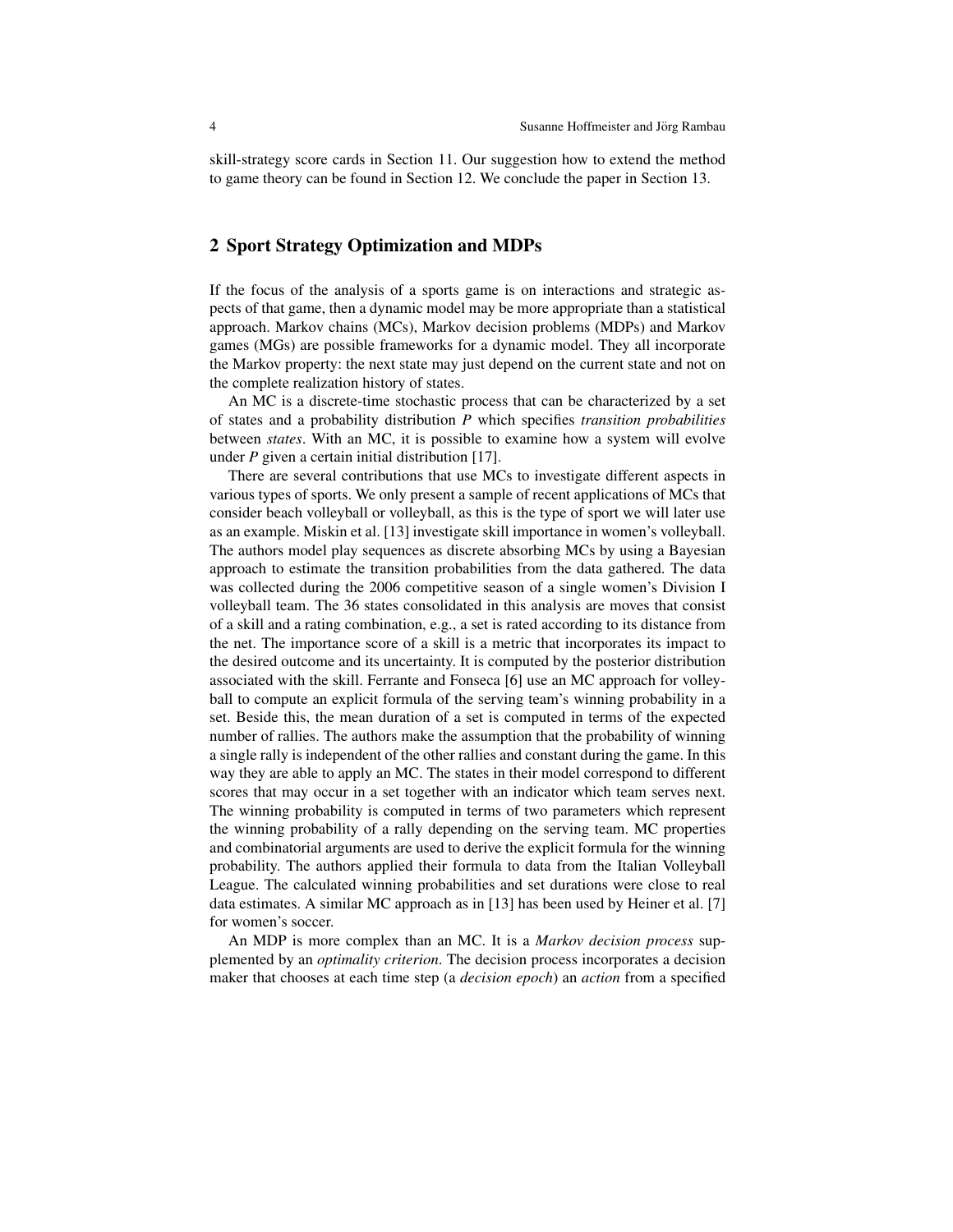skill-strategy score cards in Section 11. Our suggestion how to extend the method to game theory can be found in Section 12. We conclude the paper in Section 13.

## 2 Sport Strategy Optimization and MDPs

If the focus of the analysis of a sports game is on interactions and strategic aspects of that game, then a dynamic model may be more appropriate than a statistical approach. Markov chains (MCs), Markov decision problems (MDPs) and Markov games (MGs) are possible frameworks for a dynamic model. They all incorporate the Markov property: the next state may just depend on the current state and not on the complete realization history of states.

An MC is a discrete-time stochastic process that can be characterized by a set of states and a probability distribution $P$ which specifies *transition probabilities* between *states*. With an MC, it is possible to examine how a system will evolve under $P$ given a certain initial distribution [17].

There are several contributions that use MCs to investigate different aspects in various types of sports. We only present a sample of recent applications of MCs that consider beach volleyball or volleyball, as this is the type of sport we will later use as an example. Miskin et al. [13] investigate skill importance in women's volleyball. The authors model play sequences as discrete absorbing MCs by using a Bayesian approach to estimate the transition probabilities from the data gathered. The data was collected during the 2006 competitive season of a single women's Division I volleyball team. The 36 states consolidated in this analysis are moves that consist of a skill and a rating combination, e.g., a set is rated according to its distance from the net. The importance score of a skill is a metric that incorporates its impact to the desired outcome and its uncertainty. It is computed by the posterior distribution associated with the skill. Ferrante and Fonseca [6] use an MC approach for volleyball to compute an explicit formula of the serving team's winning probability in a set. Beside this, the mean duration of a set is computed in terms of the expected number of rallies. The authors make the assumption that the probability of winning a single rally is independent of the other rallies and constant during the game. In this way they are able to apply an MC. The states in their model correspond to different scores that may occur in a set together with an indicator which team serves next. The winning probability is computed in terms of two parameters which represent the winning probability of a rally depending on the serving team. MC properties and combinatorial arguments are used to derive the explicit formula for the winning probability. The authors applied their formula to data from the Italian Volleyball League. The calculated winning probabilities and set durations were close to real data estimates. A similar MC approach as in [13] has been used by Heiner et al. [7] for women's soccer.

An MDP is more complex than an MC. It is a *Markov decision process* supplemented by an *optimality criterion*. The decision process incorporates a decision maker that chooses at each time step (a *decision epoch*) an *action* from a specified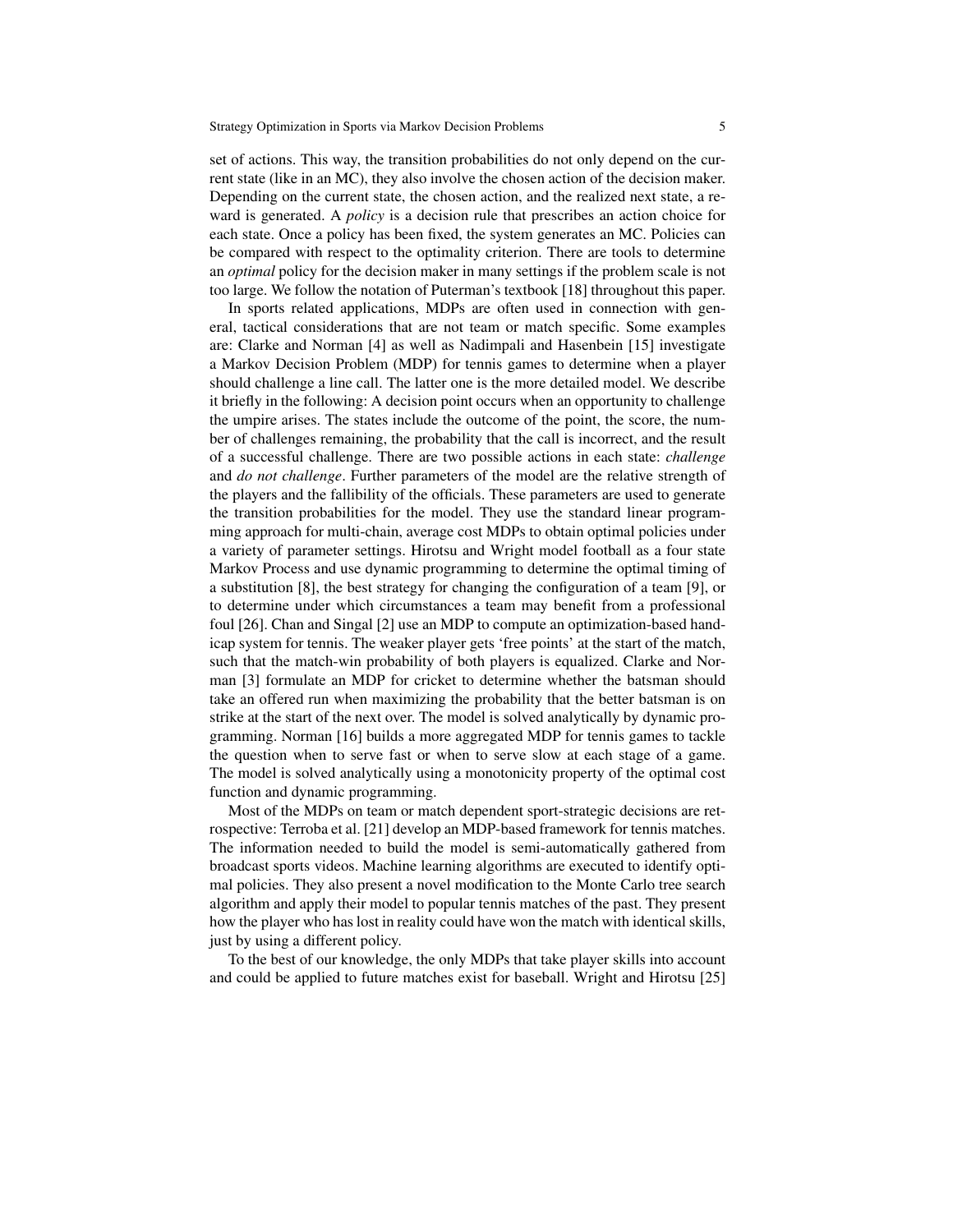set of actions. This way, the transition probabilities do not only depend on the current state (like in an MC), they also involve the chosen action of the decision maker. Depending on the current state, the chosen action, and the realized next state, a reward is generated. A *policy* is a decision rule that prescribes an action choice for each state. Once a policy has been fixed, the system generates an MC. Policies can be compared with respect to the optimality criterion. There are tools to determine an *optimal* policy for the decision maker in many settings if the problem scale is not too large. We follow the notation of Puterman's textbook [18] throughout this paper.

In sports related applications, MDPs are often used in connection with general, tactical considerations that are not team or match specific. Some examples are: Clarke and Norman [4] as well as Nadimpali and Hasenbein [15] investigate a Markov Decision Problem (MDP) for tennis games to determine when a player should challenge a line call. The latter one is the more detailed model. We describe it briefly in the following: A decision point occurs when an opportunity to challenge the umpire arises. The states include the outcome of the point, the score, the number of challenges remaining, the probability that the call is incorrect, and the result of a successful challenge. There are two possible actions in each state: *challenge* and *do not challenge*. Further parameters of the model are the relative strength of the players and the fallibility of the officials. These parameters are used to generate the transition probabilities for the model. They use the standard linear programming approach for multi-chain, average cost MDPs to obtain optimal policies under a variety of parameter settings. Hirotsu and Wright model football as a four state Markov Process and use dynamic programming to determine the optimal timing of a substitution [8], the best strategy for changing the configuration of a team [9], or to determine under which circumstances a team may benefit from a professional foul [26]. Chan and Singal [2] use an MDP to compute an optimization-based handicap system for tennis. The weaker player gets 'free points' at the start of the match, such that the match-win probability of both players is equalized. Clarke and Norman [3] formulate an MDP for cricket to determine whether the batsman should take an offered run when maximizing the probability that the better batsman is on strike at the start of the next over. The model is solved analytically by dynamic programming. Norman [16] builds a more aggregated MDP for tennis games to tackle the question when to serve fast or when to serve slow at each stage of a game. The model is solved analytically using a monotonicity property of the optimal cost function and dynamic programming.

Most of the MDPs on team or match dependent sport-strategic decisions are retrospective: Terroba et al. [21] develop an MDP-based framework for tennis matches. The information needed to build the model is semi-automatically gathered from broadcast sports videos. Machine learning algorithms are executed to identify optimal policies. They also present a novel modification to the Monte Carlo tree search algorithm and apply their model to popular tennis matches of the past. They present how the player who has lost in reality could have won the match with identical skills, just by using a different policy.

To the best of our knowledge, the only MDPs that take player skills into account and could be applied to future matches exist for baseball. Wright and Hirotsu [25]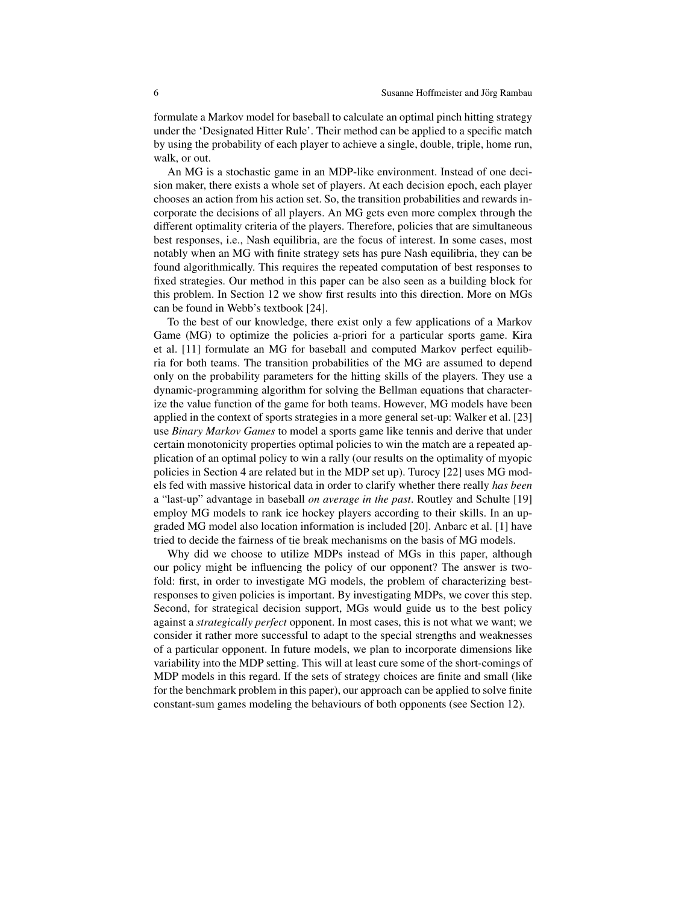formulate a Markov model for baseball to calculate an optimal pinch hitting strategy under the 'Designated Hitter Rule'. Their method can be applied to a specific match by using the probability of each player to achieve a single, double, triple, home run, walk, or out.

An MG is a stochastic game in an MDP-like environment. Instead of one decision maker, there exists a whole set of players. At each decision epoch, each player chooses an action from his action set. So, the transition probabilities and rewards incorporate the decisions of all players. An MG gets even more complex through the different optimality criteria of the players. Therefore, policies that are simultaneous best responses, i.e., Nash equilibria, are the focus of interest. In some cases, most notably when an MG with finite strategy sets has pure Nash equilibria, they can be found algorithmically. This requires the repeated computation of best responses to fixed strategies. Our method in this paper can be also seen as a building block for this problem. In Section 12 we show first results into this direction. More on MGs can be found in Webb's textbook [24].

To the best of our knowledge, there exist only a few applications of a Markov Game (MG) to optimize the policies a-priori for a particular sports game. Kira et al. [11] formulate an MG for baseball and computed Markov perfect equilibria for both teams. The transition probabilities of the MG are assumed to depend only on the probability parameters for the hitting skills of the players. They use a dynamic-programming algorithm for solving the Bellman equations that characterize the value function of the game for both teams. However, MG models have been applied in the context of sports strategies in a more general set-up: Walker et al. [23] use *Binary Markov Games* to model a sports game like tennis and derive that under certain monotonicity properties optimal policies to win the match are a repeated application of an optimal policy to win a rally (our results on the optimality of myopic policies in Section 4 are related but in the MDP set up). Turocy [22] uses MG models fed with massive historical data in order to clarify whether there really *has been* a "last-up" advantage in baseball *on average in the past*. Routley and Schulte [19] employ MG models to rank ice hockey players according to their skills. In an upgraded MG model also location information is included [20]. Anbarc et al. [1] have tried to decide the fairness of tie break mechanisms on the basis of MG models.

Why did we choose to utilize MDPs instead of MGs in this paper, although our policy might be influencing the policy of our opponent? The answer is twofold: first, in order to investigate MG models, the problem of characterizing best-responses to given policies is important. By investigating MDPs, we cover this step. Second, for strategical decision support, MGs would guide us to the best policy against a *strategically perfect* opponent. In most cases, this is not what we want; we consider it rather more successful to adapt to the special strengths and weaknesses of a particular opponent. In future models, we plan to incorporate dimensions like variability into the MDP setting. This will at least cure some of the short-comings of MDP models in this regard. If the sets of strategy choices are finite and small (like for the benchmark problem in this paper), our approach can be applied to solve finite constant-sum games modeling the behaviours of both opponents (see Section 12).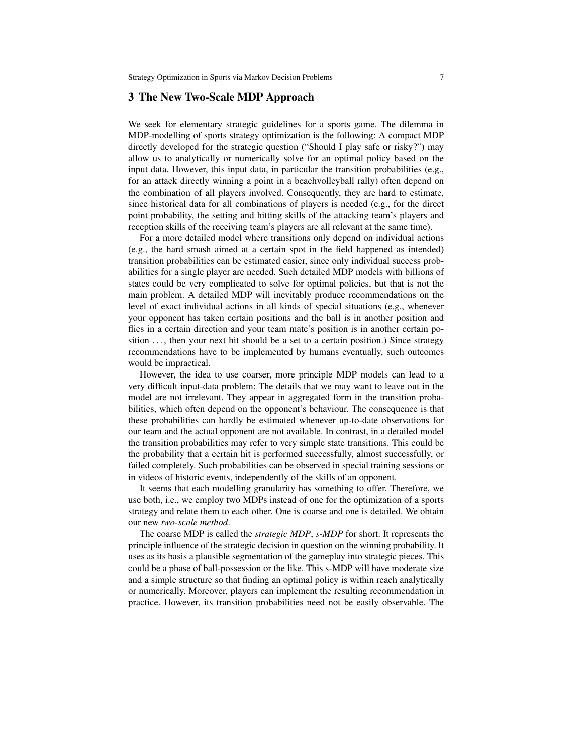## 3 The New Two-Scale MDP Approach

We seek for elementary strategic guidelines for a sports game. The dilemma in MDP-modelling of sports strategy optimization is the following: A compact MDP directly developed for the strategic question ("Should I play safe or risky?") may allow us to analytically or numerically solve for an optimal policy based on the input data. However, this input data, in particular the transition probabilities (e.g., for an attack directly winning a point in a beachvolleyball rally) often depend on the combination of all players involved. Consequently, they are hard to estimate, since historical data for all combinations of players is needed (e.g., for the direct point probability, the setting and hitting skills of the attacking team's players and reception skills of the receiving team's players are all relevant at the same time).

For a more detailed model where transitions only depend on individual actions (e.g., the hard smash aimed at a certain spot in the field happened as intended) transition probabilities can be estimated easier, since only individual success probabilities for a single player are needed. Such detailed MDP models with billions of states could be very complicated to solve for optimal policies, but that is not the main problem. A detailed MDP will inevitably produce recommendations on the level of exact individual actions in all kinds of special situations (e.g., whenever your opponent has taken certain positions and the ball is in another position and flies in a certain direction and your team mate's position is in another certain position ..., then your next hit should be a set to a certain position.) Since strategy recommendations have to be implemented by humans eventually, such outcomes would be impractical.

However, the idea to use coarser, more principle MDP models can lead to a very difficult input-data problem: The details that we may want to leave out in the model are not irrelevant. They appear in aggregated form in the transition probabilities, which often depend on the opponent's behaviour. The consequence is that these probabilities can hardly be estimated whenever up-to-date observations for our team and the actual opponent are not available. In contrast, in a detailed model the transition probabilities may refer to very simple state transitions. This could be the probability that a certain hit is performed successfully, almost successfully, or failed completely. Such probabilities can be observed in special training sessions or in videos of historic events, independently of the skills of an opponent.

It seems that each modelling granularity has something to offer. Therefore, we use both, i.e., we employ two MDPs instead of one for the optimization of a sports strategy and relate them to each other. One is coarse and one is detailed. We obtain our new *two-scale method*.

The coarse MDP is called the *strategic MDP*, *s-MDP* for short. It represents the principle influence of the strategic decision in question on the winning probability. It uses as its basis a plausible segmentation of the gameplay into strategic pieces. This could be a phase of ball-possession or the like. This s-MDP will have moderate size and a simple structure so that finding an optimal policy is within reach analytically or numerically. Moreover, players can implement the resulting recommendation in practice. However, its transition probabilities need not be easily observable. The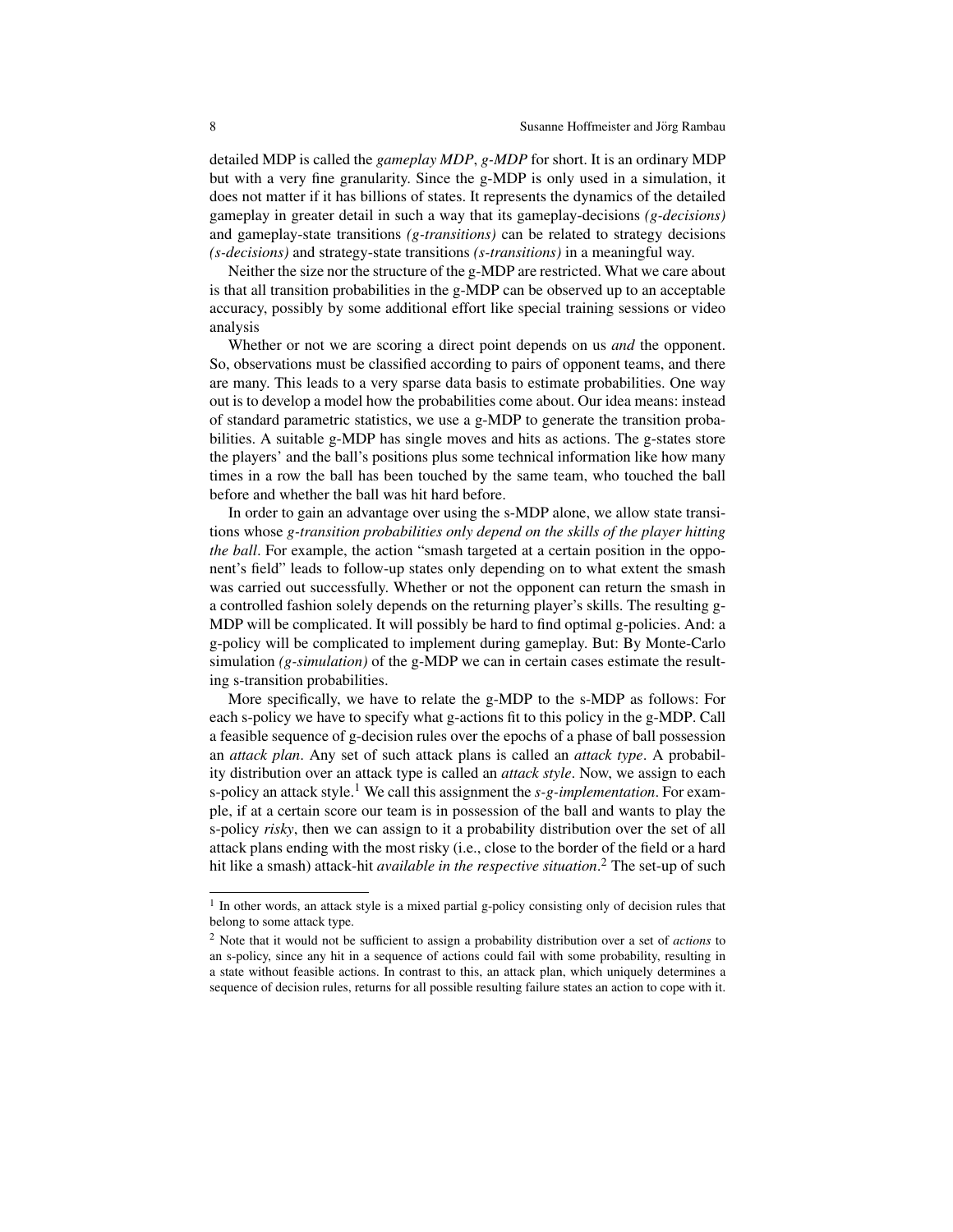detailed MDP is called the *gameplay MDP*, *g-MDP* for short. It is an ordinary MDP but with a very fine granularity. Since the g-MDP is only used in a simulation, it does not matter if it has billions of states. It represents the dynamics of the detailed gameplay in greater detail in such a way that its gameplay-decisions *(g-decisions)* and gameplay-state transitions *(g-transitions)* can be related to strategy decisions *(s-decisions)* and strategy-state transitions *(s-transitions)* in a meaningful way.

Neither the size nor the structure of the g-MDP are restricted. What we care about is that all transition probabilities in the g-MDP can be observed up to an acceptable accuracy, possibly by some additional effort like special training sessions or video analysis

Whether or not we are scoring a direct point depends on us *and* the opponent. So, observations must be classified according to pairs of opponent teams, and there are many. This leads to a very sparse data basis to estimate probabilities. One way out is to develop a model how the probabilities come about. Our idea means: instead of standard parametric statistics, we use a g-MDP to generate the transition probabilities. A suitable g-MDP has single moves and hits as actions. The g-states store the players' and the ball's positions plus some technical information like how many times in a row the ball has been touched by the same team, who touched the ball before and whether the ball was hit hard before.

In order to gain an advantage over using the s-MDP alone, we allow state transitions whose *g-transition probabilities only depend on the skills of the player hitting the ball*. For example, the action "smash targeted at a certain position in the opponent's field" leads to follow-up states only depending on to what extent the smash was carried out successfully. Whether or not the opponent can return the smash in a controlled fashion solely depends on the returning player's skills. The resulting g-MDP will be complicated. It will possibly be hard to find optimal g-policies. And: a g-policy will be complicated to implement during gameplay. But: By Monte-Carlo simulation *(g-simulation)* of the g-MDP we can in certain cases estimate the resulting s-transition probabilities.

More specifically, we have to relate the g-MDP to the s-MDP as follows: For each s-policy we have to specify what g-actions fit to this policy in the g-MDP. Call a feasible sequence of g-decision rules over the epochs of a phase of ball possession an *attack plan*. Any set of such attack plans is called an *attack type*. A probability distribution over an attack type is called an *attack style*. Now, we assign to each s-policy an attack style.[1] We call this assignment the *s-g-implementation*. For example, if at a certain score our team is in possession of the ball and wants to play the s-policy *risky*, then we can assign to it a probability distribution over the set of all attack plans ending with the most risky (i.e., close to the border of the field or a hard hit like a smash) attack-hit *available in the respective situation*.[2] The set-up of such

---

[1] In other words, an attack style is a mixed partial g-policy consisting only of decision rules that belong to some attack type.

[2] Note that it would not be sufficient to assign a probability distribution over a set of *actions* to an s-policy, since any hit in a sequence of actions could fail with some probability, resulting in a state without feasible actions. In contrast to this, an attack plan, which uniquely determines a sequence of decision rules, returns for all possible resulting failure states an action to cope with it.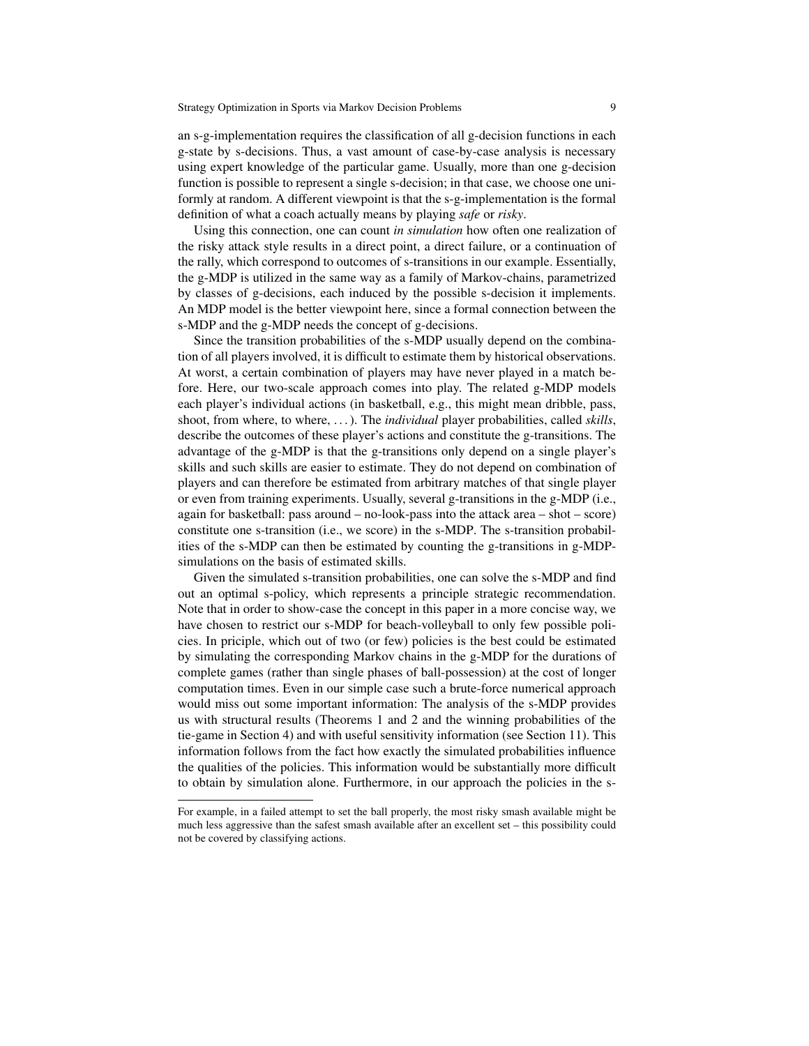an s-g-implementation requires the classification of all g-decision functions in each g-state by s-decisions. Thus, a vast amount of case-by-case analysis is necessary using expert knowledge of the particular game. Usually, more than one g-decision function is possible to represent a single s-decision; in that case, we choose one uniformly at random. A different viewpoint is that the s-g-implementation is the formal definition of what a coach actually means by playing *safe* or *risky*.

Using this connection, one can count *in simulation* how often one realization of the risky attack style results in a direct point, a direct failure, or a continuation of the rally, which correspond to outcomes of s-transitions in our example. Essentially, the g-MDP is utilized in the same way as a family of Markov-chains, parametrized by classes of g-decisions, each induced by the possible s-decision it implements. An MDP model is the better viewpoint here, since a formal connection between the s-MDP and the g-MDP needs the concept of g-decisions.

Since the transition probabilities of the s-MDP usually depend on the combination of all players involved, it is difficult to estimate them by historical observations. At worst, a certain combination of players may have never played in a match before. Here, our two-scale approach comes into play. The related g-MDP models each player's individual actions (in basketball, e.g., this might mean dribble, pass, shoot, from where, to where, ...). The *individual* player probabilities, called *skills*, describe the outcomes of these player's actions and constitute the g-transitions. The advantage of the g-MDP is that the g-transitions only depend on a single player's skills and such skills are easier to estimate. They do not depend on combination of players and can therefore be estimated from arbitrary matches of that single player or even from training experiments. Usually, several g-transitions in the g-MDP (i.e., again for basketball: pass around – no-look-pass into the attack area – shot – score) constitute one s-transition (i.e., we score) in the s-MDP. The s-transition probabilities of the s-MDP can then be estimated by counting the g-transitions in g-MDP-simulations on the basis of estimated skills.

Given the simulated s-transition probabilities, one can solve the s-MDP and find out an optimal s-policy, which represents a principle strategic recommendation. Note that in order to show-case the concept in this paper in a more concise way, we have chosen to restrict our s-MDP for beach-volleyball to only few possible policies. In priciple, which out of two (or few) policies is the best could be estimated by simulating the corresponding Markov chains in the g-MDP for the durations of complete games (rather than single phases of ball-possession) at the cost of longer computation times. Even in our simple case such a brute-force numerical approach would miss out some important information: The analysis of the s-MDP provides us with structural results (Theorems 1 and 2 and the winning probabilities of the tie-game in Section 4) and with useful sensitivity information (see Section 11). This information follows from the fact how exactly the simulated probabilities influence the qualities of the policies. This information would be substantially more difficult to obtain by simulation alone. Furthermore, in our approach the policies in the s-

---

For example, in a failed attempt to set the ball properly, the most risky smash available might be much less aggressive than the safest smash available after an excellent set – this possibility could not be covered by classifying actions.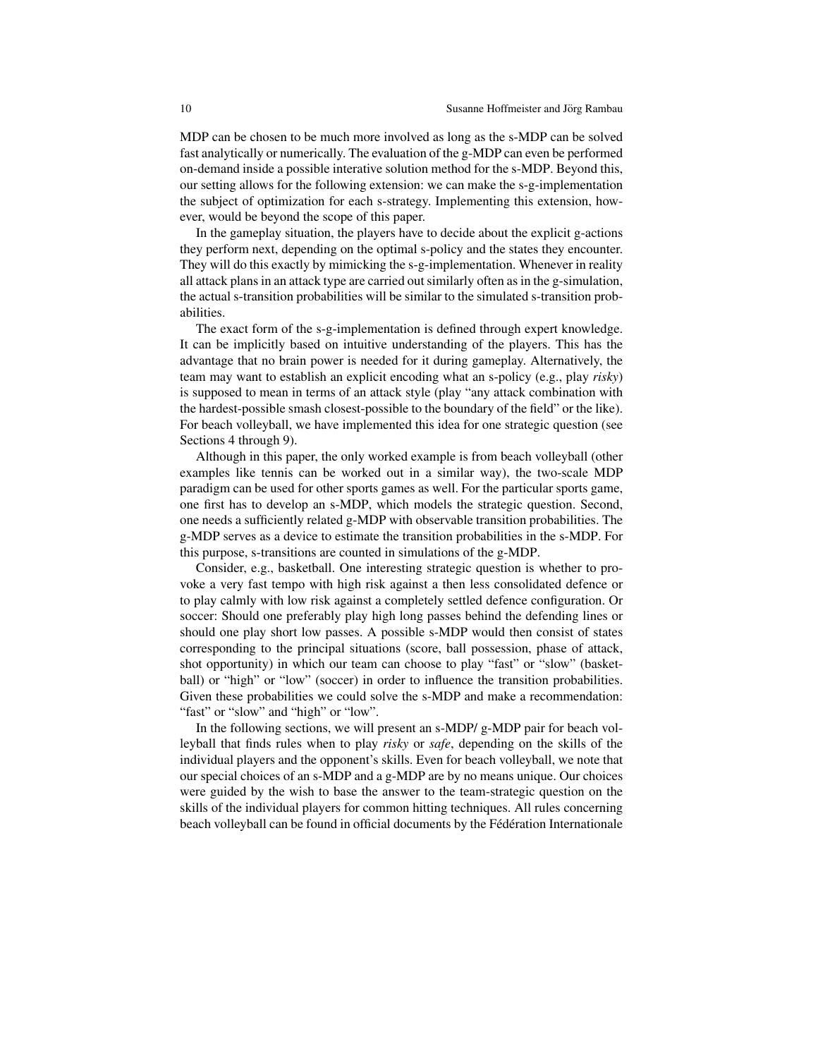MDP can be chosen to be much more involved as long as the s-MDP can be solved fast analytically or numerically. The evaluation of the g-MDP can even be performed on-demand inside a possible interative solution method for the s-MDP. Beyond this, our setting allows for the following extension: we can make the s-g-implementation the subject of optimization for each s-strategy. Implementing this extension, however, would be beyond the scope of this paper.

In the gameplay situation, the players have to decide about the explicit g-actions they perform next, depending on the optimal s-policy and the states they encounter. They will do this exactly by mimicking the s-g-implementation. Whenever in reality all attack plans in an attack type are carried out similarly often as in the g-simulation, the actual s-transition probabilities will be similar to the simulated s-transition probabilities.

The exact form of the s-g-implementation is defined through expert knowledge. It can be implicitly based on intuitive understanding of the players. This has the advantage that no brain power is needed for it during gameplay. Alternatively, the team may want to establish an explicit encoding what an s-policy (e.g., play *risky*) is supposed to mean in terms of an attack style (play "any attack combination with the hardest-possible smash closest-possible to the boundary of the field" or the like). For beach volleyball, we have implemented this idea for one strategic question (see Sections 4 through 9).

Although in this paper, the only worked example is from beach volleyball (other examples like tennis can be worked out in a similar way), the two-scale MDP paradigm can be used for other sports games as well. For the particular sports game, one first has to develop an s-MDP, which models the strategic question. Second, one needs a sufficiently related g-MDP with observable transition probabilities. The g-MDP serves as a device to estimate the transition probabilities in the s-MDP. For this purpose, s-transitions are counted in simulations of the g-MDP.

Consider, e.g., basketball. One interesting strategic question is whether to provoke a very fast tempo with high risk against a then less consolidated defence or to play calmly with low risk against a completely settled defence configuration. Or soccer: Should one preferably play high long passes behind the defending lines or should one play short low passes. A possible s-MDP would then consist of states corresponding to the principal situations (score, ball possession, phase of attack, shot opportunity) in which our team can choose to play "fast" or "slow" (basketball) or "high" or "low" (soccer) in order to influence the transition probabilities. Given these probabilities we could solve the s-MDP and make a recommendation: "fast" or "slow" and "high" or "low".

In the following sections, we will present an s-MDP/ g-MDP pair for beach volleyball that finds rules when to play *risky* or *safe*, depending on the skills of the individual players and the opponent's skills. Even for beach volleyball, we note that our special choices of an s-MDP and a g-MDP are by no means unique. Our choices were guided by the wish to base the answer to the team-strategic question on the skills of the individual players for common hitting techniques. All rules concerning beach volleyball can be found in official documents by the Fédération Internationale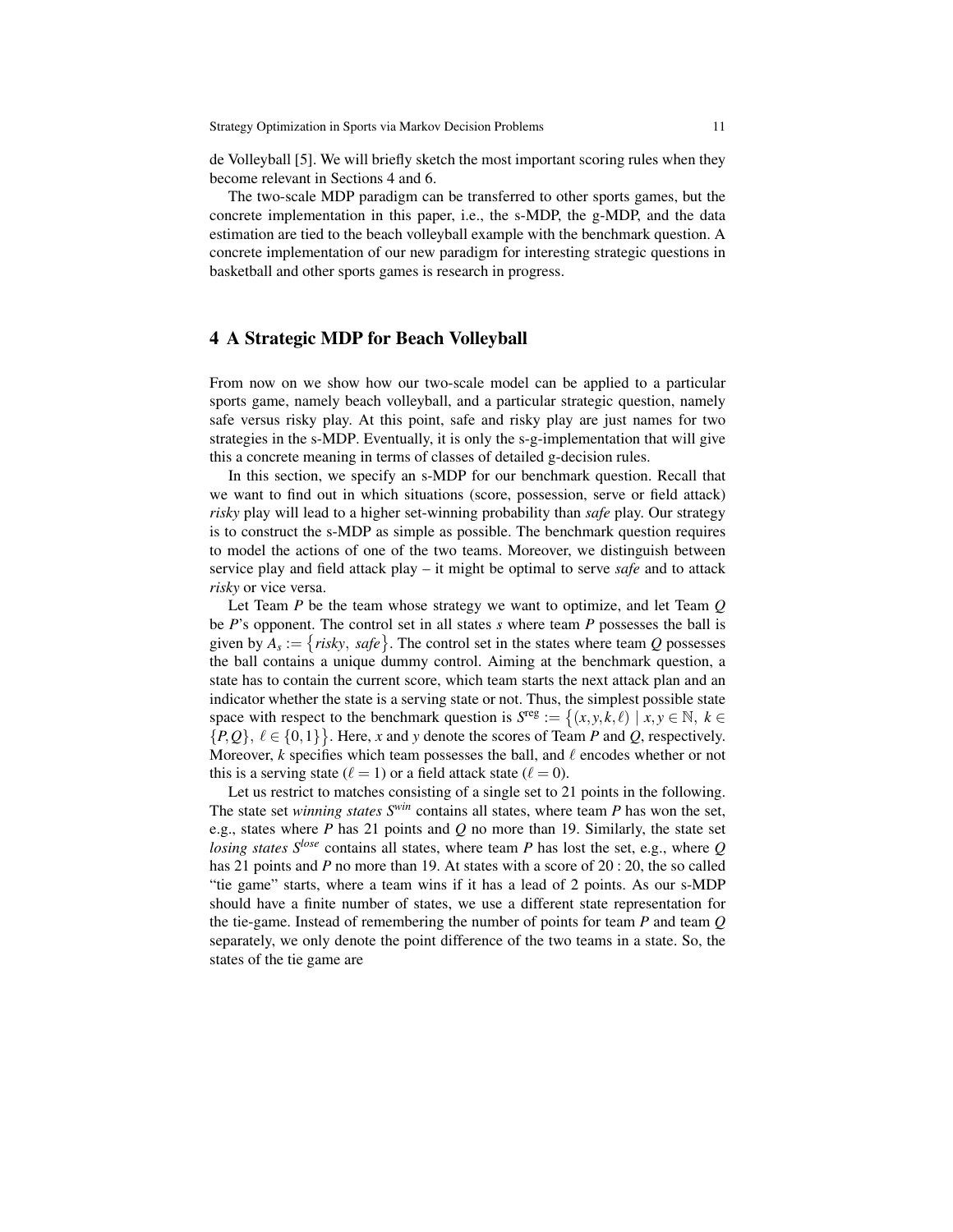de Volleyball [5]. We will briefly sketch the most important scoring rules when they become relevant in Sections 4 and 6.

The two-scale MDP paradigm can be transferred to other sports games, but the concrete implementation in this paper, i.e., the s-MDP, the g-MDP, and the data estimation are tied to the beach volleyball example with the benchmark question. A concrete implementation of our new paradigm for interesting strategic questions in basketball and other sports games is research in progress.

## 4 A Strategic MDP for Beach Volleyball

From now on we show how our two-scale model can be applied to a particular sports game, namely beach volleyball, and a particular strategic question, namely safe versus risky play. At this point, safe and risky play are just names for two strategies in the s-MDP. Eventually, it is only the s-g-implementation that will give this a concrete meaning in terms of classes of detailed g-decision rules.

In this section, we specify an s-MDP for our benchmark question. Recall that we want to find out in which situations (score, possession, serve or field attack) *risky* play will lead to a higher set-winning probability than *safe* play. Our strategy is to construct the s-MDP as simple as possible. The benchmark question requires to model the actions of one of the two teams. Moreover, we distinguish between service play and field attack play – it might be optimal to serve *safe* and to attack *risky* or vice versa.

Let Team $P$ be the team whose strategy we want to optimize, and let Team $Q$ be $P$'s opponent. The control set in all states $s$ where team $P$ possesses the ball is given by $A_s := \{risky,\ safe\}$. The control set in the states where team $Q$ possesses the ball contains a unique dummy control. Aiming at the benchmark question, a state has to contain the current score, which team starts the next attack plan and an indicator whether the state is a serving state or not. Thus, the simplest possible state space with respect to the benchmark question is $S^{\text{reg}} := \{(x,y,k,\ell) \mid x,y \in \mathbb{N},\ k \in \{P,Q\},\ \ell \in \{0,1\}\}$. Here, $x$ and $y$ denote the scores of Team $P$ and $Q$, respectively. Moreover, $k$ specifies which team possesses the ball, and $\ell$ encodes whether or not this is a serving state ($\ell = 1$) or a field attack state ($\ell = 0$).

Let us restrict to matches consisting of a single set to 21 points in the following. The state set *winning states* $S^{win}$ contains all states, where team $P$ has won the set, e.g., states where $P$ has 21 points and $Q$ no more than 19. Similarly, the state set *losing states* $S^{lose}$ contains all states, where team $P$ has lost the set, e.g., where $Q$ has 21 points and $P$ no more than 19. At states with a score of $20:20$, the so called "tie game" starts, where a team wins if it has a lead of 2 points. As our s-MDP should have a finite number of states, we use a different state representation for the tie-game. Instead of remembering the number of points for team $P$ and team $Q$ separately, we only denote the point difference of the two teams in a state. So, the states of the tie game are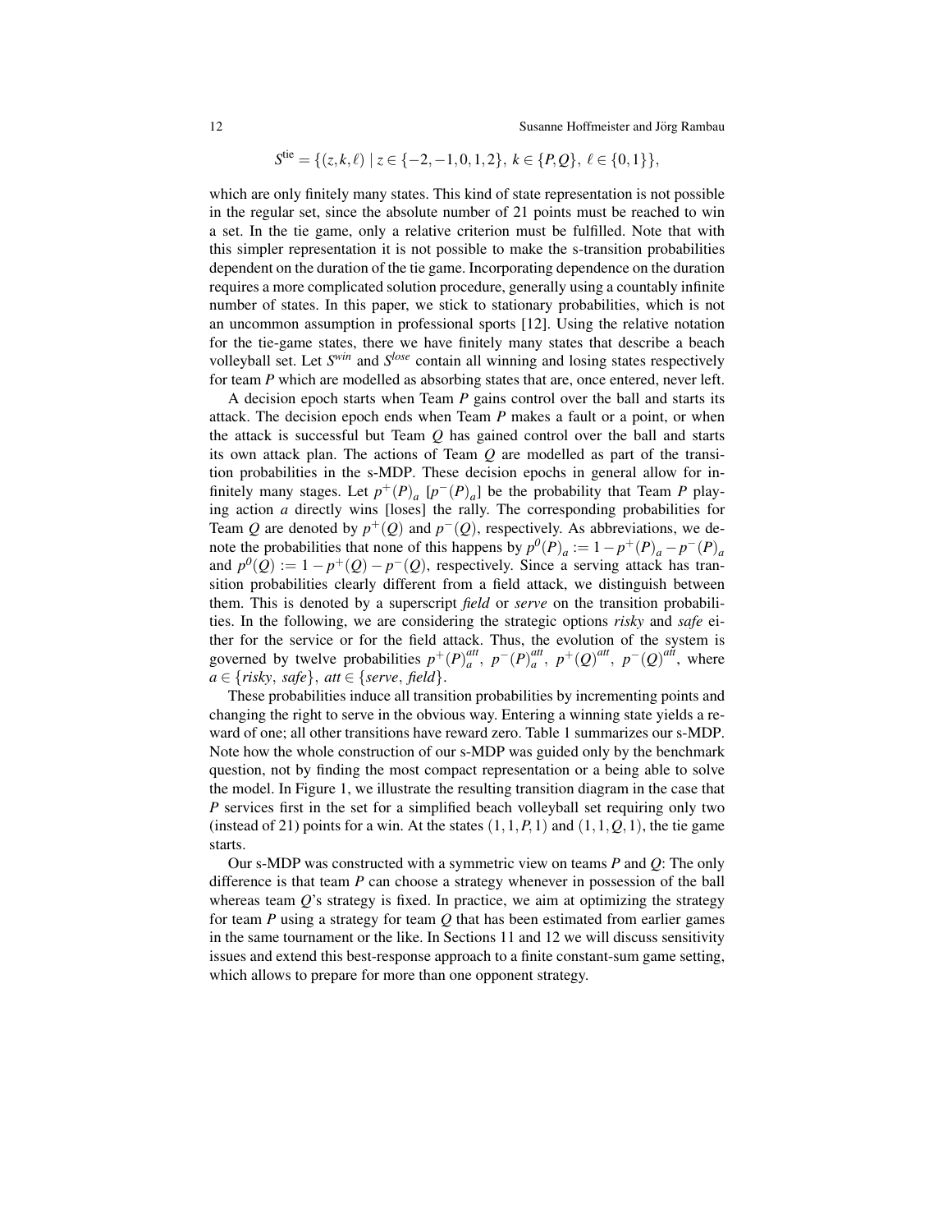$$S^{\text{tie}} = \{(z,k,\ell) \mid z \in \{-2,-1,0,1,2\},\ k \in \{P,Q\},\ \ell \in \{0,1\}\},$$

which are only finitely many states. This kind of state representation is not possible in the regular set, since the absolute number of 21 points must be reached to win a set. In the tie game, only a relative criterion must be fulfilled. Note that with this simpler representation it is not possible to make the s-transition probabilities dependent on the duration of the tie game. Incorporating dependence on the duration requires a more complicated solution procedure, generally using a countably infinite number of states. In this paper, we stick to stationary probabilities, which is not an uncommon assumption in professional sports [12]. Using the relative notation for the tie-game states, there we have finitely many states that describe a beach volleyball set. Let $S^{win}$ and $S^{lose}$ contain all winning and losing states respectively for team $P$ which are modelled as absorbing states that are, once entered, never left.

A decision epoch starts when Team $P$ gains control over the ball and starts its attack. The decision epoch ends when Team $P$ makes a fault or a point, or when the attack is successful but Team $Q$ has gained control over the ball and starts its own attack plan. The actions of Team $Q$ are modelled as part of the transition probabilities in the s-MDP. These decision epochs in general allow for infinitely many stages. Let $p^+(P)_a$ [$p^-(P)_a$] be the probability that Team $P$ playing action $a$ directly wins [loses] the rally. The corresponding probabilities for Team $Q$ are denoted by $p^+(Q)$ and $p^-(Q)$, respectively. As abbreviations, we denote the probabilities that none of this happens by $p^0(P)_a := 1 - p^+(P)_a - p^-(P)_a$ and $p^0(Q) := 1 - p^+(Q) - p^-(Q)$, respectively. Since a serving attack has transition probabilities clearly different from a field attack, we distinguish between them. This is denoted by a superscript *field* or *serve* on the transition probabilities. In the following, we are considering the strategic options *risky* and *safe* either for the service or for the field attack. Thus, the evolution of the system is governed by twelve probabilities $p^+(P)_a^{att},\ p^-(P)_a^{att},\ p^+(Q)^{att},\ p^-(Q)^{att}$, where $a \in \{risky,\ safe\}$, $att \in \{serve,\ field\}$.

These probabilities induce all transition probabilities by incrementing points and changing the right to serve in the obvious way. Entering a winning state yields a reward of one; all other transitions have reward zero. Table 1 summarizes our s-MDP. Note how the whole construction of our s-MDP was guided only by the benchmark question, not by finding the most compact representation or a being able to solve the model. In Figure 1, we illustrate the resulting transition diagram in the case that $P$ services first in the set for a simplified beach volleyball set requiring only two (instead of 21) points for a win. At the states $(1,1,P,1)$ and $(1,1,Q,1)$, the tie game starts.

Our s-MDP was constructed with a symmetric view on teams $P$ and $Q$: The only difference is that team $P$ can choose a strategy whenever in possession of the ball whereas team $Q$'s strategy is fixed. In practice, we aim at optimizing the strategy for team $P$ using a strategy for team $Q$ that has been estimated from earlier games in the same tournament or the like. In Sections 11 and 12 we will discuss sensitivity issues and extend this best-response approach to a finite constant-sum game setting, which allows to prepare for more than one opponent strategy.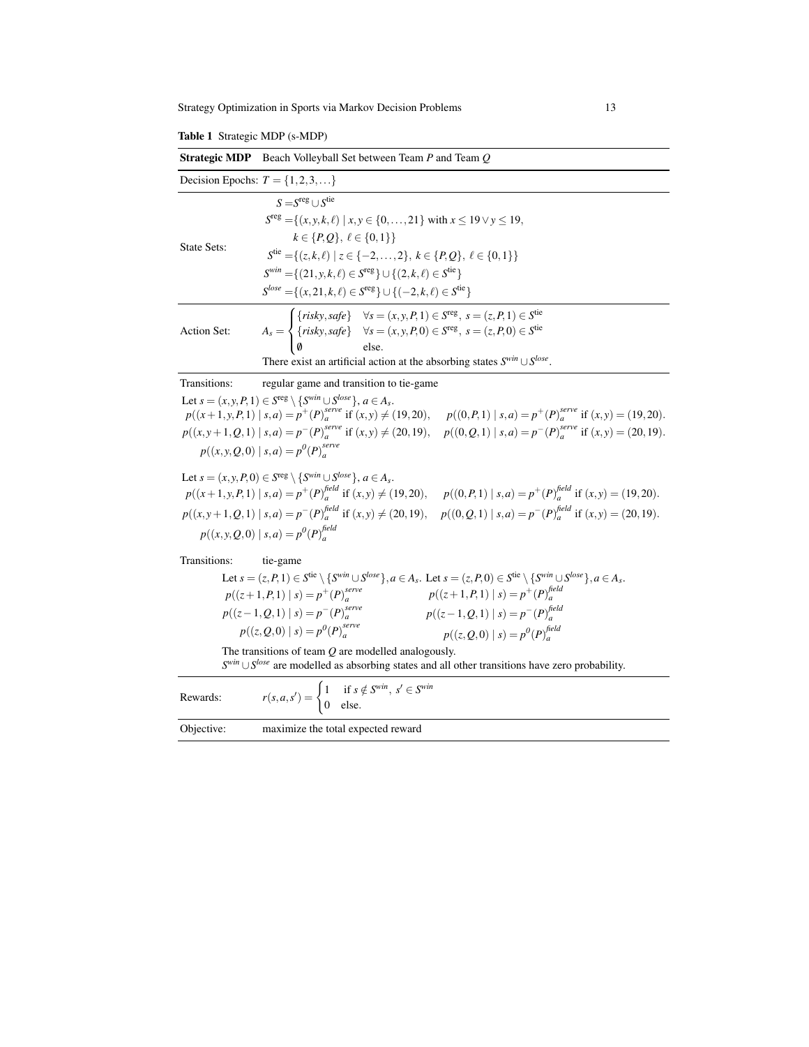**Table 1** Strategic MDP (s-MDP)

| **Strategic MDP** | Beach Volleyball Set between Team $P$ and Team $Q$ |
|---|---|
| Decision Epochs: $T = \{1,2,3,\dots\}$ | |
| State Sets: | $S = S^{\text{reg}} \cup S^{\text{tie}}$<br>$S^{\text{reg}} = \{(x,y,k,\ell) \mid x,y \in \{0,\dots,21\} \text{ with } x \leq 19 \vee y \leq 19, \ k \in \{P,Q\},\ \ell \in \{0,1\}\}$<br>$S^{\text{tie}} = \{(z,k,\ell) \mid z \in \{-2,\dots,2\},\ k \in \{P,Q\},\ \ell \in \{0,1\}\}$<br>$S^{win} = \{(21,y,k,\ell) \in S^{\text{reg}}\} \cup \{(2,k,\ell) \in S^{\text{tie}}\}$<br>$S^{lose} = \{(x,21,k,\ell) \in S^{\text{reg}}\} \cup \{(-2,k,\ell) \in S^{\text{tie}}\}$ |
| Action Set: | $A_s = \begin{cases} \{risky, safe\} & \forall s = (x,y,P,1) \in S^{\text{reg}},\ s = (z,P,1) \in S^{\text{tie}} \\ \{risky, safe\} & \forall s = (x,y,P,0) \in S^{\text{reg}},\ s = (z,P,0) \in S^{\text{tie}} \\ \emptyset & \text{else.} \end{cases}$<br>There exist an artificial action at the absorbing states $S^{win} \cup S^{lose}$. |
| Transitions: | regular game and transition to tie-game |

Let $s = (x,y,P,1) \in S^{\text{reg}} \setminus \{S^{win} \cup S^{lose}\}$, $a \in A_s$.

$p((x+1,y,P,1) \mid s,a) = p^+(P)_a^{serve}$ if $(x,y) \neq (19,20)$, $\quad p((0,P,1) \mid s,a) = p^+(P)_a^{serve}$ if $(x,y) = (19,20)$.

$p((x,y+1,Q,1) \mid s,a) = p^-(P)_a^{serve}$ if $(x,y) \neq (20,19)$, $\quad p((0,Q,1) \mid s,a) = p^-(P)_a^{serve}$ if $(x,y) = (20,19)$.

$p((x,y,Q,0) \mid s,a) = p^0(P)_a^{serve}$

Let $s = (x,y,P,0) \in S^{\text{reg}} \setminus \{S^{win} \cup S^{lose}\}$, $a \in A_s$.

$p((x+1,y,P,1) \mid s,a) = p^+(P)_a^{field}$ if $(x,y) \neq (19,20)$, $\quad p((0,P,1) \mid s,a) = p^+(P)_a^{field}$ if $(x,y) = (19,20)$.

$p((x,y+1,Q,1) \mid s,a) = p^-(P)_a^{field}$ if $(x,y) \neq (20,19)$, $\quad p((0,Q,1) \mid s,a) = p^-(P)_a^{field}$ if $(x,y) = (20,19)$.

$p((x,y,Q,0) \mid s,a) = p^0(P)_a^{field}$

Transitions: tie-game

Let $s = (z,P,1) \in S^{\text{tie}} \setminus \{S^{win} \cup S^{lose}\}, a \in A_s$. Let $s = (z,P,0) \in S^{\text{tie}} \setminus \{S^{win} \cup S^{lose}\}, a \in A_s$.

| | |
|---|---|
| $p((z+1,P,1) \mid s) = p^+(P)_a^{serve}$ | $p((z+1,P,1) \mid s) = p^+(P)_a^{field}$ |
| $p((z-1,Q,1) \mid s) = p^-(P)_a^{serve}$ | $p((z-1,Q,1) \mid s) = p^-(P)_a^{field}$ |
| $p((z,Q,0) \mid s) = p^0(P)_a^{serve}$ | $p((z,Q,0) \mid s) = p^0(P)_a^{field}$ |

The transitions of team $Q$ are modelled analogously.

$S^{win} \cup S^{lose}$ are modelled as absorbing states and all other transitions have zero probability.

| | |
|---|---|
| Rewards: | $r(s,a,s') = \begin{cases} 1 & \text{if } s \notin S^{win},\ s' \in S^{win} \\ 0 & \text{else.} \end{cases}$ |
| Objective: | maximize the total expected reward |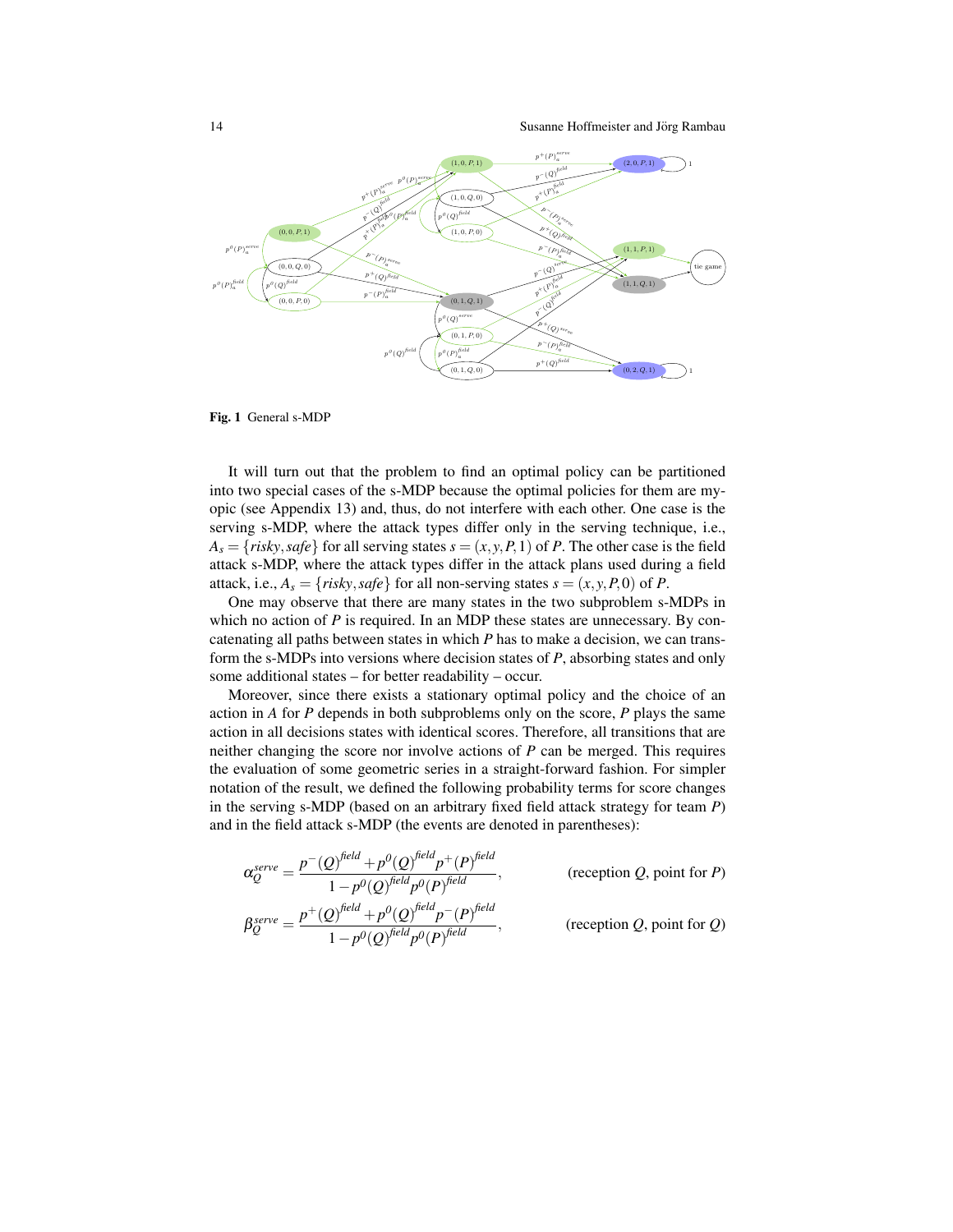Fig. 1 General s-MDP

It will turn out that the problem to find an optimal policy can be partitioned into two special cases of the s-MDP because the optimal policies for them are myopic (see Appendix 13) and, thus, do not interfere with each other. One case is the serving s-MDP, where the attack types differ only in the serving technique, i.e., $A_s = \{risky, safe\}$ for all serving states $s = (x, y, P, 1)$ of $P$. The other case is the field attack s-MDP, where the attack types differ in the attack plans used during a field attack, i.e., $A_s = \{risky, safe\}$ for all non-serving states $s = (x, y, P, 0)$ of $P$.

One may observe that there are many states in the two subproblem s-MDPs in which no action of $P$ is required. In an MDP these states are unnecessary. By concatenating all paths between states in which $P$ has to make a decision, we can transform the s-MDPs into versions where decision states of $P$, absorbing states and only some additional states – for better readability – occur.

Moreover, since there exists a stationary optimal policy and the choice of an action in $A$ for $P$ depends in both subproblems only on the score, $P$ plays the same action in all decisions states with identical scores. Therefore, all transitions that are neither changing the score nor involve actions of $P$ can be merged. This requires the evaluation of some geometric series in a straight-forward fashion. For simpler notation of the result, we defined the following probability terms for score changes in the serving s-MDP (based on an arbitrary fixed field attack strategy for team $P$) and in the field attack s-MDP (the events are denoted in parentheses):

$$\alpha_Q^{serve} = \frac{p^-(Q)^{field} + p^0(Q)^{field} p^+(P)^{field}}{1 - p^0(Q)^{field} p^0(P)^{field}}, \qquad \text{(reception } Q\text{, point for } P\text{)}$$

$$\beta_Q^{serve} = \frac{p^+(Q)^{field} + p^0(Q)^{field} p^-(P)^{field}}{1 - p^0(Q)^{field} p^0(P)^{field}}, \qquad \text{(reception } Q\text{, point for } Q\text{)}$$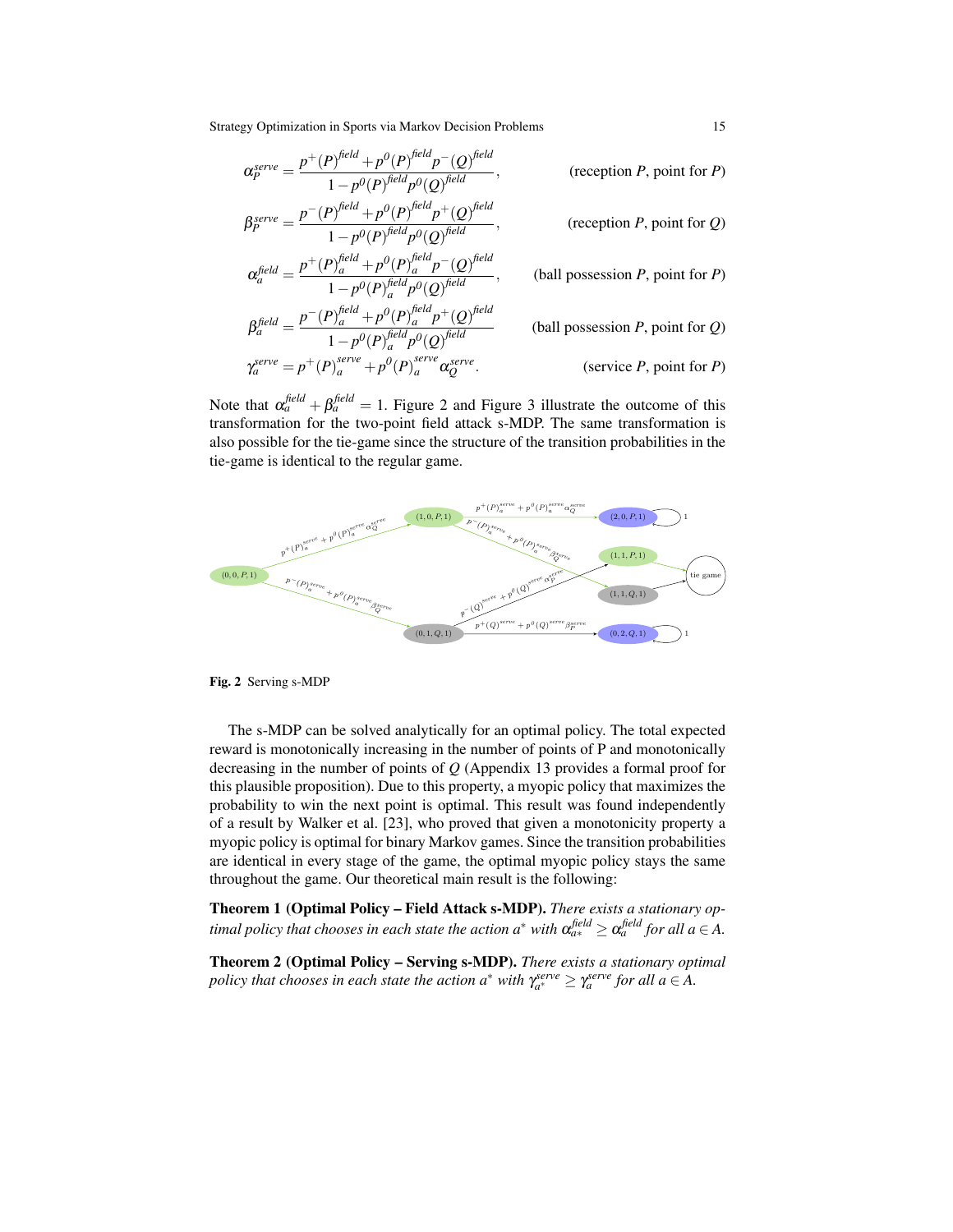$$\alpha_P^{serve} = \frac{p^+(P)^{field} + p^0(P)^{field} p^-(Q)^{field}}{1 - p^0(P)^{field} p^0(Q)^{field}}, \qquad \text{(reception } P\text{, point for } P\text{)}$$

$$\beta_P^{serve} = \frac{p^-(P)^{field} + p^0(P)^{field} p^+(Q)^{field}}{1 - p^0(P)^{field} p^0(Q)^{field}}, \qquad \text{(reception } P\text{, point for } Q\text{)}$$

$$\alpha_a^{field} = \frac{p^+(P)_a^{field} + p^0(P)_a^{field} p^-(Q)^{field}}{1 - p^0(P)_a^{field} p^0(Q)^{field}}, \qquad \text{(ball possession } P\text{, point for } P\text{)}$$

$$\beta_a^{field} = \frac{p^-(P)_a^{field} + p^0(P)_a^{field} p^+(Q)^{field}}{1 - p^0(P)_a^{field} p^0(Q)^{field}} \qquad \text{(ball possession } P\text{, point for } Q\text{)}$$

$$\gamma_a^{serve} = p^+(P)_a^{serve} + p^0(P)_a^{serve} \alpha_Q^{serve}. \qquad \text{(service } P\text{, point for } P\text{)}$$

Note that $\alpha_a^{field} + \beta_a^{field} = 1$. Figure 2 and Figure 3 illustrate the outcome of this transformation for the two-point field attack s-MDP. The same transformation is also possible for the tie-game since the structure of the transition probabilities in the tie-game is identical to the regular game.

**Fig. 2** Serving s-MDP

The s-MDP can be solved analytically for an optimal policy. The total expected reward is monotonically increasing in the number of points of P and monotonically decreasing in the number of points of $Q$ (Appendix 13 provides a formal proof for this plausible proposition). Due to this property, a myopic policy that maximizes the probability to win the next point is optimal. This result was found independently of a result by Walker et al. [23], who proved that given a monotonicity property a myopic policy is optimal for binary Markov games. Since the transition probabilities are identical in every stage of the game, the optimal myopic policy stays the same throughout the game. Our theoretical main result is the following:

**Theorem 1 (Optimal Policy – Field Attack s-MDP).** *There exists a stationary optimal policy that chooses in each state the action $a^*$ with $\alpha_{a^*}^{field} \geq \alpha_a^{field}$ for all $a \in A$.*

**Theorem 2 (Optimal Policy – Serving s-MDP).** *There exists a stationary optimal policy that chooses in each state the action $a^*$ with $\gamma_{a^*}^{serve} \geq \gamma_a^{serve}$ for all $a \in A$.*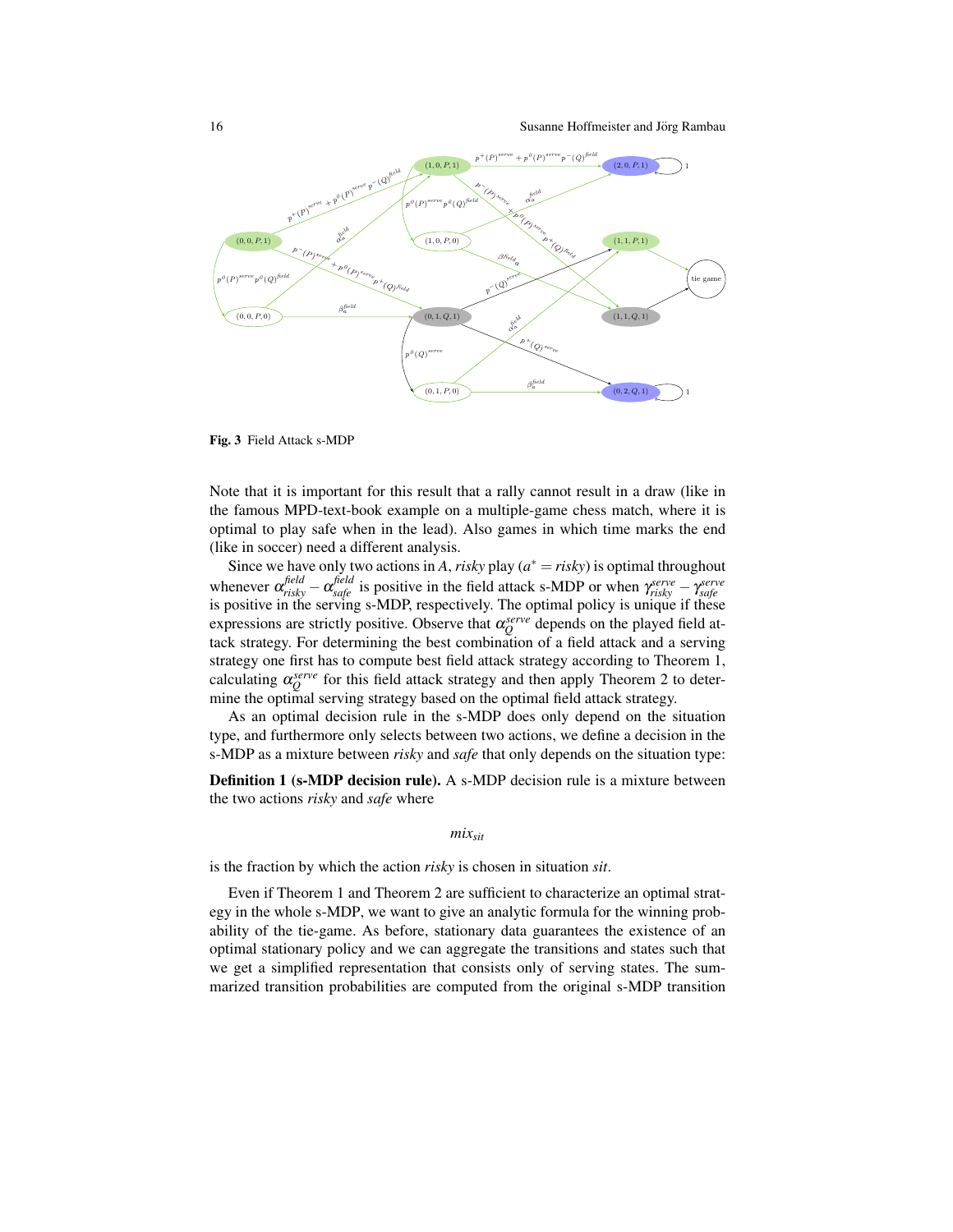Fig. 3 Field Attack s-MDP

Note that it is important for this result that a rally cannot result in a draw (like in the famous MPD-text-book example on a multiple-game chess match, where it is optimal to play safe when in the lead). Also games in which time marks the end (like in soccer) need a different analysis.

Since we have only two actions in $A$, *risky* play ($a^* = risky$) is optimal throughout whenever $\alpha^{field}_{risky} - \alpha^{field}_{safe}$ is positive in the field attack s-MDP or when $\gamma^{serve}_{risky} - \gamma^{serve}_{safe}$ is positive in the serving s-MDP, respectively. The optimal policy is unique if these expressions are strictly positive. Observe that $\alpha^{serve}_{Q}$ depends on the played field attack strategy. For determining the best combination of a field attack and a serving strategy one first has to compute best field attack strategy according to Theorem 1, calculating $\alpha^{serve}_{Q}$ for this field attack strategy and then apply Theorem 2 to determine the optimal serving strategy based on the optimal field attack strategy.

As an optimal decision rule in the s-MDP does only depend on the situation type, and furthermore only selects between two actions, we define a decision in the s-MDP as a mixture between *risky* and *safe* that only depends on the situation type:

**Definition 1 (s-MDP decision rule).** A s-MDP decision rule is a mixture between the two actions *risky* and *safe* where

$$mix_{sit}$$

is the fraction by which the action *risky* is chosen in situation *sit*.

Even if Theorem 1 and Theorem 2 are sufficient to characterize an optimal strategy in the whole s-MDP, we want to give an analytic formula for the winning probability of the tie-game. As before, stationary data guarantees the existence of an optimal stationary policy and we can aggregate the transitions and states such that we get a simplified representation that consists only of serving states. The summarized transition probabilities are computed from the original s-MDP transition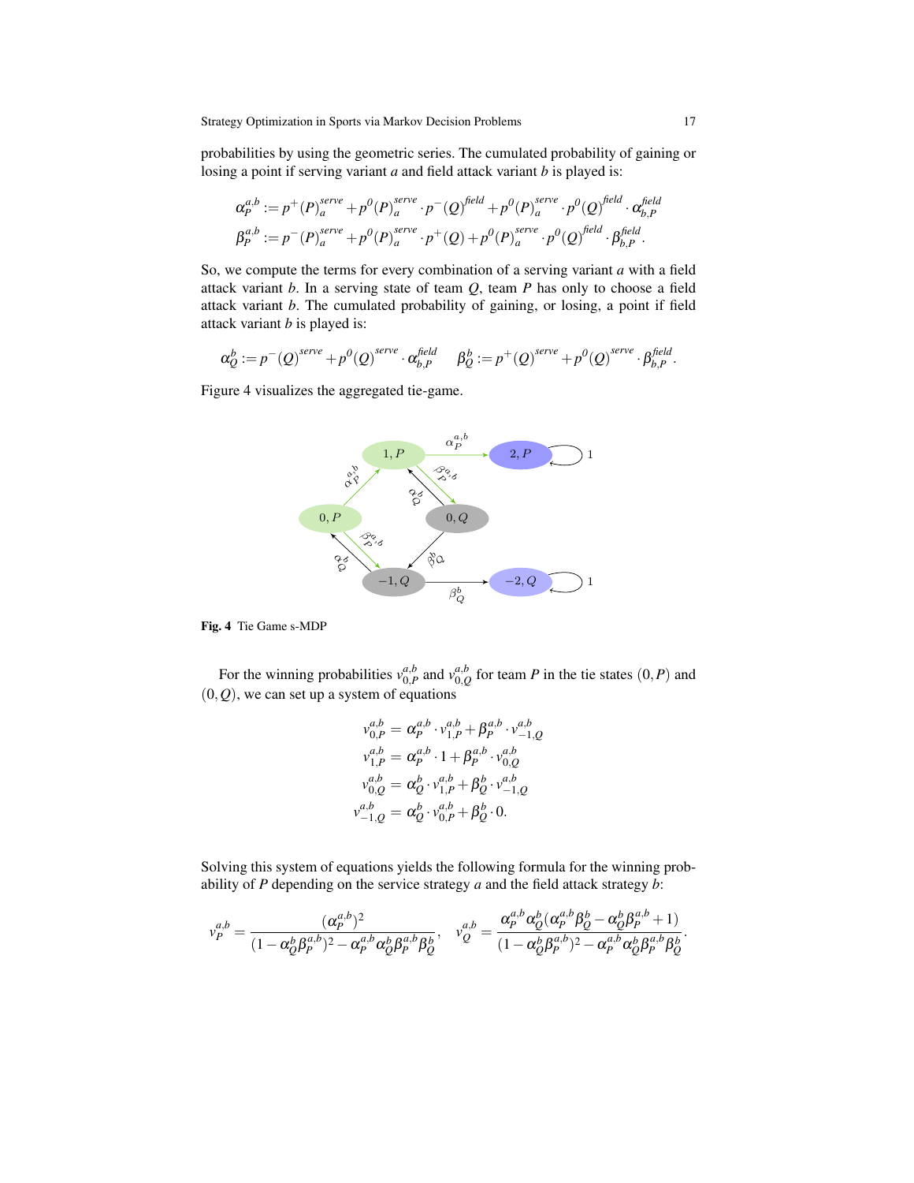probabilities by using the geometric series. The cumulated probability of gaining or losing a point if serving variant *a* and field attack variant *b* is played is:

$$\alpha_P^{a,b} := p^+(P)_a^{serve} + p^0(P)_a^{serve} \cdot p^-(Q)^{field} + p^0(P)_a^{serve} \cdot p^0(Q)^{field} \cdot \alpha_{b,P}^{field}$$
$$\beta_P^{a,b} := p^-(P)_a^{serve} + p^0(P)_a^{serve} \cdot p^+(Q) + p^0(P)_a^{serve} \cdot p^0(Q)^{field} \cdot \beta_{b,P}^{field}.$$

So, we compute the terms for every combination of a serving variant *a* with a field attack variant *b*. In a serving state of team *Q*, team *P* has only to choose a field attack variant *b*. The cumulated probability of gaining, or losing, a point if field attack variant *b* is played is:

$$\alpha_Q^b := p^-(Q)^{serve} + p^0(Q)^{serve} \cdot \alpha_{b,P}^{field} \qquad \beta_Q^b := p^+(Q)^{serve} + p^0(Q)^{serve} \cdot \beta_{b,P}^{field}.$$

Figure 4 visualizes the aggregated tie-game.

**Fig. 4** Tie Game s-MDP

For the winning probabilities $v_{0,P}^{a,b}$ and $v_{0,Q}^{a,b}$ for team *P* in the tie states $(0,P)$ and $(0,Q)$, we can set up a system of equations

$$\begin{aligned}
v_{0,P}^{a,b} &= \alpha_P^{a,b} \cdot v_{1,P}^{a,b} + \beta_P^{a,b} \cdot v_{-1,Q}^{a,b} \\
v_{1,P}^{a,b} &= \alpha_P^{a,b} \cdot 1 + \beta_P^{a,b} \cdot v_{0,Q}^{a,b} \\
v_{0,Q}^{a,b} &= \alpha_Q^{b} \cdot v_{1,P}^{a,b} + \beta_Q^{b} \cdot v_{-1,Q}^{a,b} \\
v_{-1,Q}^{a,b} &= \alpha_Q^{b} \cdot v_{0,P}^{a,b} + \beta_Q^{b} \cdot 0.
\end{aligned}$$

Solving this system of equations yields the following formula for the winning probability of *P* depending on the service strategy *a* and the field attack strategy *b*:

$$v_P^{a,b} = \frac{(\alpha_P^{a,b})^2}{(1-\alpha_Q^b\beta_P^{a,b})^2 - \alpha_P^{a,b}\alpha_Q^b\beta_P^{a,b}\beta_Q^b}, \quad v_Q^{a,b} = \frac{\alpha_P^{a,b}\alpha_Q^b(\alpha_P^{a,b}\beta_Q^b - \alpha_Q^b\beta_P^{a,b} + 1)}{(1-\alpha_Q^b\beta_P^{a,b})^2 - \alpha_P^{a,b}\alpha_Q^b\beta_P^{a,b}\beta_Q^b}.$$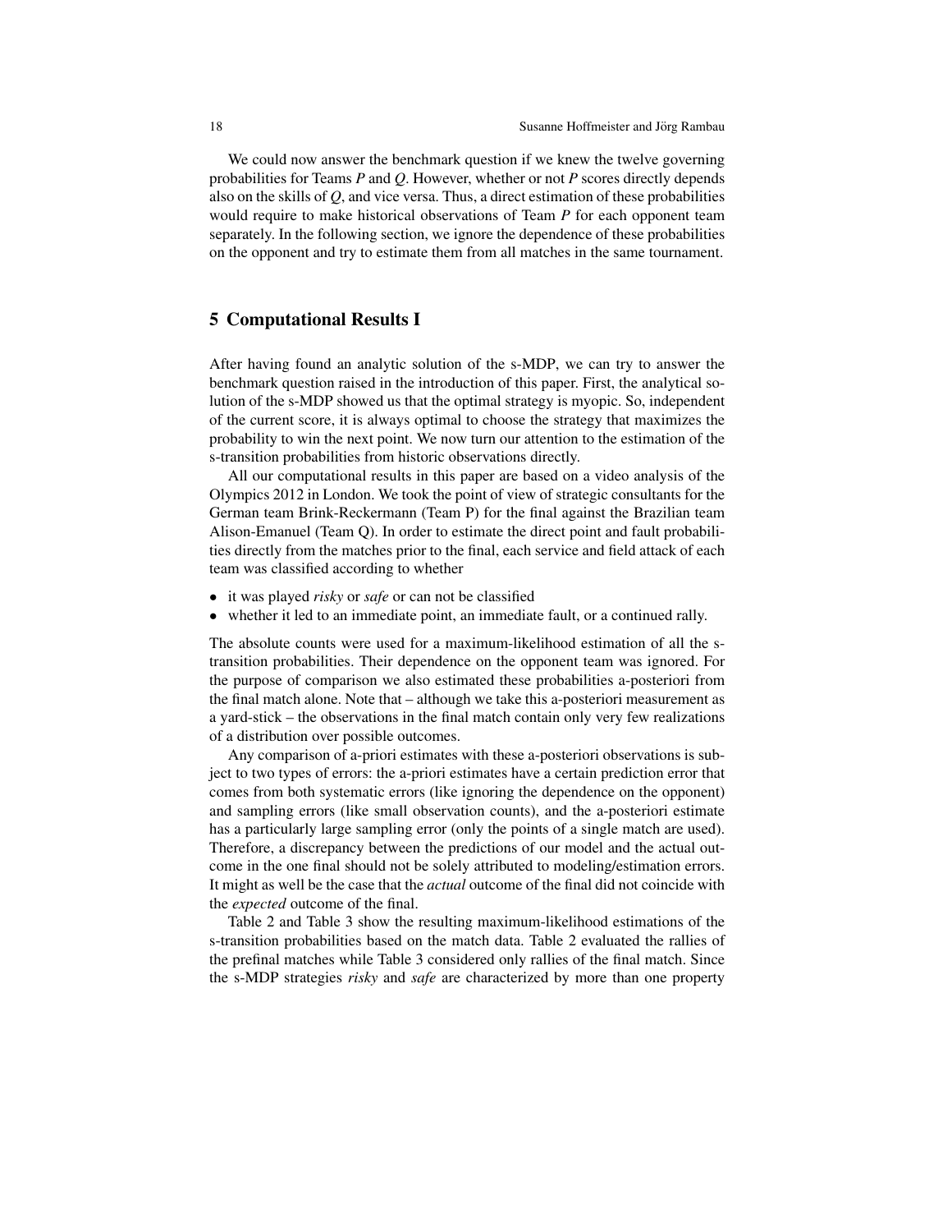We could now answer the benchmark question if we knew the twelve governing probabilities for Teams $P$ and $Q$. However, whether or not $P$ scores directly depends also on the skills of $Q$, and vice versa. Thus, a direct estimation of these probabilities would require to make historical observations of Team $P$ for each opponent team separately. In the following section, we ignore the dependence of these probabilities on the opponent and try to estimate them from all matches in the same tournament.

## 5 Computational Results I

After having found an analytic solution of the s-MDP, we can try to answer the benchmark question raised in the introduction of this paper. First, the analytical solution of the s-MDP showed us that the optimal strategy is myopic. So, independent of the current score, it is always optimal to choose the strategy that maximizes the probability to win the next point. We now turn our attention to the estimation of the s-transition probabilities from historic observations directly.

All our computational results in this paper are based on a video analysis of the Olympics 2012 in London. We took the point of view of strategic consultants for the German team Brink-Reckermann (Team P) for the final against the Brazilian team Alison-Emanuel (Team Q). In order to estimate the direct point and fault probabilities directly from the matches prior to the final, each service and field attack of each team was classified according to whether

- it was played *risky* or *safe* or can not be classified
- whether it led to an immediate point, an immediate fault, or a continued rally.

The absolute counts were used for a maximum-likelihood estimation of all the s-transition probabilities. Their dependence on the opponent team was ignored. For the purpose of comparison we also estimated these probabilities a-posteriori from the final match alone. Note that – although we take this a-posteriori measurement as a yard-stick – the observations in the final match contain only very few realizations of a distribution over possible outcomes.

Any comparison of a-priori estimates with these a-posteriori observations is subject to two types of errors: the a-priori estimates have a certain prediction error that comes from both systematic errors (like ignoring the dependence on the opponent) and sampling errors (like small observation counts), and the a-posteriori estimate has a particularly large sampling error (only the points of a single match are used). Therefore, a discrepancy between the predictions of our model and the actual outcome in the one final should not be solely attributed to modeling/estimation errors. It might as well be the case that the *actual* outcome of the final did not coincide with the *expected* outcome of the final.

Table 2 and Table 3 show the resulting maximum-likelihood estimations of the s-transition probabilities based on the match data. Table 2 evaluated the rallies of the prefinal matches while Table 3 considered only rallies of the final match. Since the s-MDP strategies *risky* and *safe* are characterized by more than one property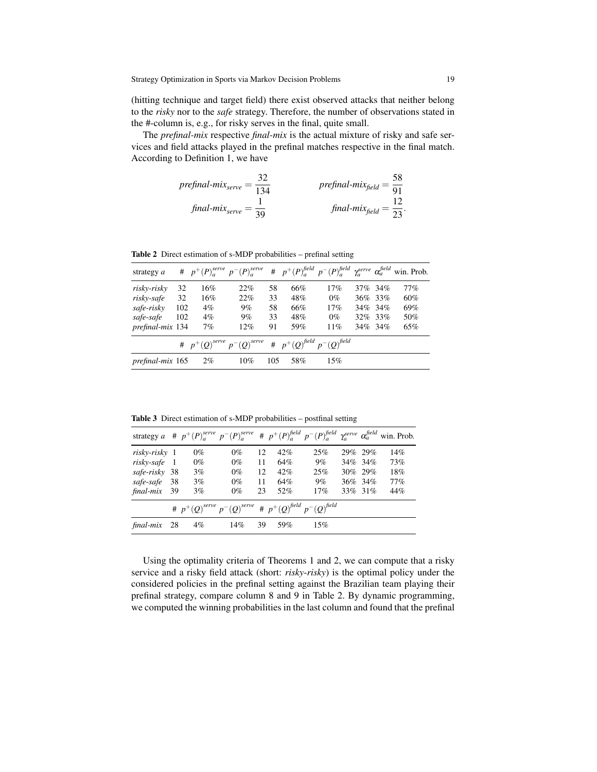(hitting technique and target field) there exist observed attacks that neither belong to the *risky* nor to the *safe* strategy. Therefore, the number of observations stated in the #-column is, e.g., for risky serves in the final, quite small.

The *prefinal-mix* respective *final-mix* is the actual mixture of risky and safe services and field attacks played in the prefinal matches respective in the final match. According to Definition 1, we have

$$\textit{prefinal-mix}_{serve} = \frac{32}{134} \qquad\qquad \textit{prefinal-mix}_{field} = \frac{58}{91}$$

$$\textit{final-mix}_{serve} = \frac{1}{39} \qquad\qquad \textit{final-mix}_{field} = \frac{12}{23}.$$

**Table 2** Direct estimation of s-MDP probabilities – prefinal setting

| strategy $a$ | # | $p^+(P)_a^{serve}$ | $p^-(P)_a^{serve}$ | # | $p^+(P)_a^{field}$ | $p^-(P)_a^{field}$ | $\gamma_a^{serve}$ | $\alpha_a^{field}$ | win. Prob. |
|---|---|---|---|---|---|---|---|---|---|
| *risky-risky* | 32 | 16% | 22% | 58 | 66% | 17% | 37% | 34% | 77% |
| *risky-safe* | 32 | 16% | 22% | 33 | 48% | 0% | 36% | 33% | 60% |
| *safe-risky* | 102 | 4% | 9% | 58 | 66% | 17% | 34% | 34% | 69% |
| *safe-safe* | 102 | 4% | 9% | 33 | 48% | 0% | 32% | 33% | 50% |
| *prefinal-mix* | 134 | 7% | 12% | 91 | 59% | 11% | 34% | 34% | 65% |
| | # | $p^+(Q)^{serve}$ | $p^-(Q)^{serve}$ | # | $p^+(Q)^{field}$ | $p^-(Q)^{field}$ | | | |
| *prefinal-mix* | 165 | 2% | 10% | 105 | 58% | 15% | | | |

**Table 3** Direct estimation of s-MDP probabilities – postfinal setting

| strategy $a$ | # | $p^+(P)_a^{serve}$ | $p^-(P)_a^{serve}$ | # | $p^+(P)_a^{field}$ | $p^-(P)_a^{field}$ | $\gamma_a^{serve}$ | $\alpha_a^{field}$ | win. Prob. |
|---|---|---|---|---|---|---|---|---|---|
| *risky-risky* | 1 | 0% | 0% | 12 | 42% | 25% | 29% | 29% | 14% |
| *risky-safe* | 1 | 0% | 0% | 11 | 64% | 9% | 34% | 34% | 73% |
| *safe-risky* | 38 | 3% | 0% | 12 | 42% | 25% | 30% | 29% | 18% |
| *safe-safe* | 38 | 3% | 0% | 11 | 64% | 9% | 36% | 34% | 77% |
| *final-mix* | 39 | 3% | 0% | 23 | 52% | 17% | 33% | 31% | 44% |
| | # | $p^+(Q)^{serve}$ | $p^-(Q)^{serve}$ | # | $p^+(Q)^{field}$ | $p^-(Q)^{field}$ | | | |
| *final-mix* | 28 | 4% | 14% | 39 | 59% | 15% | | | |

Using the optimality criteria of Theorems 1 and 2, we can compute that a risky service and a risky field attack (short: *risky-risky*) is the optimal policy under the considered policies in the prefinal setting against the Brazilian team playing their prefinal strategy, compare column 8 and 9 in Table 2. By dynamic programming, we computed the winning probabilities in the last column and found that the prefinal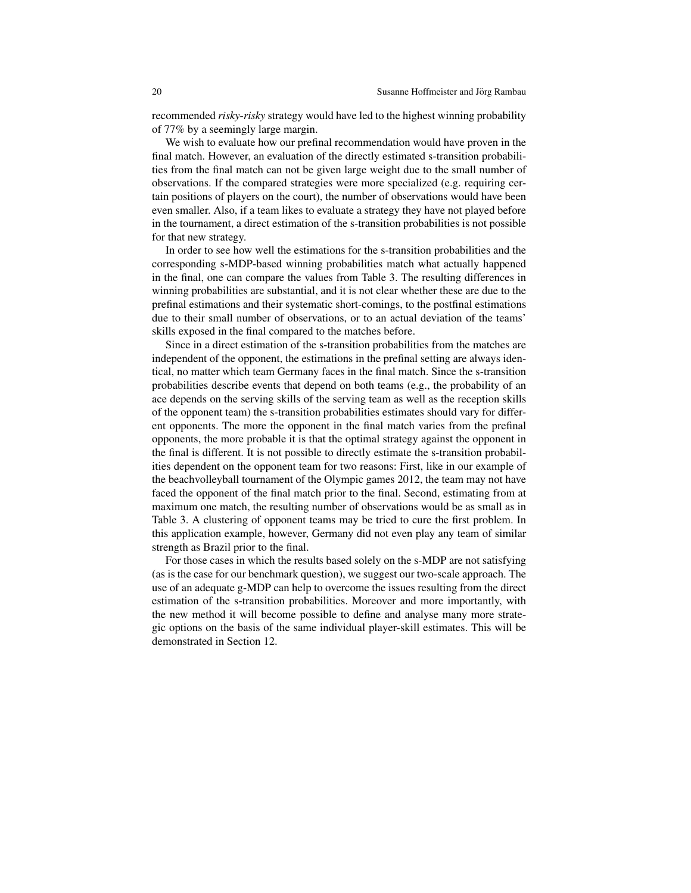recommended *risky-risky* strategy would have led to the highest winning probability of 77% by a seemingly large margin.

We wish to evaluate how our prefinal recommendation would have proven in the final match. However, an evaluation of the directly estimated s-transition probabilities from the final match can not be given large weight due to the small number of observations. If the compared strategies were more specialized (e.g. requiring certain positions of players on the court), the number of observations would have been even smaller. Also, if a team likes to evaluate a strategy they have not played before in the tournament, a direct estimation of the s-transition probabilities is not possible for that new strategy.

In order to see how well the estimations for the s-transition probabilities and the corresponding s-MDP-based winning probabilities match what actually happened in the final, one can compare the values from Table 3. The resulting differences in winning probabilities are substantial, and it is not clear whether these are due to the prefinal estimations and their systematic short-comings, to the postfinal estimations due to their small number of observations, or to an actual deviation of the teams' skills exposed in the final compared to the matches before.

Since in a direct estimation of the s-transition probabilities from the matches are independent of the opponent, the estimations in the prefinal setting are always identical, no matter which team Germany faces in the final match. Since the s-transition probabilities describe events that depend on both teams (e.g., the probability of an ace depends on the serving skills of the serving team as well as the reception skills of the opponent team) the s-transition probabilities estimates should vary for different opponents. The more the opponent in the final match varies from the prefinal opponents, the more probable it is that the optimal strategy against the opponent in the final is different. It is not possible to directly estimate the s-transition probabilities dependent on the opponent team for two reasons: First, like in our example of the beachvolleyball tournament of the Olympic games 2012, the team may not have faced the opponent of the final match prior to the final. Second, estimating from at maximum one match, the resulting number of observations would be as small as in Table 3. A clustering of opponent teams may be tried to cure the first problem. In this application example, however, Germany did not even play any team of similar strength as Brazil prior to the final.

For those cases in which the results based solely on the s-MDP are not satisfying (as is the case for our benchmark question), we suggest our two-scale approach. The use of an adequate g-MDP can help to overcome the issues resulting from the direct estimation of the s-transition probabilities. Moreover and more importantly, with the new method it will become possible to define and analyse many more strategic options on the basis of the same individual player-skill estimates. This will be demonstrated in Section 12.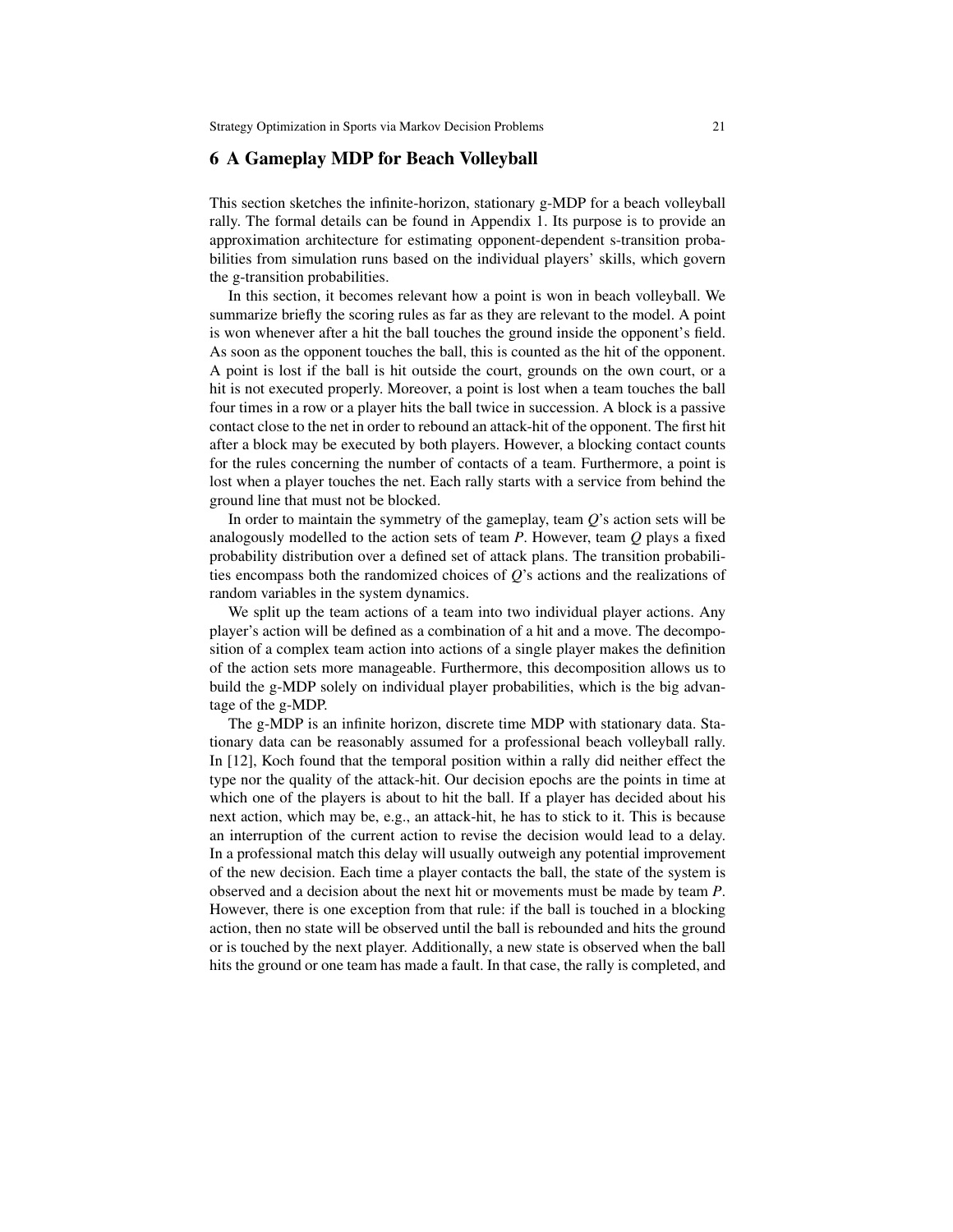## 6 A Gameplay MDP for Beach Volleyball

This section sketches the infinite-horizon, stationary g-MDP for a beach volleyball rally. The formal details can be found in Appendix 1. Its purpose is to provide an approximation architecture for estimating opponent-dependent s-transition probabilities from simulation runs based on the individual players' skills, which govern the g-transition probabilities.

In this section, it becomes relevant how a point is won in beach volleyball. We summarize briefly the scoring rules as far as they are relevant to the model. A point is won whenever after a hit the ball touches the ground inside the opponent's field. As soon as the opponent touches the ball, this is counted as the hit of the opponent. A point is lost if the ball is hit outside the court, grounds on the own court, or a hit is not executed properly. Moreover, a point is lost when a team touches the ball four times in a row or a player hits the ball twice in succession. A block is a passive contact close to the net in order to rebound an attack-hit of the opponent. The first hit after a block may be executed by both players. However, a blocking contact counts for the rules concerning the number of contacts of a team. Furthermore, a point is lost when a player touches the net. Each rally starts with a service from behind the ground line that must not be blocked.

In order to maintain the symmetry of the gameplay, team $Q$'s action sets will be analogously modelled to the action sets of team $P$. However, team $Q$ plays a fixed probability distribution over a defined set of attack plans. The transition probabilities encompass both the randomized choices of $Q$'s actions and the realizations of random variables in the system dynamics.

We split up the team actions of a team into two individual player actions. Any player's action will be defined as a combination of a hit and a move. The decomposition of a complex team action into actions of a single player makes the definition of the action sets more manageable. Furthermore, this decomposition allows us to build the g-MDP solely on individual player probabilities, which is the big advantage of the g-MDP.

The g-MDP is an infinite horizon, discrete time MDP with stationary data. Stationary data can be reasonably assumed for a professional beach volleyball rally. In [12], Koch found that the temporal position within a rally did neither effect the type nor the quality of the attack-hit. Our decision epochs are the points in time at which one of the players is about to hit the ball. If a player has decided about his next action, which may be, e.g., an attack-hit, he has to stick to it. This is because an interruption of the current action to revise the decision would lead to a delay. In a professional match this delay will usually outweigh any potential improvement of the new decision. Each time a player contacts the ball, the state of the system is observed and a decision about the next hit or movements must be made by team $P$. However, there is one exception from that rule: if the ball is touched in a blocking action, then no state will be observed until the ball is rebounded and hits the ground or is touched by the next player. Additionally, a new state is observed when the ball hits the ground or one team has made a fault. In that case, the rally is completed, and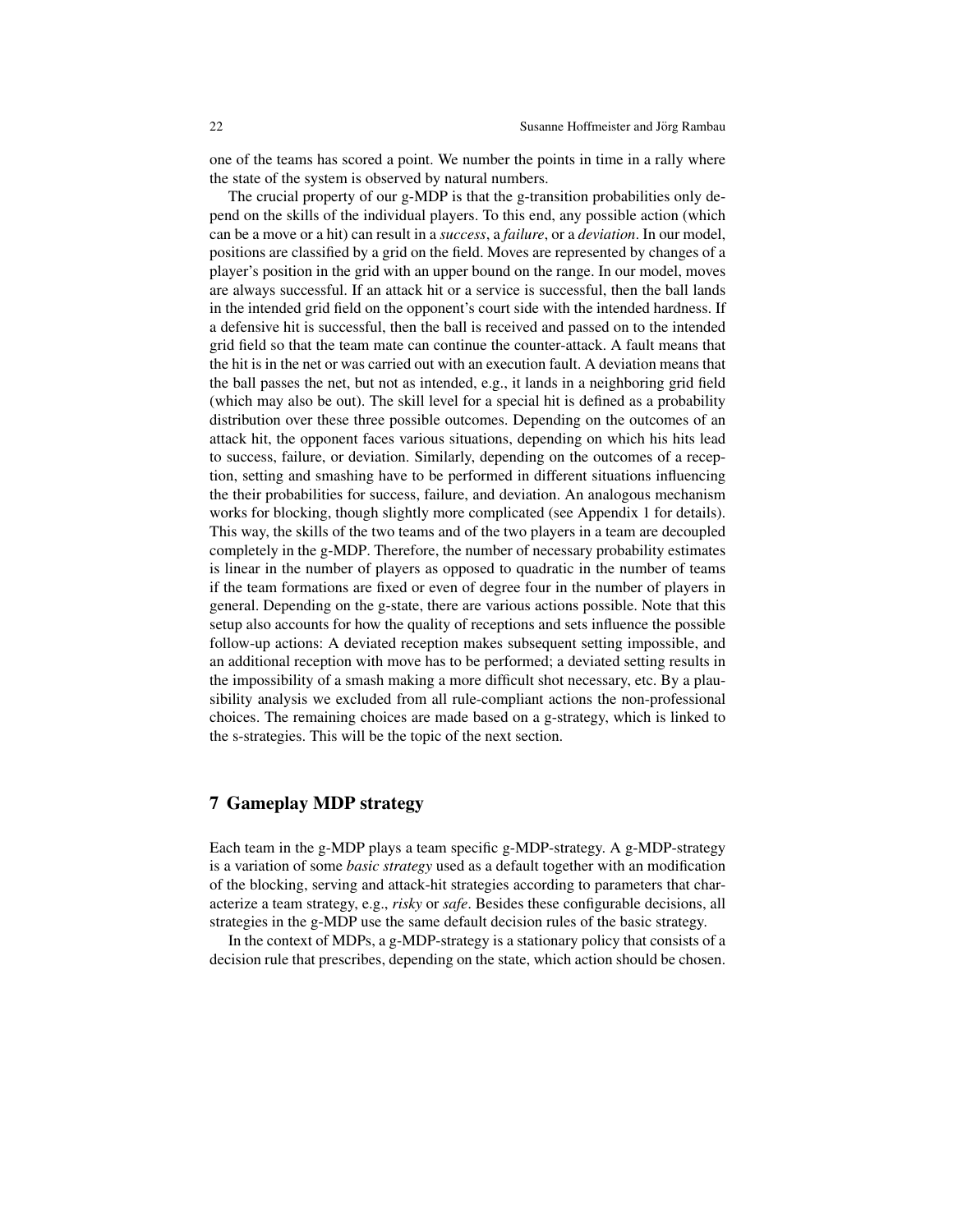one of the teams has scored a point. We number the points in time in a rally where the state of the system is observed by natural numbers.

The crucial property of our g-MDP is that the g-transition probabilities only depend on the skills of the individual players. To this end, any possible action (which can be a move or a hit) can result in a *success*, a *failure*, or a *deviation*. In our model, positions are classified by a grid on the field. Moves are represented by changes of a player's position in the grid with an upper bound on the range. In our model, moves are always successful. If an attack hit or a service is successful, then the ball lands in the intended grid field on the opponent's court side with the intended hardness. If a defensive hit is successful, then the ball is received and passed on to the intended grid field so that the team mate can continue the counter-attack. A fault means that the hit is in the net or was carried out with an execution fault. A deviation means that the ball passes the net, but not as intended, e.g., it lands in a neighboring grid field (which may also be out). The skill level for a special hit is defined as a probability distribution over these three possible outcomes. Depending on the outcomes of an attack hit, the opponent faces various situations, depending on which his hits lead to success, failure, or deviation. Similarly, depending on the outcomes of a reception, setting and smashing have to be performed in different situations influencing the their probabilities for success, failure, and deviation. An analogous mechanism works for blocking, though slightly more complicated (see Appendix 1 for details). This way, the skills of the two teams and of the two players in a team are decoupled completely in the g-MDP. Therefore, the number of necessary probability estimates is linear in the number of players as opposed to quadratic in the number of teams if the team formations are fixed or even of degree four in the number of players in general. Depending on the g-state, there are various actions possible. Note that this setup also accounts for how the quality of receptions and sets influence the possible follow-up actions: A deviated reception makes subsequent setting impossible, and an additional reception with move has to be performed; a deviated setting results in the impossibility of a smash making a more difficult shot necessary, etc. By a plausibility analysis we excluded from all rule-compliant actions the non-professional choices. The remaining choices are made based on a g-strategy, which is linked to the s-strategies. This will be the topic of the next section.

## 7 Gameplay MDP strategy

Each team in the g-MDP plays a team specific g-MDP-strategy. A g-MDP-strategy is a variation of some *basic strategy* used as a default together with an modification of the blocking, serving and attack-hit strategies according to parameters that characterize a team strategy, e.g., *risky* or *safe*. Besides these configurable decisions, all strategies in the g-MDP use the same default decision rules of the basic strategy.

In the context of MDPs, a g-MDP-strategy is a stationary policy that consists of a decision rule that prescribes, depending on the state, which action should be chosen.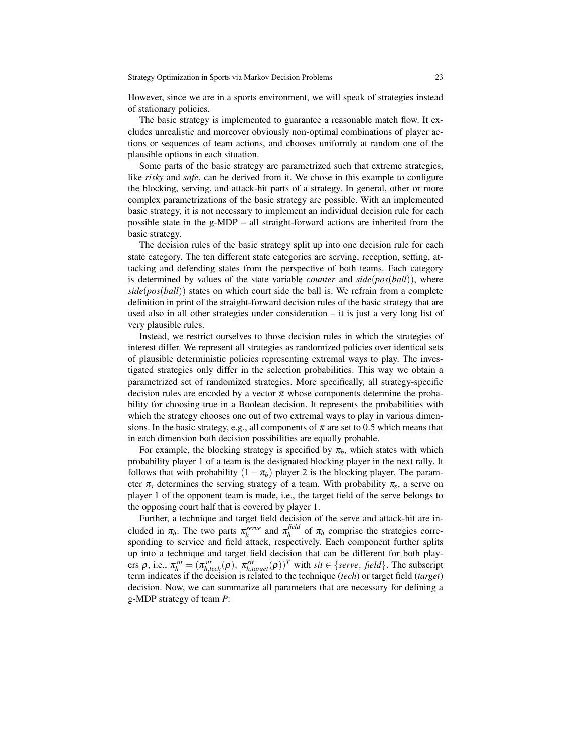However, since we are in a sports environment, we will speak of strategies instead of stationary policies.

The basic strategy is implemented to guarantee a reasonable match flow. It excludes unrealistic and moreover obviously non-optimal combinations of player actions or sequences of team actions, and chooses uniformly at random one of the plausible options in each situation.

Some parts of the basic strategy are parametrized such that extreme strategies, like *risky* and *safe*, can be derived from it. We chose in this example to configure the blocking, serving, and attack-hit parts of a strategy. In general, other or more complex parametrizations of the basic strategy are possible. With an implemented basic strategy, it is not necessary to implement an individual decision rule for each possible state in the g-MDP – all straight-forward actions are inherited from the basic strategy.

The decision rules of the basic strategy split up into one decision rule for each state category. The ten different state categories are serving, reception, setting, attacking and defending states from the perspective of both teams. Each category is determined by values of the state variable *counter* and $side(pos(ball))$, where $side(pos(ball))$ states on which court side the ball is. We refrain from a complete definition in print of the straight-forward decision rules of the basic strategy that are used also in all other strategies under consideration – it is just a very long list of very plausible rules.

Instead, we restrict ourselves to those decision rules in which the strategies of interest differ. We represent all strategies as randomized policies over identical sets of plausible deterministic policies representing extremal ways to play. The investigated strategies only differ in the selection probabilities. This way we obtain a parametrized set of randomized strategies. More specifically, all strategy-specific decision rules are encoded by a vector $\pi$ whose components determine the probability for choosing true in a Boolean decision. It represents the probabilities with which the strategy chooses one out of two extremal ways to play in various dimensions. In the basic strategy, e.g., all components of $\pi$ are set to 0.5 which means that in each dimension both decision possibilities are equally probable.

For example, the blocking strategy is specified by $\pi_b$, which states with which probability player 1 of a team is the designated blocking player in the next rally. It follows that with probability $(1 - \pi_b)$ player 2 is the blocking player. The parameter $\pi_s$ determines the serving strategy of a team. With probability $\pi_s$, a serve on player 1 of the opponent team is made, i.e., the target field of the serve belongs to the opposing court half that is covered by player 1.

Further, a technique and target field decision of the serve and attack-hit are included in $\pi_h$. The two parts $\pi_h^{serve}$ and $\pi_h^{field}$ of $\pi_h$ comprise the strategies corresponding to service and field attack, respectively. Each component further splits up into a technique and target field decision that can be different for both players $\rho$, i.e., $\pi_h^{sit} = (\pi_{h,tech}^{sit}(\rho),\ \pi_{h,target}^{sit}(\rho))^T$ with $sit \in \{serve,\ field\}$. The subscript term indicates if the decision is related to the technique (*tech*) or target field (*target*) decision. Now, we can summarize all parameters that are necessary for defining a g-MDP strategy of team $P$: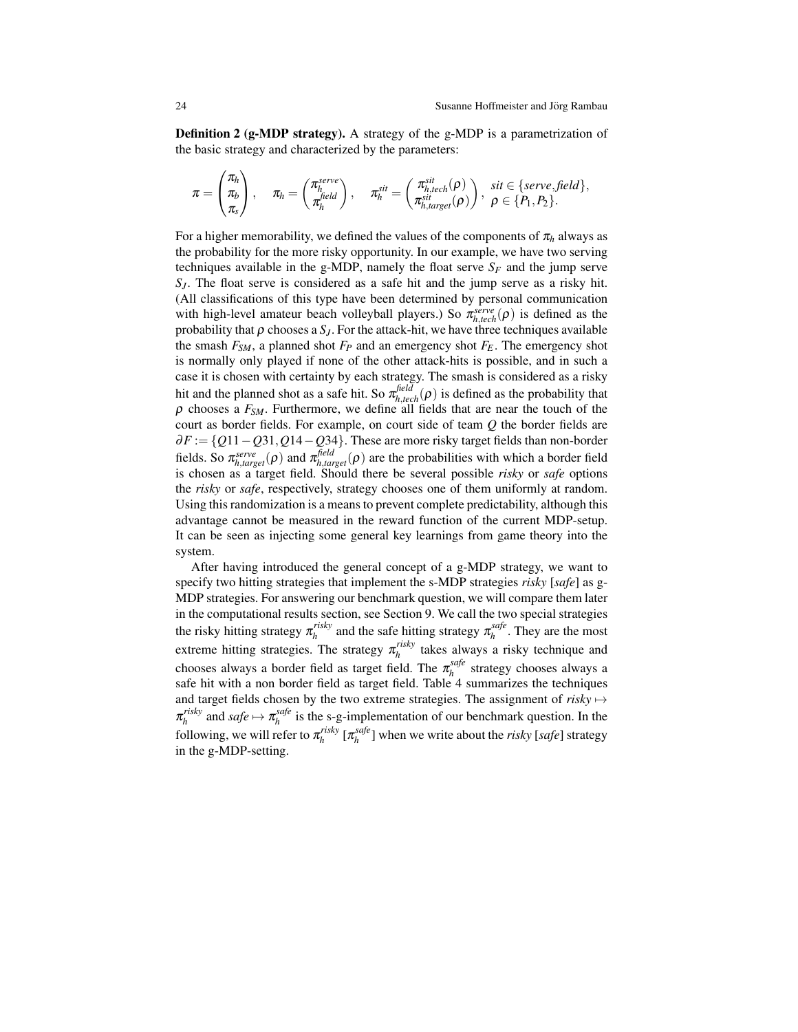**Definition 2 (g-MDP strategy).** A strategy of the g-MDP is a parametrization of the basic strategy and characterized by the parameters:

$$\pi = \begin{pmatrix} \pi_h \\ \pi_b \\ \pi_s \end{pmatrix}, \quad \pi_h = \begin{pmatrix} \pi_h^{serve} \\ \pi_h^{field} \end{pmatrix}, \quad \pi_h^{sit} = \begin{pmatrix} \pi_{h,tech}^{sit}(\rho) \\ \pi_{h,target}^{sit}(\rho) \end{pmatrix}, \begin{array}{l} sit \in \{serve, field\}, \\ \rho \in \{P_1, P_2\}. \end{array}$$

For a higher memorability, we defined the values of the components of $\pi_h$ always as the probability for the more risky opportunity. In our example, we have two serving techniques available in the g-MDP, namely the float serve $S_F$ and the jump serve $S_J$. The float serve is considered as a safe hit and the jump serve as a risky hit. (All classifications of this type have been determined by personal communication with high-level amateur beach volleyball players.) So $\pi_{h,tech}^{serve}(\rho)$ is defined as the probability that $\rho$ chooses a $S_J$. For the attack-hit, we have three techniques available the smash $F_{SM}$, a planned shot $F_P$ and an emergency shot $F_E$. The emergency shot is normally only played if none of the other attack-hits is possible, and in such a case it is chosen with certainty by each strategy. The smash is considered as a risky hit and the planned shot as a safe hit. So $\pi_{h,tech}^{field}(\rho)$ is defined as the probability that $\rho$ chooses a $F_{SM}$. Furthermore, we define all fields that are near the touch of the court as border fields. For example, on court side of team $Q$ the border fields are $\partial F := \{Q11 - Q31, Q14 - Q34\}$. These are more risky target fields than non-border fields. So $\pi_{h,target}^{serve}(\rho)$ and $\pi_{h,target}^{field}(\rho)$ are the probabilities with which a border field is chosen as a target field. Should there be several possible *risky* or *safe* options the *risky* or *safe*, respectively, strategy chooses one of them uniformly at random. Using this randomization is a means to prevent complete predictability, although this advantage cannot be measured in the reward function of the current MDP-setup. It can be seen as injecting some general key learnings from game theory into the system.

After having introduced the general concept of a g-MDP strategy, we want to specify two hitting strategies that implement the s-MDP strategies *risky* [*safe*] as g-MDP strategies. For answering our benchmark question, we will compare them later in the computational results section, see Section 9. We call the two special strategies the risky hitting strategy $\pi_h^{risky}$ and the safe hitting strategy $\pi_h^{safe}$. They are the most extreme hitting strategies. The strategy $\pi_h^{risky}$ takes always a risky technique and chooses always a border field as target field. The $\pi_h^{safe}$ strategy chooses always a safe hit with a non border field as target field. Table 4 summarizes the techniques and target fields chosen by the two extreme strategies. The assignment of *risky* $\mapsto \pi_h^{risky}$ and *safe* $\mapsto \pi_h^{safe}$ is the s-g-implementation of our benchmark question. In the following, we will refer to $\pi_h^{risky}$ [$\pi_h^{safe}$] when we write about the *risky* [*safe*] strategy in the g-MDP-setting.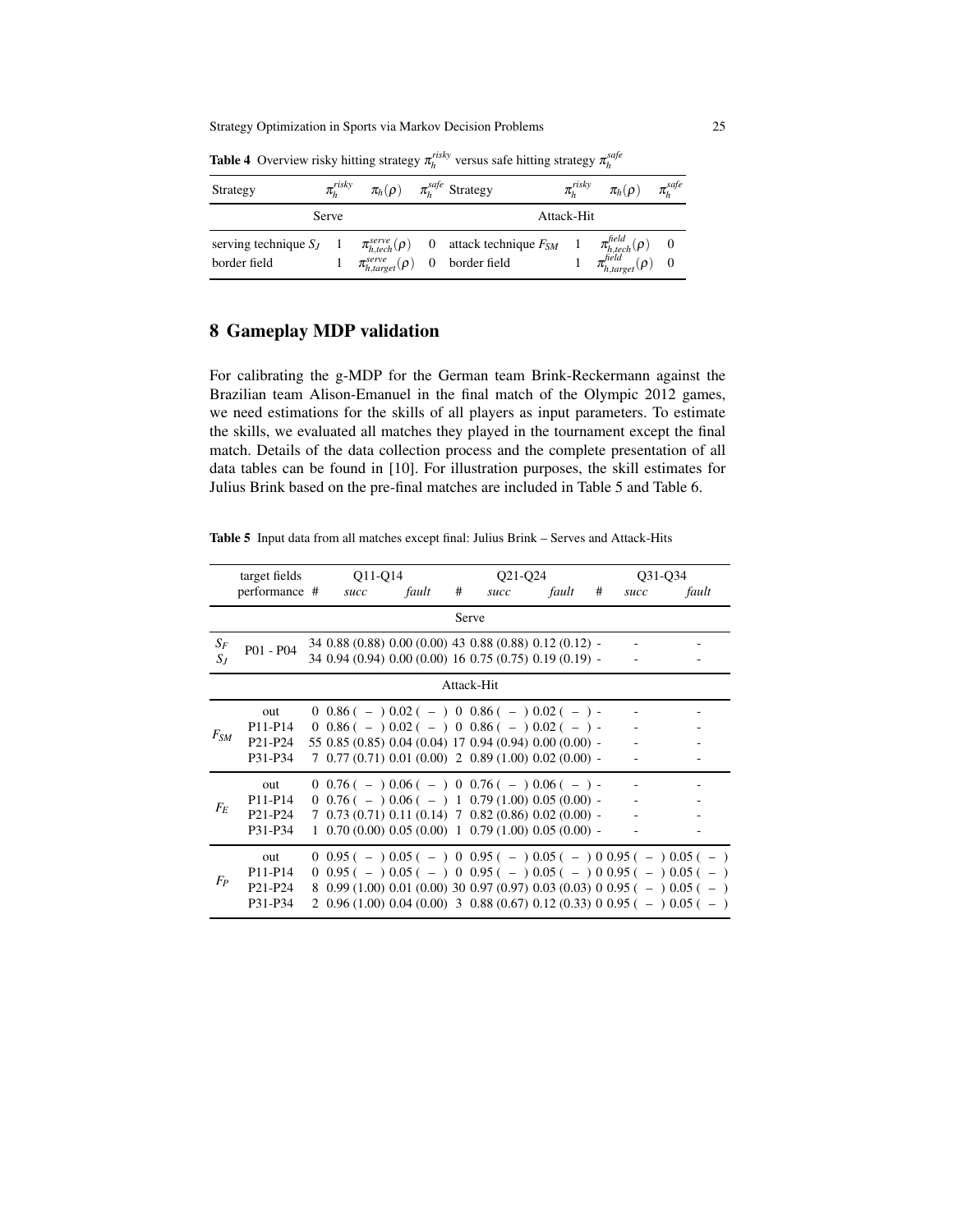**Table 4** Overview risky hitting strategy $\pi_h^{risky}$ versus safe hitting strategy $\pi_h^{safe}$

| Strategy | $\pi_h^{risky}$ | $\pi_h(\rho)$ | $\pi_h^{safe}$ | Strategy | $\pi_h^{risky}$ | $\pi_h(\rho)$ | $\pi_h^{safe}$ |
|---|---|---|---|---|---|---|---|
| Serve | | | | Attack-Hit | | | |
| serving technique $S_J$ | 1 | $\pi_{h,tech}^{serve}(\rho)$ | 0 | attack technique $F_{SM}$ | 1 | $\pi_{h,tech}^{field}(\rho)$ | 0 |
| border field | 1 | $\pi_{h,target}^{serve}(\rho)$ | 0 | border field | 1 | $\pi_{h,target}^{field}(\rho)$ | 0 |

## 8 Gameplay MDP validation

For calibrating the g-MDP for the German team Brink-Reckermann against the Brazilian team Alison-Emanuel in the final match of the Olympic 2012 games, we need estimations for the skills of all players as input parameters. To estimate the skills, we evaluated all matches they played in the tournament except the final match. Details of the data collection process and the complete presentation of all data tables can be found in [10]. For illustration purposes, the skill estimates for Julius Brink based on the pre-final matches are included in Table 5 and Table 6.

**Table 5** Input data from all matches except final: Julius Brink – Serves and Attack-Hits

| | target fields | Q11-Q14 | | | Q21-Q24 | | | Q31-Q34 | | |
|---|---|---|---|---|---|---|---|---|---|---|
| | performance | # | *succ* | *fault* | # | *succ* | *fault* | # | *succ* | *fault* |
| Serve | | | | | | | | | | |
| $S_F$ | P01 - P04 | 34 | 0.88 (0.88) | 0.00 (0.00) | 43 | 0.88 (0.88) | 0.12 (0.12) | - | - | - |
| $S_J$ | P01 - P04 | 34 | 0.94 (0.94) | 0.00 (0.00) | 16 | 0.75 (0.75) | 0.19 (0.19) | - | - | - |
| Attack-Hit | | | | | | | | | | |
| $F_{SM}$ | out | 0 | 0.86 ( – ) | 0.02 ( – ) | 0 | 0.86 ( – ) | 0.02 ( – ) | - | - | - |
| | P11-P14 | 0 | 0.86 ( – ) | 0.02 ( – ) | 0 | 0.86 ( – ) | 0.02 ( – ) | - | - | - |
| | P21-P24 | 55 | 0.85 (0.85) | 0.04 (0.04) | 17 | 0.94 (0.94) | 0.00 (0.00) | - | - | - |
| | P31-P34 | 7 | 0.77 (0.71) | 0.01 (0.00) | 2 | 0.89 (1.00) | 0.02 (0.00) | - | - | - |
| $F_E$ | out | 0 | 0.76 ( – ) | 0.06 ( – ) | 0 | 0.76 ( – ) | 0.06 ( – ) | - | - | - |
| | P11-P14 | 0 | 0.76 ( – ) | 0.06 ( – ) | 1 | 0.79 (1.00) | 0.05 (0.00) | - | - | - |
| | P21-P24 | 7 | 0.73 (0.71) | 0.11 (0.14) | 7 | 0.82 (0.86) | 0.02 (0.00) | - | - | - |
| | P31-P34 | 1 | 0.70 (0.00) | 0.05 (0.00) | 1 | 0.79 (1.00) | 0.05 (0.00) | - | - | - |
| $F_P$ | out | 0 | 0.95 ( – ) | 0.05 ( – ) | 0 | 0.95 ( – ) | 0.05 ( – ) | 0 | 0.95 ( – ) | 0.05 ( – ) |
| | P11-P14 | 0 | 0.95 ( – ) | 0.05 ( – ) | 0 | 0.95 ( – ) | 0.05 ( – ) | 0 | 0.95 ( – ) | 0.05 ( – ) |
| | P21-P24 | 8 | 0.99 (1.00) | 0.01 (0.00) | 30 | 0.97 (0.97) | 0.03 (0.03) | 0 | 0.95 ( – ) | 0.05 ( – ) |
| | P31-P34 | 2 | 0.96 (1.00) | 0.04 (0.00) | 3 | 0.88 (0.67) | 0.12 (0.33) | 0 | 0.95 ( – ) | 0.05 ( – ) |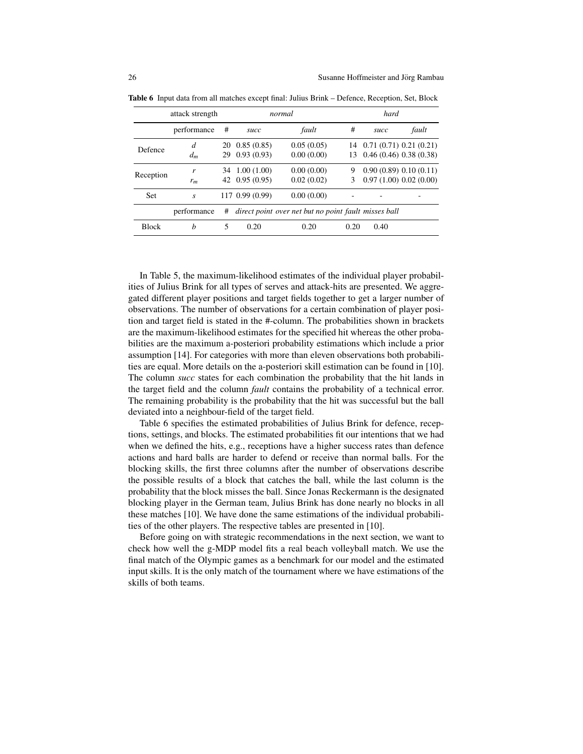**Table 6** Input data from all matches except final: Julius Brink – Defence, Reception, Set, Block

| attack strength | | | *normal* | | | *hard* | |
|---|---|---|---|---|---|---|---|
| | performance | # | *succ* | *fault* | # | *succ* | *fault* |
| Defence | $d$ | 20 | 0.85 (0.85) | 0.05 (0.05) | 14 | 0.71 (0.71) | 0.21 (0.21) |
| | $d_m$ | 29 | 0.93 (0.93) | 0.00 (0.00) | 13 | 0.46 (0.46) | 0.38 (0.38) |
| Reception | $r$ | 34 | 1.00 (1.00) | 0.00 (0.00) | 9 | 0.90 (0.89) | 0.10 (0.11) |
| | $r_m$ | 42 | 0.95 (0.95) | 0.02 (0.02) | 3 | 0.97 (1.00) | 0.02 (0.00) |
| Set | $s$ | 117 | 0.99 (0.99) | 0.00 (0.00) | - | - | - |
| | performance | # | *direct point* | *over net but no point* | *fault* | *misses ball* | |
| Block | $b$ | 5 | 0.20 | 0.20 | 0.20 | 0.40 | |

In Table 5, the maximum-likelihood estimates of the individual player probabilities of Julius Brink for all types of serves and attack-hits are presented. We aggregated different player positions and target fields together to get a larger number of observations. The number of observations for a certain combination of player position and target field is stated in the #-column. The probabilities shown in brackets are the maximum-likelihood estimates for the specified hit whereas the other probabilities are the maximum a-posteriori probability estimations which include a prior assumption [14]. For categories with more than eleven observations both probabilities are equal. More details on the a-posteriori skill estimation can be found in [10]. The column *succ* states for each combination the probability that the hit lands in the target field and the column *fault* contains the probability of a technical error. The remaining probability is the probability that the hit was successful but the ball deviated into a neighbour-field of the target field.

Table 6 specifies the estimated probabilities of Julius Brink for defence, receptions, settings, and blocks. The estimated probabilities fit our intentions that we had when we defined the hits, e.g., receptions have a higher success rates than defence actions and hard balls are harder to defend or receive than normal balls. For the blocking skills, the first three columns after the number of observations describe the possible results of a block that catches the ball, while the last column is the probability that the block misses the ball. Since Jonas Reckermann is the designated blocking player in the German team, Julius Brink has done nearly no blocks in all these matches [10]. We have done the same estimations of the individual probabilities of the other players. The respective tables are presented in [10].

Before going on with strategic recommendations in the next section, we want to check how well the g-MDP model fits a real beach volleyball match. We use the final match of the Olympic games as a benchmark for our model and the estimated input skills. It is the only match of the tournament where we have estimations of the skills of both teams.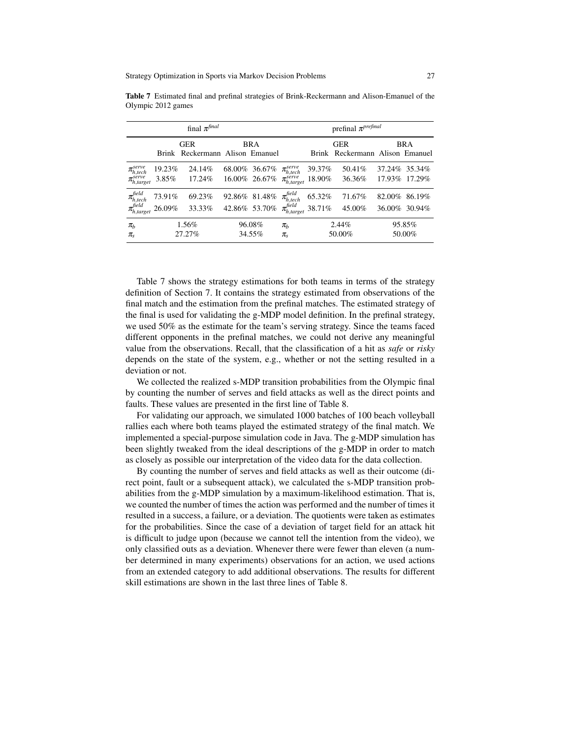**Table 7** Estimated final and prefinal strategies of Brink-Reckermann and Alison-Emanuel of the Olympic 2012 games

| | final $\pi^{final}$ | | | | | prefinal $\pi^{prefinal}$ | | | |
|---|---|---|---|---|---|---|---|---|---|
| | GER | | BRA | | | GER | | BRA | |
| | Brink | Reckermann | Alison | Emanuel | | Brink | Reckermann | Alison | Emanuel |
| $\pi^{serve}_{h,tech}$ | 19.23% | 24.14% | 68.00% | 36.67% | $\pi^{serve}_{h,tech}$ | 39.37% | 50.41% | 37.24% | 35.34% |
| $\pi^{serve}_{h,target}$ | 3.85% | 17.24% | 16.00% | 26.67% | $\pi^{serve}_{h,target}$ | 18.90% | 36.36% | 17.93% | 17.29% |
| $\pi^{field}_{h,tech}$ | 73.91% | 69.23% | 92.86% | 81.48% | $\pi^{field}_{h,tech}$ | 65.32% | 71.67% | 82.00% | 86.19% |
| $\pi^{field}_{h,target}$ | 26.09% | 33.33% | 42.86% | 53.70% | $\pi^{field}_{h,target}$ | 38.71% | 45.00% | 36.00% | 30.94% |
| $\pi_b$ | 1.56% | | 96.08% | | $\pi_b$ | 2.44% | | 95.85% | |
| $\pi_s$ | 27.27% | | 34.55% | | $\pi_s$ | 50.00% | | 50.00% | |

Table 7 shows the strategy estimations for both teams in terms of the strategy definition of Section 7. It contains the strategy estimated from observations of the final match and the estimation from the prefinal matches. The estimated strategy of the final is used for validating the g-MDP model definition. In the prefinal strategy, we used 50% as the estimate for the team's serving strategy. Since the teams faced different opponents in the prefinal matches, we could not derive any meaningful value from the observations. Recall, that the classification of a hit as *safe* or *risky* depends on the state of the system, e.g., whether or not the setting resulted in a deviation or not.

We collected the realized s-MDP transition probabilities from the Olympic final by counting the number of serves and field attacks as well as the direct points and faults. These values are presented in the first line of Table 8.

For validating our approach, we simulated 1000 batches of 100 beach volleyball rallies each where both teams played the estimated strategy of the final match. We implemented a special-purpose simulation code in Java. The g-MDP simulation has been slightly tweaked from the ideal descriptions of the g-MDP in order to match as closely as possible our interpretation of the video data for the data collection.

By counting the number of serves and field attacks as well as their outcome (direct point, fault or a subsequent attack), we calculated the s-MDP transition probabilities from the g-MDP simulation by a maximum-likelihood estimation. That is, we counted the number of times the action was performed and the number of times it resulted in a success, a failure, or a deviation. The quotients were taken as estimates for the probabilities. Since the case of a deviation of target field for an attack hit is difficult to judge upon (because we cannot tell the intention from the video), we only classified outs as a deviation. Whenever there were fewer than eleven (a number determined in many experiments) observations for an action, we used actions from an extended category to add additional observations. The results for different skill estimations are shown in the last three lines of Table 8.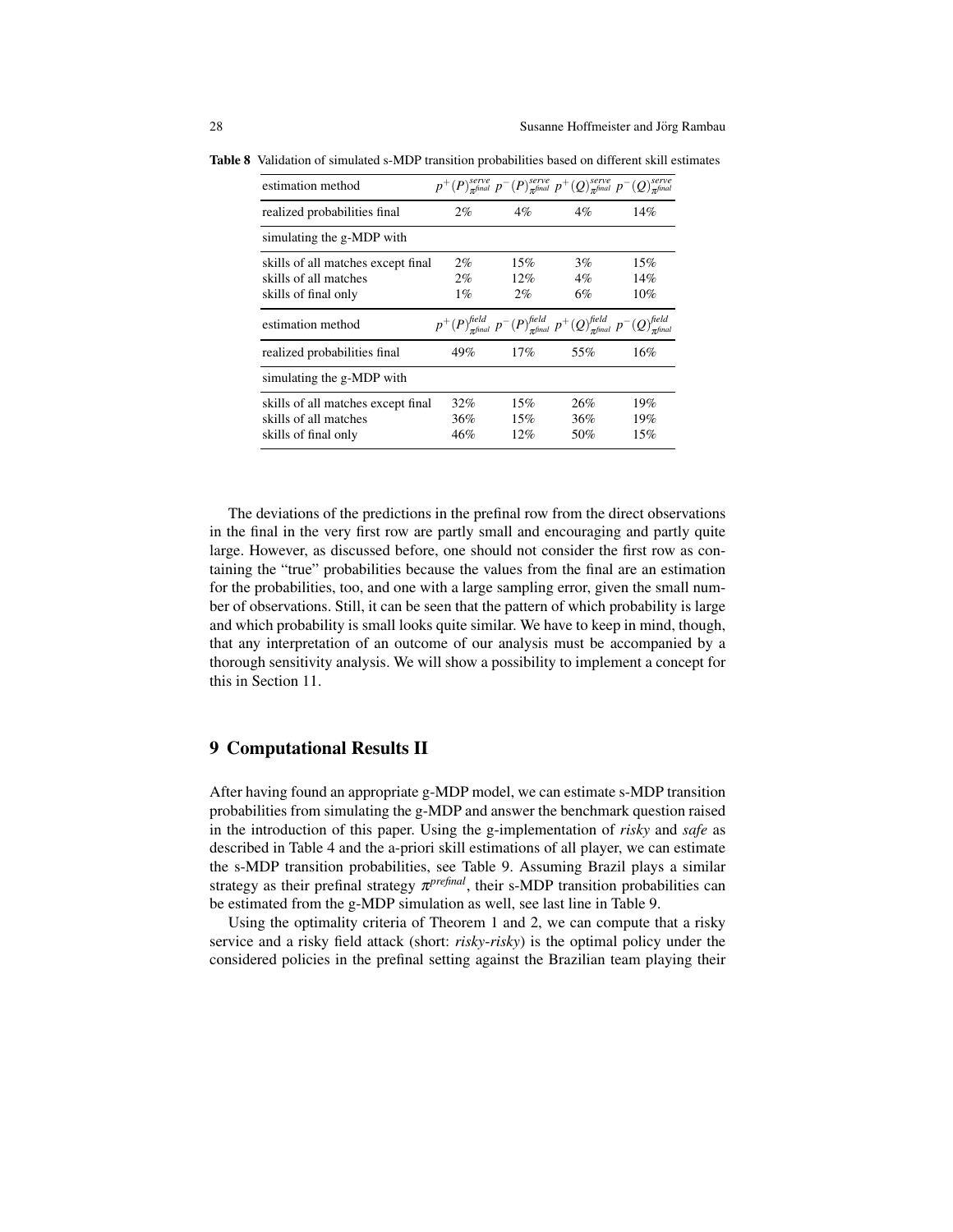**Table 8** Validation of simulated s-MDP transition probabilities based on different skill estimates

| estimation method | $p^+(P)^{serve}_{\pi^{final}}$ | $p^-(P)^{serve}_{\pi^{final}}$ | $p^+(Q)^{serve}_{\pi^{final}}$ | $p^-(Q)^{serve}_{\pi^{final}}$ |
|---|---|---|---|---|
| realized probabilities final | 2% | 4% | 4% | 14% |
| simulating the g-MDP with | | | | |
| skills of all matches except final | 2% | 15% | 3% | 15% |
| skills of all matches | 2% | 12% | 4% | 14% |
| skills of final only | 1% | 2% | 6% | 10% |
| **estimation method** | $p^+(P)^{field}_{\pi^{final}}$ | $p^-(P)^{field}_{\pi^{final}}$ | $p^+(Q)^{field}_{\pi^{final}}$ | $p^-(Q)^{field}_{\pi^{final}}$ |
| realized probabilities final | 49% | 17% | 55% | 16% |
| simulating the g-MDP with | | | | |
| skills of all matches except final | 32% | 15% | 26% | 19% |
| skills of all matches | 36% | 15% | 36% | 19% |
| skills of final only | 46% | 12% | 50% | 15% |

The deviations of the predictions in the prefinal row from the direct observations in the final in the very first row are partly small and encouraging and partly quite large. However, as discussed before, one should not consider the first row as containing the "true" probabilities because the values from the final are an estimation for the probabilities, too, and one with a large sampling error, given the small number of observations. Still, it can be seen that the pattern of which probability is large and which probability is small looks quite similar. We have to keep in mind, though, that any interpretation of an outcome of our analysis must be accompanied by a thorough sensitivity analysis. We will show a possibility to implement a concept for this in Section 11.

## 9 Computational Results II

After having found an appropriate g-MDP model, we can estimate s-MDP transition probabilities from simulating the g-MDP and answer the benchmark question raised in the introduction of this paper. Using the g-implementation of *risky* and *safe* as described in Table 4 and the a-priori skill estimations of all player, we can estimate the s-MDP transition probabilities, see Table 9. Assuming Brazil plays a similar strategy as their prefinal strategy $\pi^{prefinal}$, their s-MDP transition probabilities can be estimated from the g-MDP simulation as well, see last line in Table 9.

Using the optimality criteria of Theorem 1 and 2, we can compute that a risky service and a risky field attack (short: *risky*-*risky*) is the optimal policy under the considered policies in the prefinal setting against the Brazilian team playing their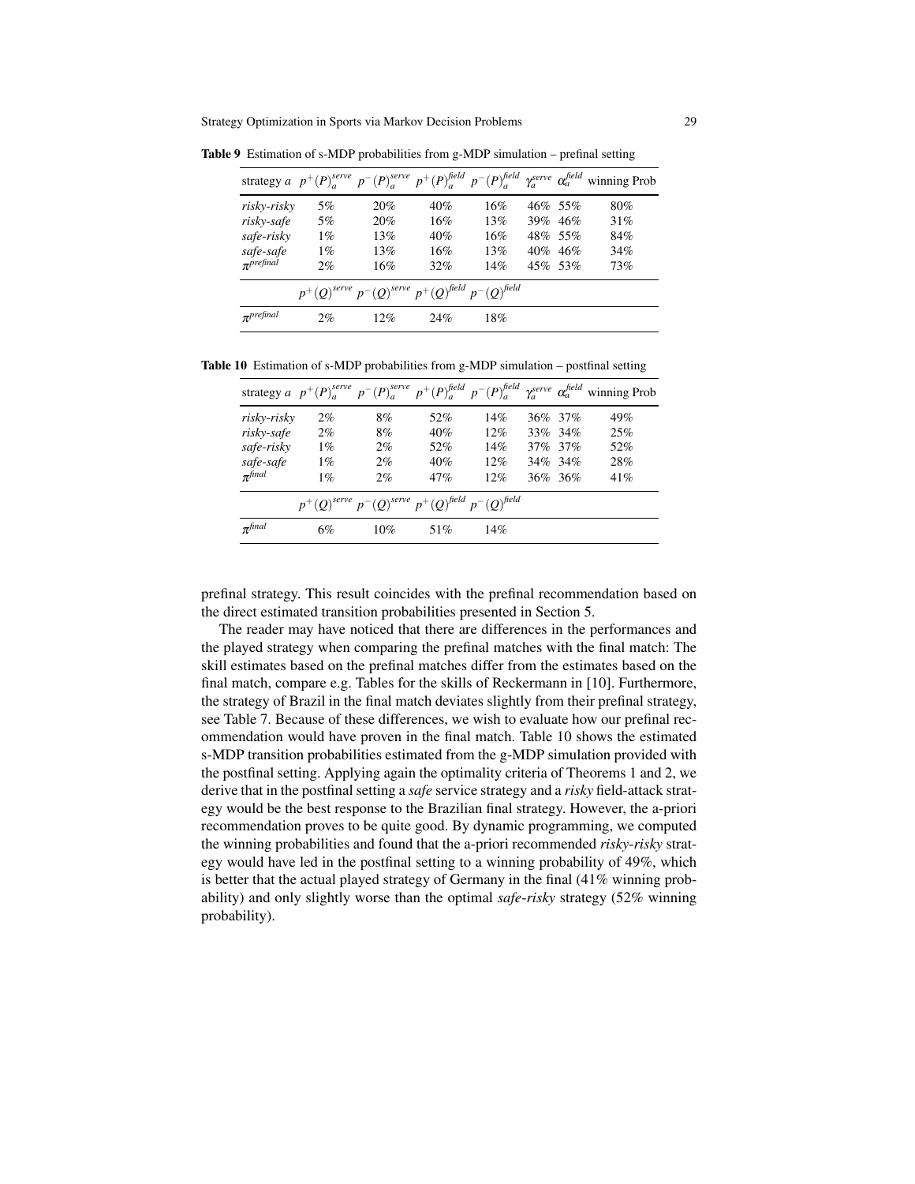**Table 9** Estimation of s-MDP probabilities from g-MDP simulation – prefinal setting

| strategy $a$ | $p^+(P)_a^{serve}$ | $p^-(P)_a^{serve}$ | $p^+(P)_a^{field}$ | $p^-(P)_a^{field}$ | $\gamma_a^{serve}$ | $\alpha_a^{field}$ | winning Prob |
|---|---|---|---|---|---|---|---|
| *risky-risky* | 5% | 20% | 40% | 16% | 46% | 55% | 80% |
| *risky-safe* | 5% | 20% | 16% | 13% | 39% | 46% | 31% |
| *safe-risky* | 1% | 13% | 40% | 16% | 48% | 55% | 84% |
| *safe-safe* | 1% | 13% | 16% | 13% | 40% | 46% | 34% |
| $\pi^{prefinal}$ | 2% | 16% | 32% | 14% | 45% | 53% | 73% |
| | $p^+(Q)^{serve}$ | $p^-(Q)^{serve}$ | $p^+(Q)^{field}$ | $p^-(Q)^{field}$ | | | |
| $\pi^{prefinal}$ | 2% | 12% | 24% | 18% | | | |

**Table 10** Estimation of s-MDP probabilities from g-MDP simulation – postfinal setting

| strategy $a$ | $p^+(P)_a^{serve}$ | $p^-(P)_a^{serve}$ | $p^+(P)_a^{field}$ | $p^-(P)_a^{field}$ | $\gamma_a^{serve}$ | $\alpha_a^{field}$ | winning Prob |
|---|---|---|---|---|---|---|---|
| *risky-risky* | 2% | 8% | 52% | 14% | 36% | 37% | 49% |
| *risky-safe* | 2% | 8% | 40% | 12% | 33% | 34% | 25% |
| *safe-risky* | 1% | 2% | 52% | 14% | 37% | 37% | 52% |
| *safe-safe* | 1% | 2% | 40% | 12% | 34% | 34% | 28% |
| $\pi^{final}$ | 1% | 2% | 47% | 12% | 36% | 36% | 41% |
| | $p^+(Q)^{serve}$ | $p^-(Q)^{serve}$ | $p^+(Q)^{field}$ | $p^-(Q)^{field}$ | | | |
| $\pi^{final}$ | 6% | 10% | 51% | 14% | | | |

prefinal strategy. This result coincides with the prefinal recommendation based on the direct estimated transition probabilities presented in Section 5.

The reader may have noticed that there are differences in the performances and the played strategy when comparing the prefinal matches with the final match: The skill estimates based on the prefinal matches differ from the estimates based on the final match, compare e.g. Tables for the skills of Reckermann in [10]. Furthermore, the strategy of Brazil in the final match deviates slightly from their prefinal strategy, see Table 7. Because of these differences, we wish to evaluate how our prefinal recommendation would have proven in the final match. Table 10 shows the estimated s-MDP transition probabilities estimated from the g-MDP simulation provided with the postfinal setting. Applying again the optimality criteria of Theorems 1 and 2, we derive that in the postfinal setting a *safe* service strategy and a *risky* field-attack strategy would be the best response to the Brazilian final strategy. However, the a-priori recommendation proves to be quite good. By dynamic programming, we computed the winning probabilities and found that the a-priori recommended *risky-risky* strategy would have led in the postfinal setting to a winning probability of 49%, which is better that the actual played strategy of Germany in the final (41% winning probability) and only slightly worse than the optimal *safe-risky* strategy (52% winning probability).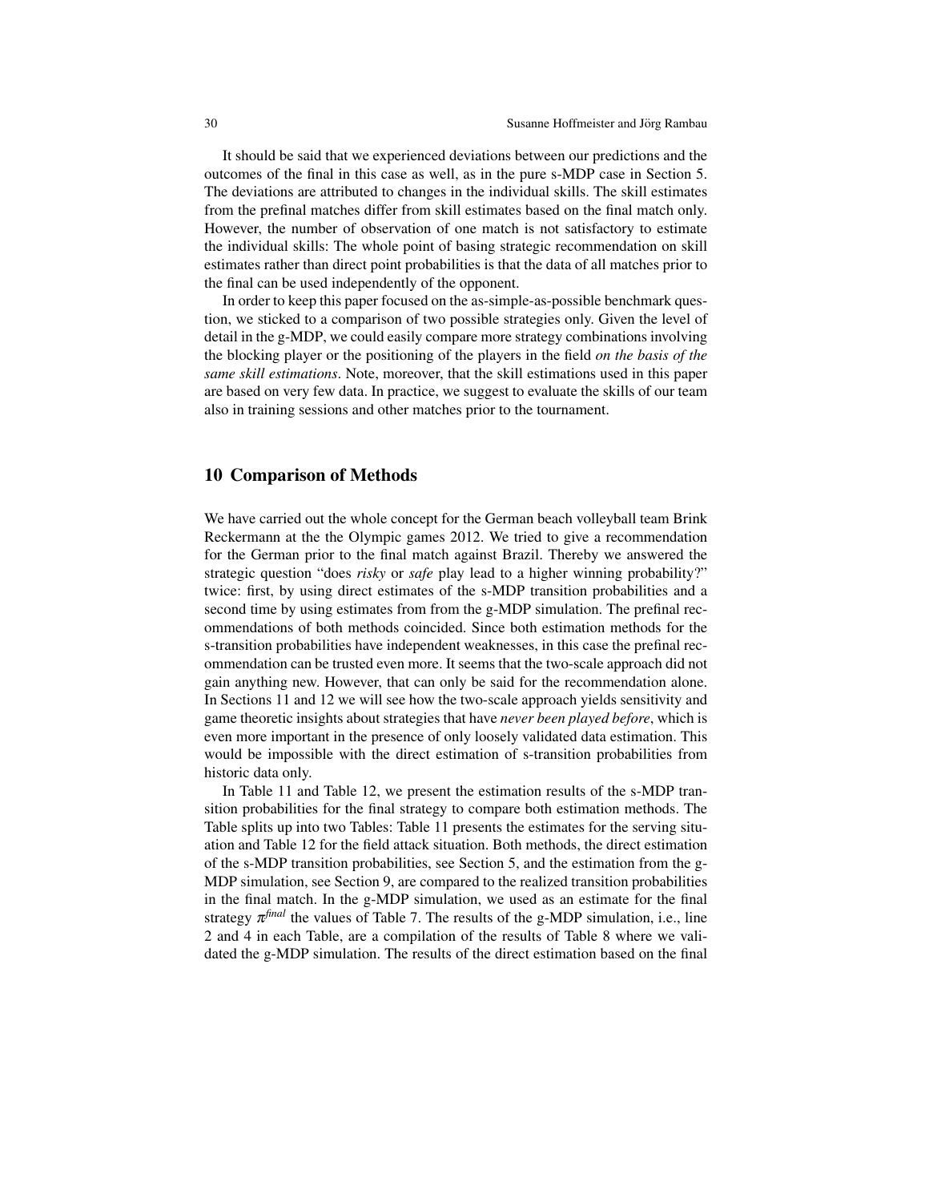It should be said that we experienced deviations between our predictions and the outcomes of the final in this case as well, as in the pure s-MDP case in Section 5. The deviations are attributed to changes in the individual skills. The skill estimates from the prefinal matches differ from skill estimates based on the final match only. However, the number of observation of one match is not satisfactory to estimate the individual skills: The whole point of basing strategic recommendation on skill estimates rather than direct point probabilities is that the data of all matches prior to the final can be used independently of the opponent.

In order to keep this paper focused on the as-simple-as-possible benchmark question, we sticked to a comparison of two possible strategies only. Given the level of detail in the g-MDP, we could easily compare more strategy combinations involving the blocking player or the positioning of the players in the field *on the basis of the same skill estimations*. Note, moreover, that the skill estimations used in this paper are based on very few data. In practice, we suggest to evaluate the skills of our team also in training sessions and other matches prior to the tournament.

## 10 Comparison of Methods

We have carried out the whole concept for the German beach volleyball team Brink Reckermann at the the Olympic games 2012. We tried to give a recommendation for the German prior to the final match against Brazil. Thereby we answered the strategic question "does *risky* or *safe* play lead to a higher winning probability?" twice: first, by using direct estimates of the s-MDP transition probabilities and a second time by using estimates from from the g-MDP simulation. The prefinal recommendations of both methods coincided. Since both estimation methods for the s-transition probabilities have independent weaknesses, in this case the prefinal recommendation can be trusted even more. It seems that the two-scale approach did not gain anything new. However, that can only be said for the recommendation alone. In Sections 11 and 12 we will see how the two-scale approach yields sensitivity and game theoretic insights about strategies that have *never been played before*, which is even more important in the presence of only loosely validated data estimation. This would be impossible with the direct estimation of s-transition probabilities from historic data only.

In Table 11 and Table 12, we present the estimation results of the s-MDP transition probabilities for the final strategy to compare both estimation methods. The Table splits up into two Tables: Table 11 presents the estimates for the serving situation and Table 12 for the field attack situation. Both methods, the direct estimation of the s-MDP transition probabilities, see Section 5, and the estimation from the g-MDP simulation, see Section 9, are compared to the realized transition probabilities in the final match. In the g-MDP simulation, we used as an estimate for the final strategy $\pi^{final}$ the values of Table 7. The results of the g-MDP simulation, i.e., line 2 and 4 in each Table, are a compilation of the results of Table 8 where we validated the g-MDP simulation. The results of the direct estimation based on the final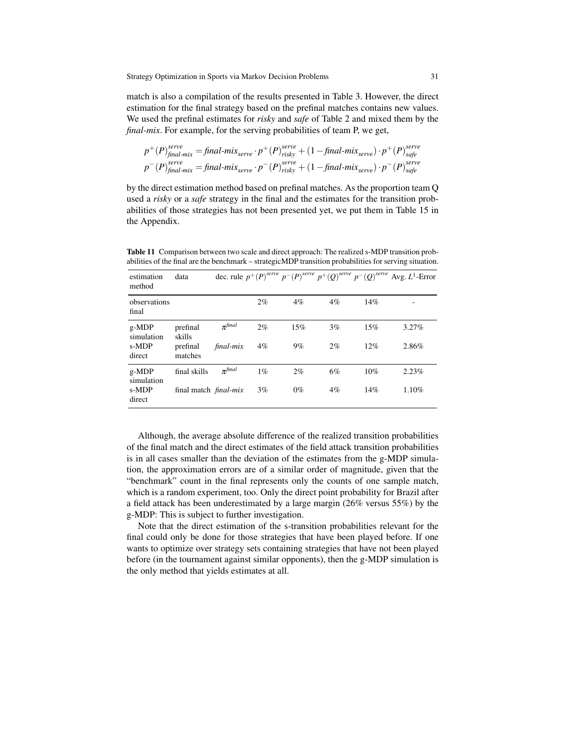match is also a compilation of the results presented in Table 3. However, the direct estimation for the final strategy based on the prefinal matches contains new values. We used the prefinal estimates for *risky* and *safe* of Table 2 and mixed them by the *final-mix*. For example, for the serving probabilities of team P, we get,

$$p^+(P)^{serve}_{\mathit{final\text{-}mix}} = \mathit{final\text{-}mix}_{serve} \cdot p^+(P)^{serve}_{risky} + (1 - \mathit{final\text{-}mix}_{serve}) \cdot p^+(P)^{serve}_{safe}$$
$$p^-(P)^{serve}_{\mathit{final\text{-}mix}} = \mathit{final\text{-}mix}_{serve} \cdot p^-(P)^{serve}_{risky} + (1 - \mathit{final\text{-}mix}_{serve}) \cdot p^-(P)^{serve}_{safe}$$

by the direct estimation method based on prefinal matches. As the proportion team Q used a *risky* or a *safe* strategy in the final and the estimates for the transition probabilities of those strategies has not been presented yet, we put them in Table 15 in the Appendix.

**Table 11** Comparison between two scale and direct approach: The realized s-MDP transition probabilities of the final are the benchmark – strategicMDP transition probabilities for serving situation.

| estimation method | data | dec. rule | $p^+(P)^{serve}$ | $p^-(P)^{serve}$ | $p^+(Q)^{serve}$ | $p^-(Q)^{serve}$ | Avg. $L^1$-Error |
|---|---|---|---|---|---|---|---|
| observations final | | | 2% | 4% | 4% | 14% | - |
| g-MDP simulation | prefinal skills | $\pi^{final}$ | 2% | 15% | 3% | 15% | 3.27% |
| s-MDP direct | prefinal matches | *final-mix* | 4% | 9% | 2% | 12% | 2.86% |
| g-MDP simulation | final skills | $\pi^{final}$ | 1% | 2% | 6% | 10% | 2.23% |
| s-MDP direct | final match | *final-mix* | 3% | 0% | 4% | 14% | 1.10% |

Although, the average absolute difference of the realized transition probabilities of the final match and the direct estimates of the field attack transition probabilities is in all cases smaller than the deviation of the estimates from the g-MDP simulation, the approximation errors are of a similar order of magnitude, given that the "benchmark" count in the final represents only the counts of one sample match, which is a random experiment, too. Only the direct point probability for Brazil after a field attack has been underestimated by a large margin (26% versus 55%) by the g-MDP: This is subject to further investigation.

Note that the direct estimation of the s-transition probabilities relevant for the final could only be done for those strategies that have been played before. If one wants to optimize over strategy sets containing strategies that have not been played before (in the tournament against similar opponents), then the g-MDP simulation is the only method that yields estimates at all.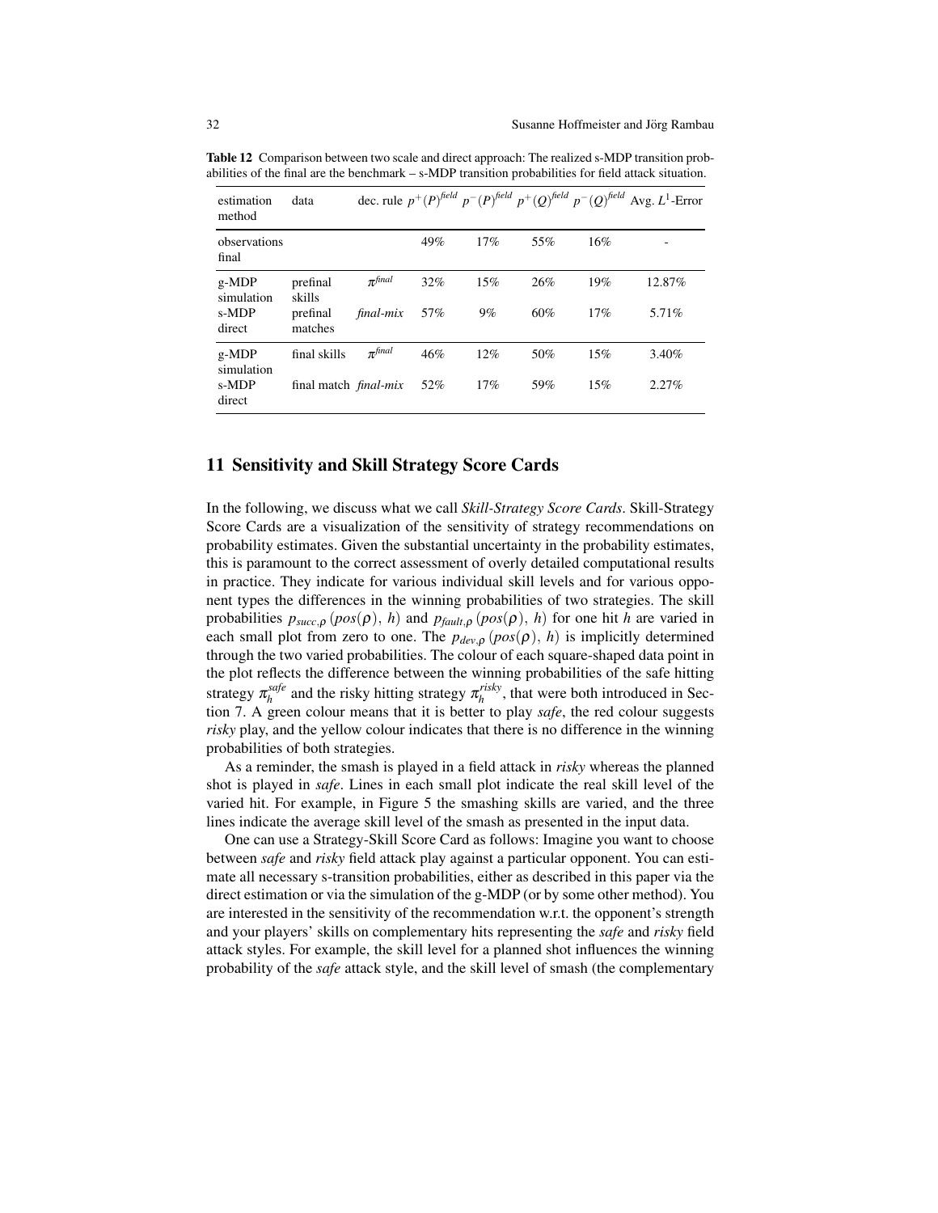**Table 12** Comparison between two scale and direct approach: The realized s-MDP transition probabilities of the final are the benchmark – s-MDP transition probabilities for field attack situation.

| estimation method | data | dec. rule | $p^{+}(P)^{field}$ | $p^{-}(P)^{field}$ | $p^{+}(Q)^{field}$ | $p^{-}(Q)^{field}$ | Avg. $L^1$-Error |
|---|---|---|---|---|---|---|---|
| observations final | | | 49% | 17% | 55% | 16% | - |
| g-MDP simulation | prefinal skills | $\pi^{final}$ | 32% | 15% | 26% | 19% | 12.87% |
| s-MDP direct | prefinal matches | *final-mix* | 57% | 9% | 60% | 17% | 5.71% |
| g-MDP simulation | final skills | $\pi^{final}$ | 46% | 12% | 50% | 15% | 3.40% |
| s-MDP direct | final match | *final-mix* | 52% | 17% | 59% | 15% | 2.27% |

## 11 Sensitivity and Skill Strategy Score Cards

In the following, we discuss what we call *Skill-Strategy Score Cards*. Skill-Strategy Score Cards are a visualization of the sensitivity of strategy recommendations on probability estimates. Given the substantial uncertainty in the probability estimates, this is paramount to the correct assessment of overly detailed computational results in practice. They indicate for various individual skill levels and for various opponent types the differences in the winning probabilities of two strategies. The skill probabilities $p_{succ,\rho}(pos(\rho),\, h)$ and $p_{fault,\rho}(pos(\rho),\, h)$ for one hit $h$ are varied in each small plot from zero to one. The $p_{dev,\rho}(pos(\rho),\, h)$ is implicitly determined through the two varied probabilities. The colour of each square-shaped data point in the plot reflects the difference between the winning probabilities of the safe hitting strategy $\pi_h^{safe}$ and the risky hitting strategy $\pi_h^{risky}$, that were both introduced in Section 7. A green colour means that it is better to play *safe*, the red colour suggests *risky* play, and the yellow colour indicates that there is no difference in the winning probabilities of both strategies.

As a reminder, the smash is played in a field attack in *risky* whereas the planned shot is played in *safe*. Lines in each small plot indicate the real skill level of the varied hit. For example, in Figure 5 the smashing skills are varied, and the three lines indicate the average skill level of the smash as presented in the input data.

One can use a Strategy-Skill Score Card as follows: Imagine you want to choose between *safe* and *risky* field attack play against a particular opponent. You can estimate all necessary s-transition probabilities, either as described in this paper via the direct estimation or via the simulation of the g-MDP (or by some other method). You are interested in the sensitivity of the recommendation w.r.t. the opponent's strength and your players' skills on complementary hits representing the *safe* and *risky* field attack styles. For example, the skill level for a planned shot influences the winning probability of the *safe* attack style, and the skill level of smash (the complementary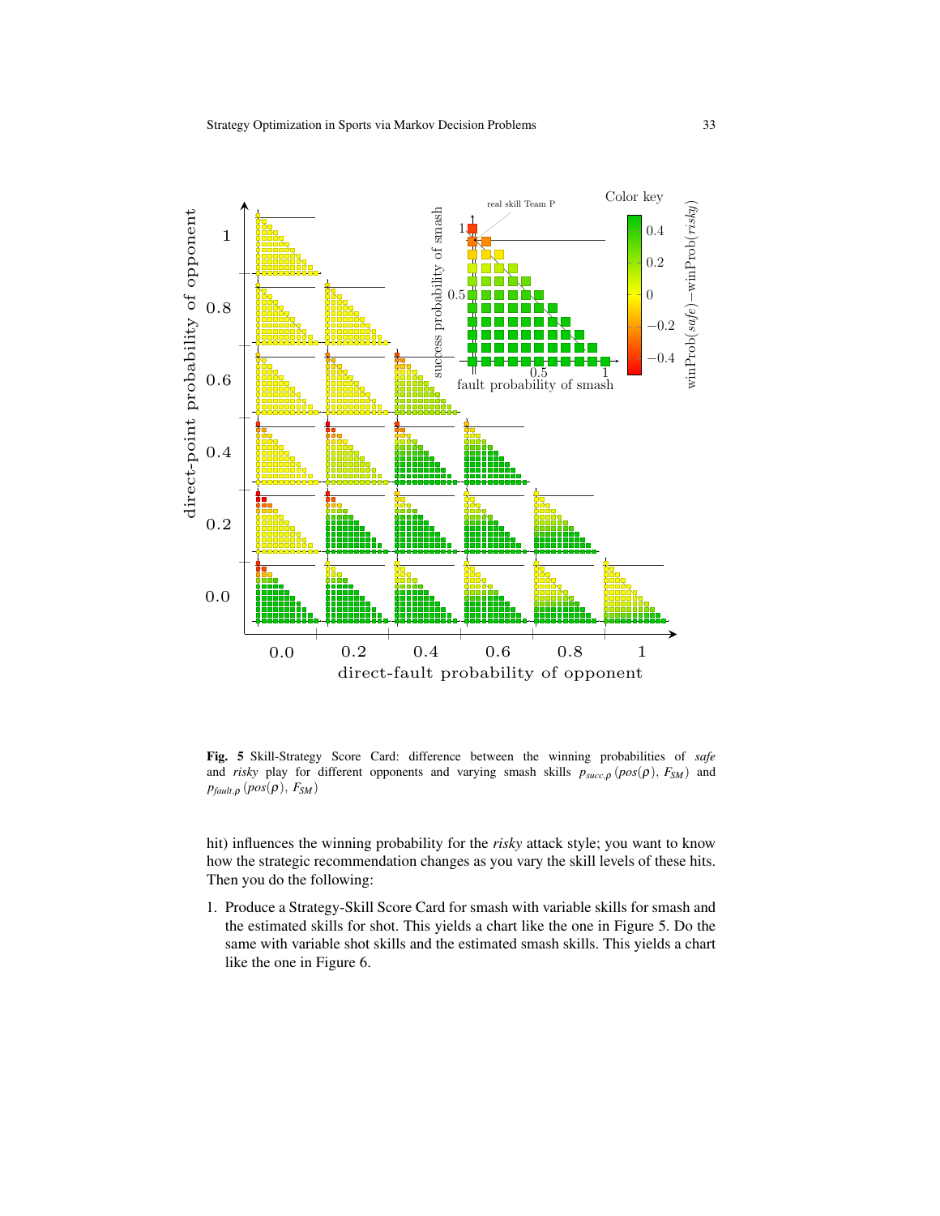**Fig. 5** Skill-Strategy Score Card: difference between the winning probabilities of *safe* and *risky* play for different opponents and varying smash skills $p_{succ,\rho}(pos(\rho), F_{SM})$ and $p_{fault,\rho}(pos(\rho), F_{SM})$

hit) influences the winning probability for the *risky* attack style; you want to know how the strategic recommendation changes as you vary the skill levels of these hits. Then you do the following:

1. Produce a Strategy-Skill Score Card for smash with variable skills for smash and the estimated skills for shot. This yields a chart like the one in Figure 5. Do the same with variable shot skills and the estimated smash skills. This yields a chart like the one in Figure 6.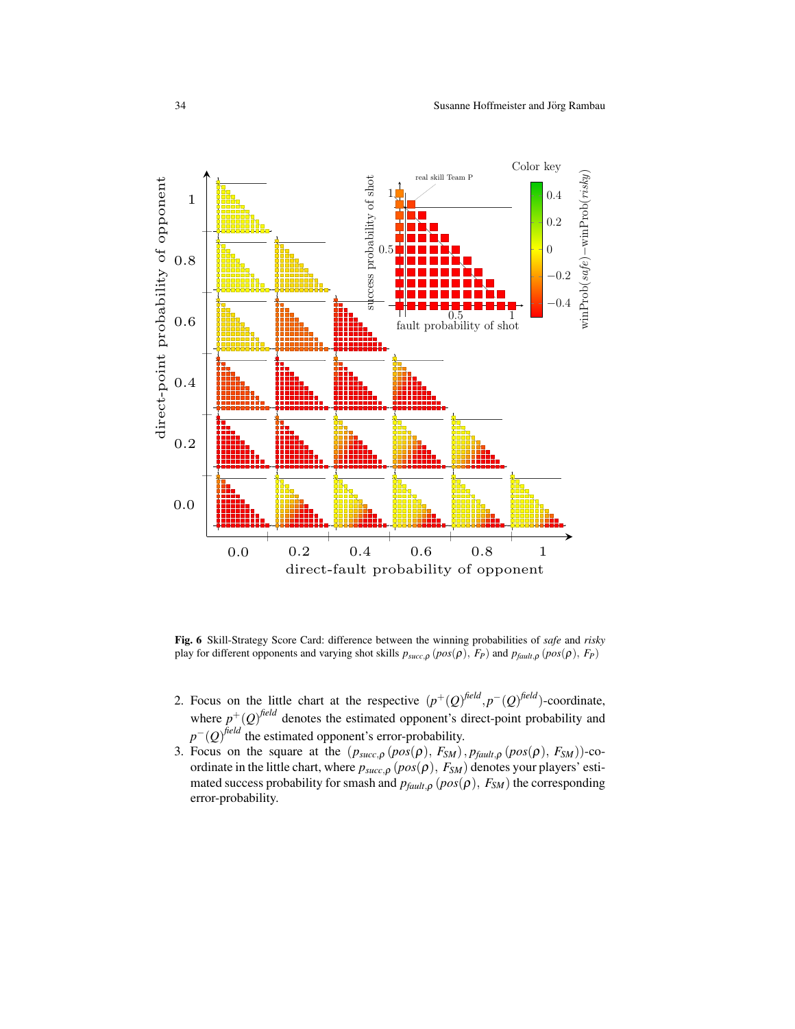**Fig. 6** Skill-Strategy Score Card: difference between the winning probabilities of *safe* and *risky* play for different opponents and varying shot skills $p_{succ,\rho}(pos(\rho), F_P)$ and $p_{fault,\rho}(pos(\rho), F_P)$

2. Focus on the little chart at the respective $(p^+(Q)^{field}, p^-(Q)^{field})$-coordinate, where $p^+(Q)^{field}$ denotes the estimated opponent's direct-point probability and $p^-(Q)^{field}$ the estimated opponent's error-probability.
3. Focus on the square at the $(p_{succ,\rho}(pos(\rho), F_{SM}), p_{fault,\rho}(pos(\rho), F_{SM}))$-coordinate in the little chart, where $p_{succ,\rho}(pos(\rho), F_{SM})$ denotes your players' estimated success probability for smash and $p_{fault,\rho}(pos(\rho), F_{SM})$ the corresponding error-probability.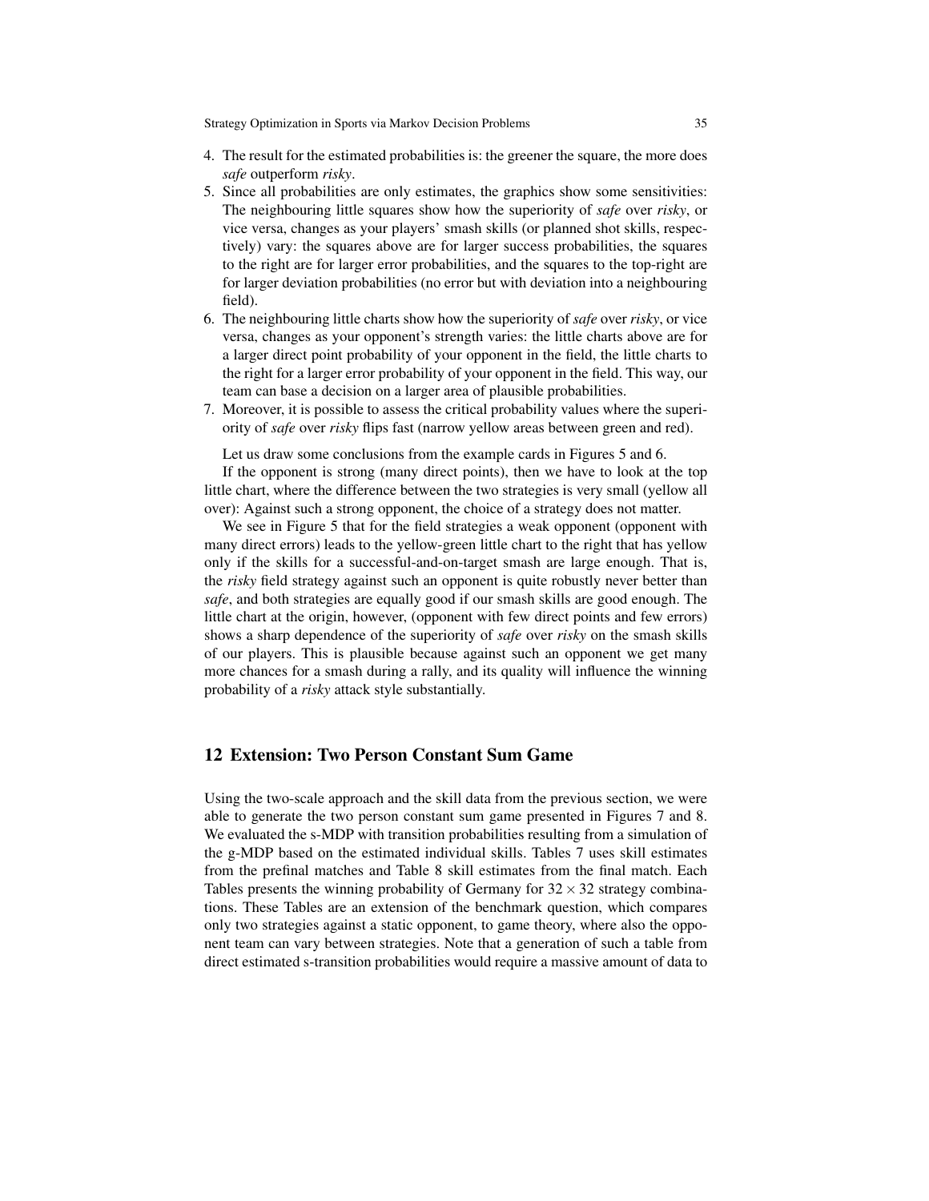4. The result for the estimated probabilities is: the greener the square, the more does *safe* outperform *risky*.
5. Since all probabilities are only estimates, the graphics show some sensitivities: The neighbouring little squares show how the superiority of *safe* over *risky*, or vice versa, changes as your players' smash skills (or planned shot skills, respectively) vary: the squares above are for larger success probabilities, the squares to the right are for larger error probabilities, and the squares to the top-right are for larger deviation probabilities (no error but with deviation into a neighbouring field).
6. The neighbouring little charts show how the superiority of *safe* over *risky*, or vice versa, changes as your opponent's strength varies: the little charts above are for a larger direct point probability of your opponent in the field, the little charts to the right for a larger error probability of your opponent in the field. This way, our team can base a decision on a larger area of plausible probabilities.
7. Moreover, it is possible to assess the critical probability values where the superiority of *safe* over *risky* flips fast (narrow yellow areas between green and red).

Let us draw some conclusions from the example cards in Figures 5 and 6.

If the opponent is strong (many direct points), then we have to look at the top little chart, where the difference between the two strategies is very small (yellow all over): Against such a strong opponent, the choice of a strategy does not matter.

We see in Figure 5 that for the field strategies a weak opponent (opponent with many direct errors) leads to the yellow-green little chart to the right that has yellow only if the skills for a successful-and-on-target smash are large enough. That is, the *risky* field strategy against such an opponent is quite robustly never better than *safe*, and both strategies are equally good if our smash skills are good enough. The little chart at the origin, however, (opponent with few direct points and few errors) shows a sharp dependence of the superiority of *safe* over *risky* on the smash skills of our players. This is plausible because against such an opponent we get many more chances for a smash during a rally, and its quality will influence the winning probability of a *risky* attack style substantially.

## 12 Extension: Two Person Constant Sum Game

Using the two-scale approach and the skill data from the previous section, we were able to generate the two person constant sum game presented in Figures 7 and 8. We evaluated the s-MDP with transition probabilities resulting from a simulation of the g-MDP based on the estimated individual skills. Tables 7 uses skill estimates from the prefinal matches and Table 8 skill estimates from the final match. Each Tables presents the winning probability of Germany for $32 \times 32$ strategy combinations. These Tables are an extension of the benchmark question, which compares only two strategies against a static opponent, to game theory, where also the opponent team can vary between strategies. Note that a generation of such a table from direct estimated s-transition probabilities would require a massive amount of data to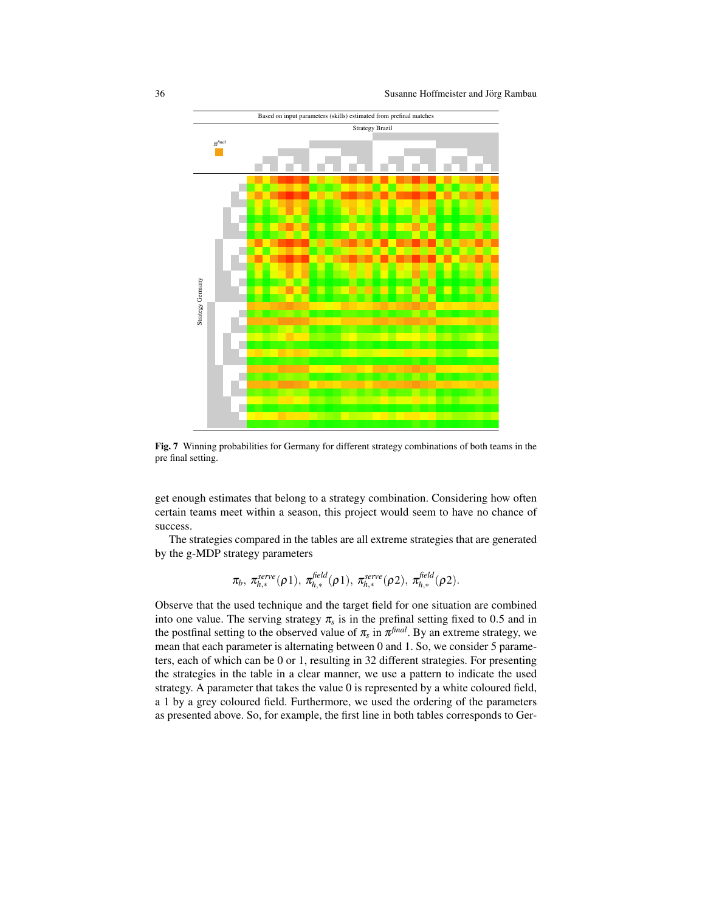Based on input parameters (skills) estimated from prefinal matches

Strategy Brazil

$\pi^{final}$

Strategy Germany

**Fig. 7** Winning probabilities for Germany for different strategy combinations of both teams in the pre final setting.

get enough estimates that belong to a strategy combination. Considering how often certain teams meet within a season, this project would seem to have no chance of success.

The strategies compared in the tables are all extreme strategies that are generated by the g-MDP strategy parameters

$$\pi_b,\ \pi^{serve}_{h,*}(\rho 1),\ \pi^{field}_{h,*}(\rho 1),\ \pi^{serve}_{h,*}(\rho 2),\ \pi^{field}_{h,*}(\rho 2).$$

Observe that the used technique and the target field for one situation are combined into one value. The serving strategy $\pi_s$ is in the prefinal setting fixed to 0.5 and in the postfinal setting to the observed value of $\pi_s$ in $\pi^{final}$. By an extreme strategy, we mean that each parameter is alternating between 0 and 1. So, we consider 5 parameters, each of which can be 0 or 1, resulting in 32 different strategies. For presenting the strategies in the table in a clear manner, we use a pattern to indicate the used strategy. A parameter that takes the value 0 is represented by a white coloured field, a 1 by a grey coloured field. Furthermore, we used the ordering of the parameters as presented above. So, for example, the first line in both tables corresponds to Ger-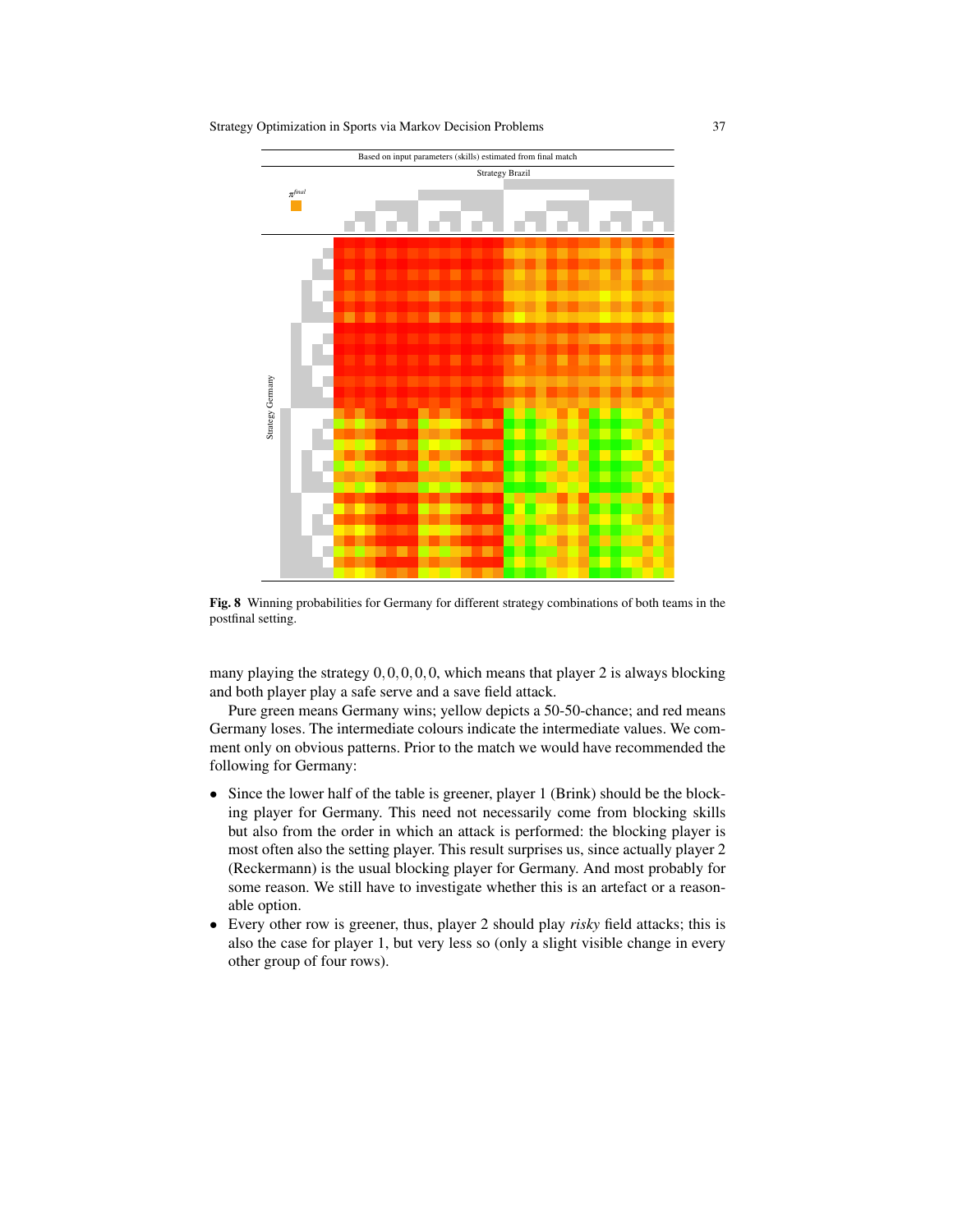Based on input parameters (skills) estimated from final match

Strategy Brazil

$\pi^{final}$

Strategy Germany

**Fig. 8** Winning probabilities for Germany for different strategy combinations of both teams in the postfinal setting.

many playing the strategy $0, 0, 0, 0, 0$, which means that player 2 is always blocking and both player play a safe serve and a save field attack.

Pure green means Germany wins; yellow depicts a 50-50-chance; and red means Germany loses. The intermediate colours indicate the intermediate values. We comment only on obvious patterns. Prior to the match we would have recommended the following for Germany:

- Since the lower half of the table is greener, player 1 (Brink) should be the blocking player for Germany. This need not necessarily come from blocking skills but also from the order in which an attack is performed: the blocking player is most often also the setting player. This result surprises us, since actually player 2 (Reckermann) is the usual blocking player for Germany. And most probably for some reason. We still have to investigate whether this is an artefact or a reasonable option.
- Every other row is greener, thus, player 2 should play *risky* field attacks; this is also the case for player 1, but very less so (only a slight visible change in every other group of four rows).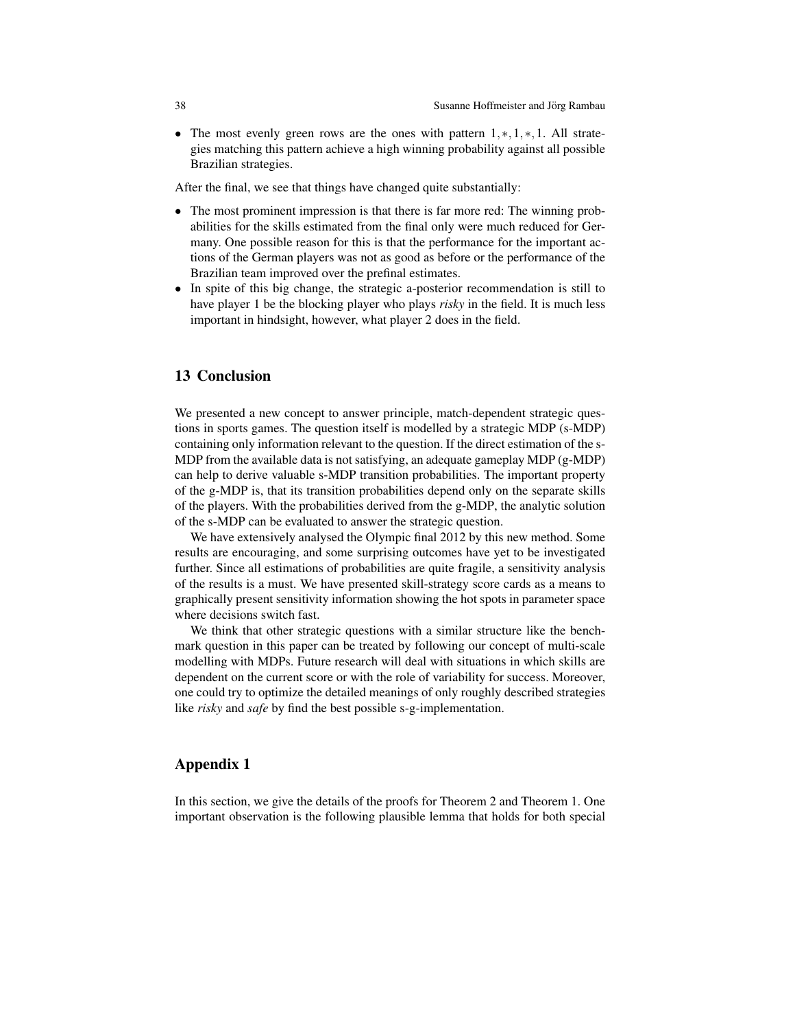- The most evenly green rows are the ones with pattern $1,*,1,*,1$. All strategies matching this pattern achieve a high winning probability against all possible Brazilian strategies.

After the final, we see that things have changed quite substantially:

- The most prominent impression is that there is far more red: The winning probabilities for the skills estimated from the final only were much reduced for Germany. One possible reason for this is that the performance for the important actions of the German players was not as good as before or the performance of the Brazilian team improved over the prefinal estimates.
- In spite of this big change, the strategic a-posterior recommendation is still to have player 1 be the blocking player who plays *risky* in the field. It is much less important in hindsight, however, what player 2 does in the field.

## 13 Conclusion

We presented a new concept to answer principle, match-dependent strategic questions in sports games. The question itself is modelled by a strategic MDP (s-MDP) containing only information relevant to the question. If the direct estimation of the s-MDP from the available data is not satisfying, an adequate gameplay MDP (g-MDP) can help to derive valuable s-MDP transition probabilities. The important property of the g-MDP is, that its transition probabilities depend only on the separate skills of the players. With the probabilities derived from the g-MDP, the analytic solution of the s-MDP can be evaluated to answer the strategic question.

We have extensively analysed the Olympic final 2012 by this new method. Some results are encouraging, and some surprising outcomes have yet to be investigated further. Since all estimations of probabilities are quite fragile, a sensitivity analysis of the results is a must. We have presented skill-strategy score cards as a means to graphically present sensitivity information showing the hot spots in parameter space where decisions switch fast.

We think that other strategic questions with a similar structure like the benchmark question in this paper can be treated by following our concept of multi-scale modelling with MDPs. Future research will deal with situations in which skills are dependent on the current score or with the role of variability for success. Moreover, one could try to optimize the detailed meanings of only roughly described strategies like *risky* and *safe* by find the best possible s-g-implementation.

## Appendix 1

In this section, we give the details of the proofs for Theorem 2 and Theorem 1. One important observation is the following plausible lemma that holds for both special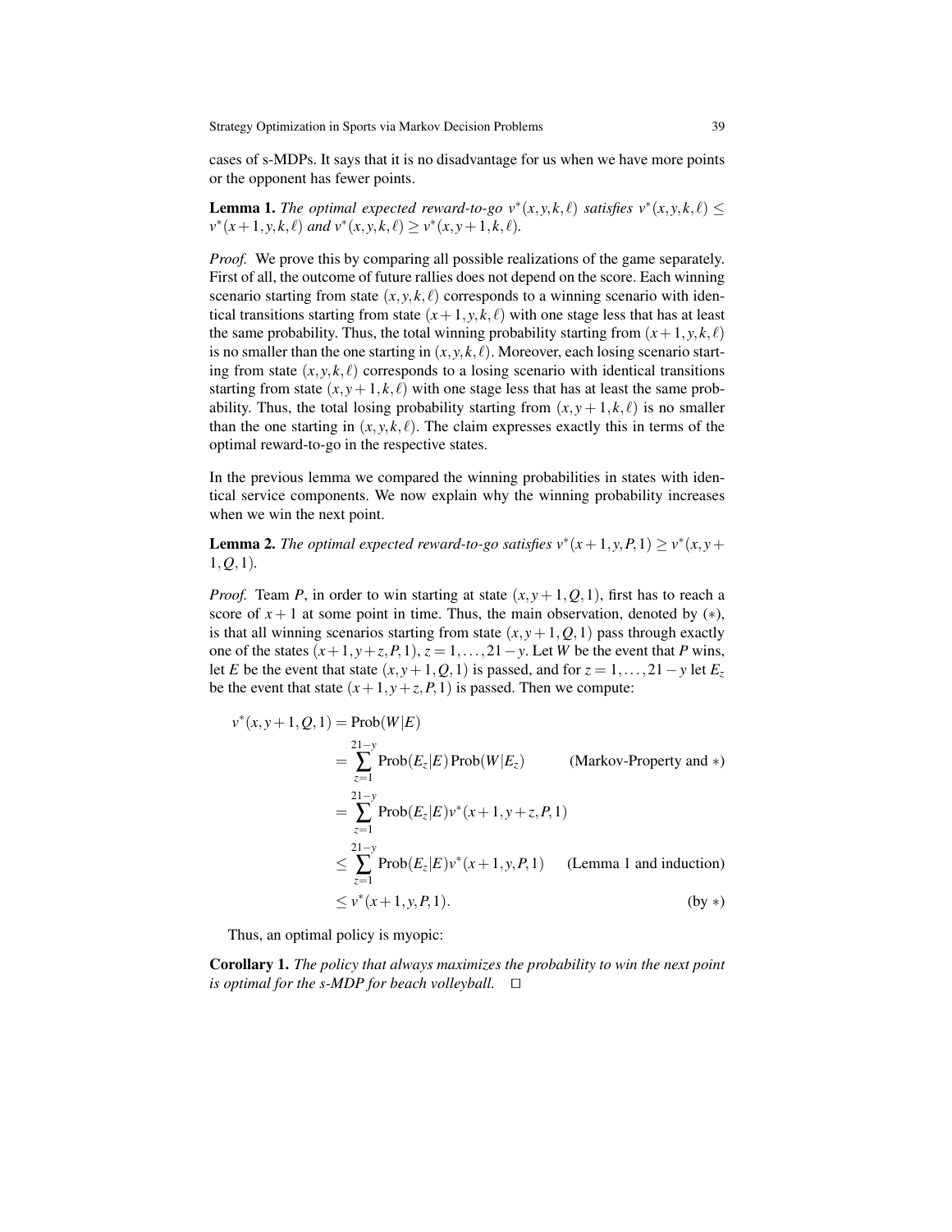cases of s-MDPs. It says that it is no disadvantage for us when we have more points or the opponent has fewer points.

**Lemma 1.** *The optimal expected reward-to-go $v^*(x,y,k,\ell)$ satisfies $v^*(x,y,k,\ell) \leq v^*(x+1,y,k,\ell)$ and $v^*(x,y,k,\ell) \geq v^*(x,y+1,k,\ell)$.*

*Proof.* We prove this by comparing all possible realizations of the game separately. First of all, the outcome of future rallies does not depend on the score. Each winning scenario starting from state $(x,y,k,\ell)$ corresponds to a winning scenario with identical transitions starting from state $(x+1,y,k,\ell)$ with one stage less that has at least the same probability. Thus, the total winning probability starting from $(x+1,y,k,\ell)$ is no smaller than the one starting in $(x,y,k,\ell)$. Moreover, each losing scenario starting from state $(x,y,k,\ell)$ corresponds to a losing scenario with identical transitions starting from state $(x,y+1,k,\ell)$ with one stage less that has at least the same probability. Thus, the total losing probability starting from $(x,y+1,k,\ell)$ is no smaller than the one starting in $(x,y,k,\ell)$. The claim expresses exactly this in terms of the optimal reward-to-go in the respective states.

In the previous lemma we compared the winning probabilities in states with identical service components. We now explain why the winning probability increases when we win the next point.

**Lemma 2.** *The optimal expected reward-to-go satisfies $v^*(x+1,y,P,1) \geq v^*(x,y+1,Q,1)$.*

*Proof.* Team $P$, in order to win starting at state $(x,y+1,Q,1)$, first has to reach a score of $x+1$ at some point in time. Thus, the main observation, denoted by $(*)$, is that all winning scenarios starting from state $(x,y+1,Q,1)$ pass through exactly one of the states $(x+1,y+z,P,1)$, $z = 1,\ldots,21-y$. Let $W$ be the event that $P$ wins, let $E$ be the event that state $(x,y+1,Q,1)$ is passed, and for $z = 1,\ldots,21-y$ let $E_z$ be the event that state $(x+1,y+z,P,1)$ is passed. Then we compute:

$$
\begin{aligned}
v^*(x,y+1,Q,1) &= \text{Prob}(W|E) \\
&= \sum_{z=1}^{21-y} \text{Prob}(E_z|E)\,\text{Prob}(W|E_z) && \text{(Markov-Property and } *) \\
&= \sum_{z=1}^{21-y} \text{Prob}(E_z|E)\,v^*(x+1,y+z,P,1) \\
&\leq \sum_{z=1}^{21-y} \text{Prob}(E_z|E)\,v^*(x+1,y,P,1) && \text{(Lemma 1 and induction)} \\
&\leq v^*(x+1,y,P,1). && \text{(by } *)
\end{aligned}
$$

Thus, an optimal policy is myopic:

**Corollary 1.** *The policy that always maximizes the probability to win the next point is optimal for the s-MDP for beach volleyball.* □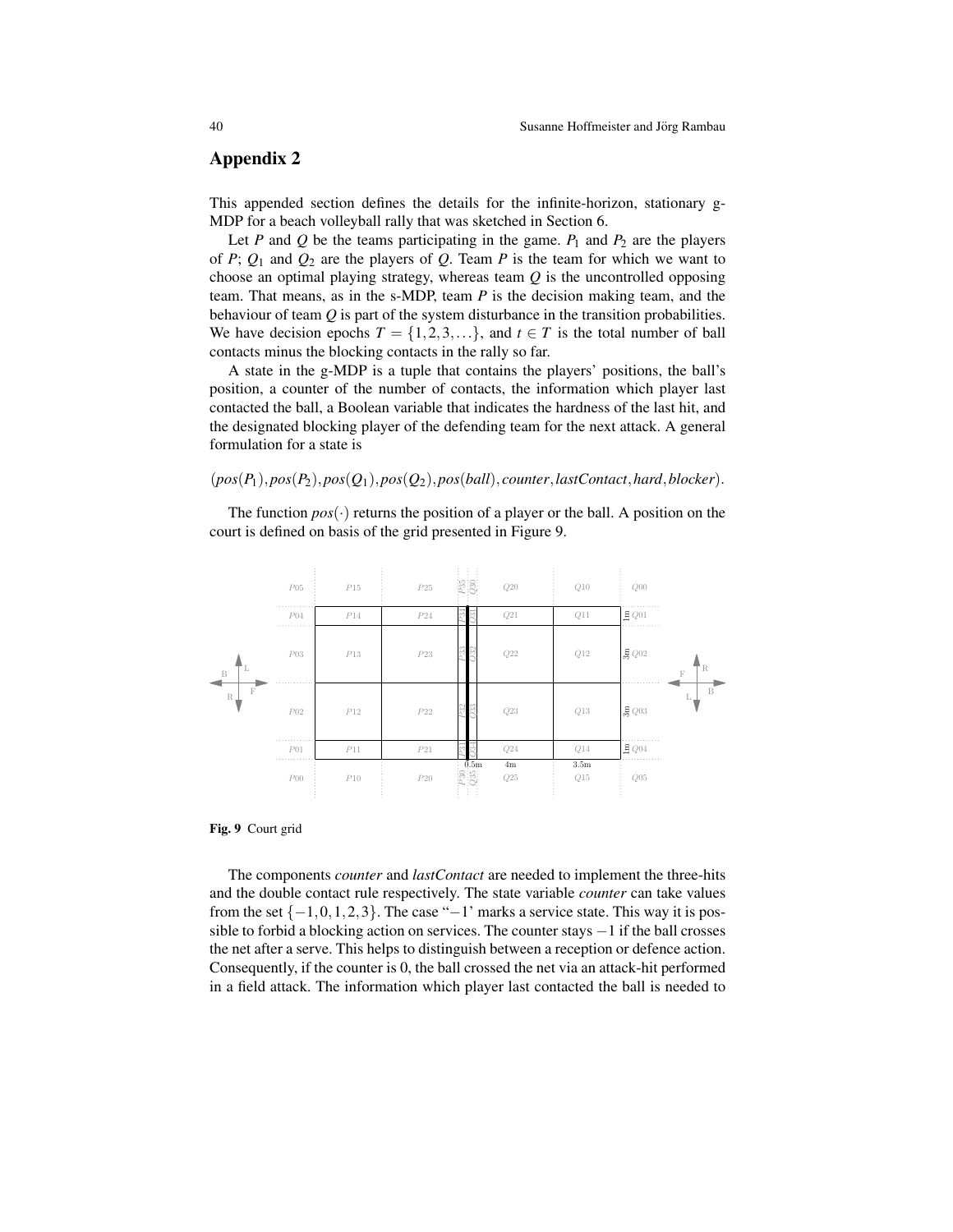## Appendix 2

This appended section defines the details for the infinite-horizon, stationary g-MDP for a beach volleyball rally that was sketched in Section 6.

Let $P$ and $Q$ be the teams participating in the game. $P_1$ and $P_2$ are the players of $P$; $Q_1$ and $Q_2$ are the players of $Q$. Team $P$ is the team for which we want to choose an optimal playing strategy, whereas team $Q$ is the uncontrolled opposing team. That means, as in the s-MDP, team $P$ is the decision making team, and the behaviour of team $Q$ is part of the system disturbance in the transition probabilities. We have decision epochs $T = \{1, 2, 3, \ldots\}$, and $t \in T$ is the total number of ball contacts minus the blocking contacts in the rally so far.

A state in the g-MDP is a tuple that contains the players' positions, the ball's position, a counter of the number of contacts, the information which player last contacted the ball, a Boolean variable that indicates the hardness of the last hit, and the designated blocking player of the defending team for the next attack. A general formulation for a state is

$$(pos(P_1), pos(P_2), pos(Q_1), pos(Q_2), pos(ball), counter, lastContact, hard, blocker).$$

The function $pos(\cdot)$ returns the position of a player or the ball. A position on the court is defined on basis of the grid presented in Figure 9.

Fig. 9 Court grid

The components *counter* and *lastContact* are needed to implement the three-hits and the double contact rule respectively. The state variable *counter* can take values from the set $\{-1, 0, 1, 2, 3\}$. The case "$-1$' marks a service state. This way it is possible to forbid a blocking action on services. The counter stays $-1$ if the ball crosses the net after a serve. This helps to distinguish between a reception or defence action. Consequently, if the counter is 0, the ball crossed the net via an attack-hit performed in a field attack. The information which player last contacted the ball is needed to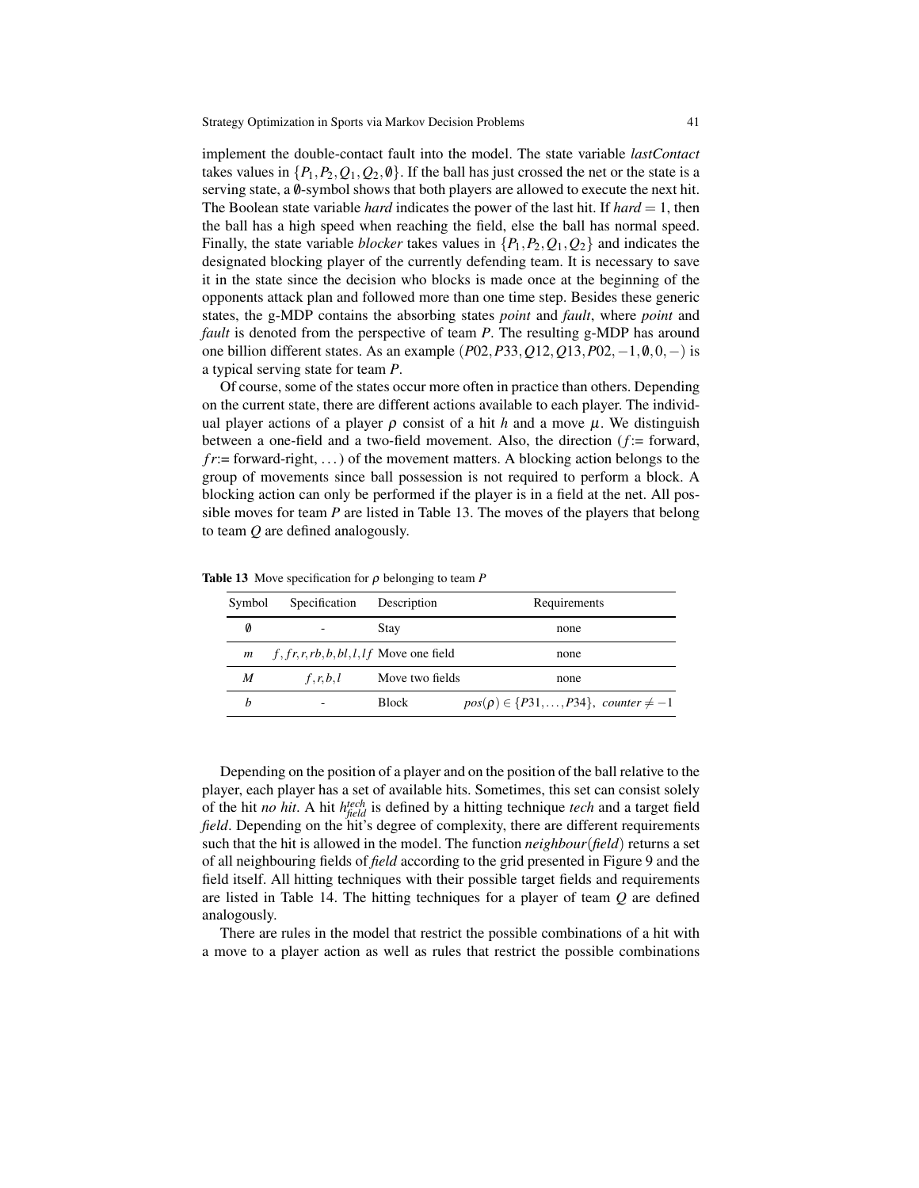implement the double-contact fault into the model. The state variable *lastContact* takes values in $\{P_1, P_2, Q_1, Q_2, \emptyset\}$. If the ball has just crossed the net or the state is a serving state, a $\emptyset$-symbol shows that both players are allowed to execute the next hit. The Boolean state variable *hard* indicates the power of the last hit. If $hard = 1$, then the ball has a high speed when reaching the field, else the ball has normal speed. Finally, the state variable *blocker* takes values in $\{P_1, P_2, Q_1, Q_2\}$ and indicates the designated blocking player of the currently defending team. It is necessary to save it in the state since the decision who blocks is made once at the beginning of the opponents attack plan and followed more than one time step. Besides these generic states, the g-MDP contains the absorbing states *point* and *fault*, where *point* and *fault* is denoted from the perspective of team $P$. The resulting g-MDP has around one billion different states. As an example $(P02, P33, Q12, Q13, P02, -1, \emptyset, 0, -)$ is a typical serving state for team $P$.

Of course, some of the states occur more often in practice than others. Depending on the current state, there are different actions available to each player. The individual player actions of a player $\rho$ consist of a hit $h$ and a move $\mu$. We distinguish between a one-field and a two-field movement. Also, the direction ($f$:= forward, $fr$:= forward-right, ...) of the movement matters. A blocking action belongs to the group of movements since ball possession is not required to perform a block. A blocking action can only be performed if the player is in a field at the net. All possible moves for team $P$ are listed in Table 13. The moves of the players that belong to team $Q$ are defined analogously.

**Table 13** Move specification for $\rho$ belonging to team $P$

| Symbol | Specification | Description | Requirements |
| --- | --- | --- | --- |
| $\emptyset$ | - | Stay | none |
| $m$ | $f, fr, r, rb, b, bl, l, lf$ | Move one field | none |
| $M$ | $f, r, b, l$ | Move two fields | none |
| $b$ | - | Block | $pos(\rho) \in \{P31, \ldots, P34\},\ counter \neq -1$ |

Depending on the position of a player and on the position of the ball relative to the player, each player has a set of available hits. Sometimes, this set can consist solely of the hit *no hit*. A hit $h_{field}^{tech}$ is defined by a hitting technique *tech* and a target field *field*. Depending on the hit's degree of complexity, there are different requirements such that the hit is allowed in the model. The function $neighbour(field)$ returns a set of all neighbouring fields of *field* according to the grid presented in Figure 9 and the field itself. All hitting techniques with their possible target fields and requirements are listed in Table 14. The hitting techniques for a player of team $Q$ are defined analogously.

There are rules in the model that restrict the possible combinations of a hit with a move to a player action as well as rules that restrict the possible combinations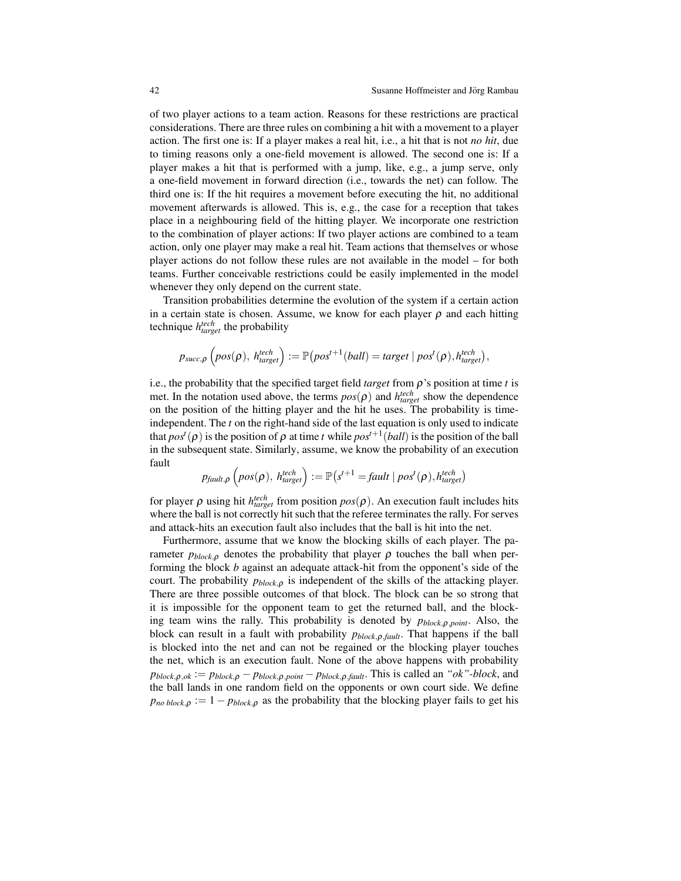of two player actions to a team action. Reasons for these restrictions are practical considerations. There are three rules on combining a hit with a movement to a player action. The first one is: If a player makes a real hit, i.e., a hit that is not *no hit*, due to timing reasons only a one-field movement is allowed. The second one is: If a player makes a hit that is performed with a jump, like, e.g., a jump serve, only a one-field movement in forward direction (i.e., towards the net) can follow. The third one is: If the hit requires a movement before executing the hit, no additional movement afterwards is allowed. This is, e.g., the case for a reception that takes place in a neighbouring field of the hitting player. We incorporate one restriction to the combination of player actions: If two player actions are combined to a team action, only one player may make a real hit. Team actions that themselves or whose player actions do not follow these rules are not available in the model – for both teams. Further conceivable restrictions could be easily implemented in the model whenever they only depend on the current state.

Transition probabilities determine the evolution of the system if a certain action in a certain state is chosen. Assume, we know for each player $\rho$ and each hitting technique $h^{tech}_{target}$ the probability

$$p_{succ,\rho}\left(pos(\rho),\, h^{tech}_{target}\right) := \mathbb{P}\big(pos^{t+1}(ball) = target \mid pos^{t}(\rho), h^{tech}_{target}\big),$$

i.e., the probability that the specified target field *target* from $\rho$'s position at time $t$ is met. In the notation used above, the terms $pos(\rho)$ and $h^{tech}_{target}$ show the dependence on the position of the hitting player and the hit he uses. The probability is time-independent. The $t$ on the right-hand side of the last equation is only used to indicate that $pos^{t}(\rho)$ is the position of $\rho$ at time $t$ while $pos^{t+1}(ball)$ is the position of the ball in the subsequent state. Similarly, assume, we know the probability of an execution fault

$$p_{fault,\rho}\left(pos(\rho),\, h^{tech}_{target}\right) := \mathbb{P}\big(s^{t+1} = fault \mid pos^{t}(\rho), h^{tech}_{target}\big)$$

for player $\rho$ using hit $h^{tech}_{target}$ from position $pos(\rho)$. An execution fault includes hits where the ball is not correctly hit such that the referee terminates the rally. For serves and attack-hits an execution fault also includes that the ball is hit into the net.

Furthermore, assume that we know the blocking skills of each player. The parameter $p_{block,\rho}$ denotes the probability that player $\rho$ touches the ball when performing the block $b$ against an adequate attack-hit from the opponent's side of the court. The probability $p_{block,\rho}$ is independent of the skills of the attacking player. There are three possible outcomes of that block. The block can be so strong that it is impossible for the opponent team to get the returned ball, and the blocking team wins the rally. This probability is denoted by $p_{block,\rho,point}$. Also, the block can result in a fault with probability $p_{block,\rho,fault}$. That happens if the ball is blocked into the net and can not be regained or the blocking player touches the net, which is an execution fault. None of the above happens with probability $p_{block,\rho,ok} := p_{block,\rho} - p_{block,\rho,point} - p_{block,\rho,fault}$. This is called an *"ok"-block*, and the ball lands in one random field on the opponents or own court side. We define $p_{no\ block,\rho} := 1 - p_{block,\rho}$ as the probability that the blocking player fails to get his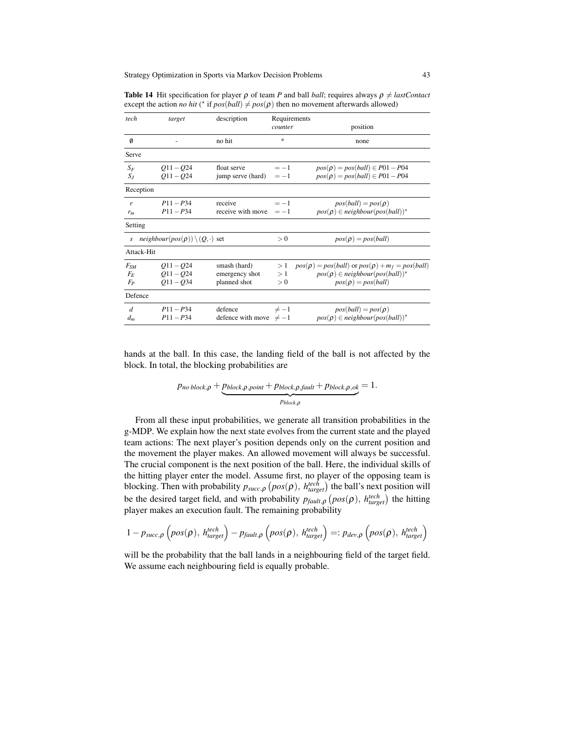**Table 14** Hit specification for player $\rho$ of team $P$ and ball *ball*; requires always $\rho \neq lastContact$ except the action *no hit* ($^\star$ if $pos(ball) \neq pos(\rho)$ then no movement afterwards allowed)

| *tech* | *target* | description | Requirements *counter* | position |
|---|---|---|---|---|
| $\emptyset$ | - | no hit | * | none |
| Serve | | | | |
| $S_F$ | $Q11-Q24$ | float serve | $=-1$ | $pos(\rho) = pos(ball) \in P01-P04$ |
| $S_J$ | $Q11-Q24$ | jump serve (hard) | $=-1$ | $pos(\rho) = pos(ball) \in P01-P04$ |
| Reception | | | | |
| $r$ | $P11-P34$ | receive | $=-1$ | $pos(ball) = pos(\rho)$ |
| $r_m$ | $P11-P34$ | receive with move | $=-1$ | $pos(\rho) \in neighbour(pos(ball))^\star$ |
| Setting | | | | |
| $s$ | $neighbour(pos(\rho)) \setminus (Q,\cdot)$ | set | $>0$ | $pos(\rho) = pos(ball)$ |
| Attack-Hit | | | | |
| $F_{SM}$ | $Q11-Q24$ | smash (hard) | $>1$ | $pos(\rho) = pos(ball)$ or $pos(\rho) + m_f = pos(ball)$ |
| $F_E$ | $Q11-Q24$ | emergency shot | $>1$ | $pos(\rho) \in neighbour(pos(ball))^\star$ |
| $F_P$ | $Q11-Q34$ | planned shot | $>0$ | $pos(\rho) = pos(ball)$ |
| Defence | | | | |
| $d$ | $P11-P34$ | defence | $\neq -1$ | $pos(ball) = pos(\rho)$ |
| $d_m$ | $P11-P34$ | defence with move | $\neq -1$ | $pos(\rho) \in neighbour(pos(ball))^\star$ |

hands at the ball. In this case, the landing field of the ball is not affected by the block. In total, the blocking probabilities are

$$p_{no\ block,\rho} + \underbrace{p_{block,\rho,point} + p_{block,\rho,fault} + p_{block,\rho,ok}}_{p_{block,\rho}} = 1.$$

From all these input probabilities, we generate all transition probabilities in the g-MDP. We explain how the next state evolves from the current state and the played team actions: The next player's position depends only on the current position and the movement the player makes. An allowed movement will always be successful. The crucial component is the next position of the ball. Here, the individual skills of the hitting player enter the model. Assume first, no player of the opposing team is blocking. Then with probability $p_{succ,\rho}\left(pos(\rho),\, h^{tech}_{target}\right)$ the ball's next position will be the desired target field, and with probability $p_{fault,\rho}\left(pos(\rho),\, h^{tech}_{target}\right)$ the hitting player makes an execution fault. The remaining probability

$$1 - p_{succ,\rho}\left(pos(\rho),\, h^{tech}_{target}\right) - p_{fault,\rho}\left(pos(\rho),\, h^{tech}_{target}\right) =: p_{dev,\rho}\left(pos(\rho),\, h^{tech}_{target}\right)$$

will be the probability that the ball lands in a neighbouring field of the target field. We assume each neighbouring field is equally probable.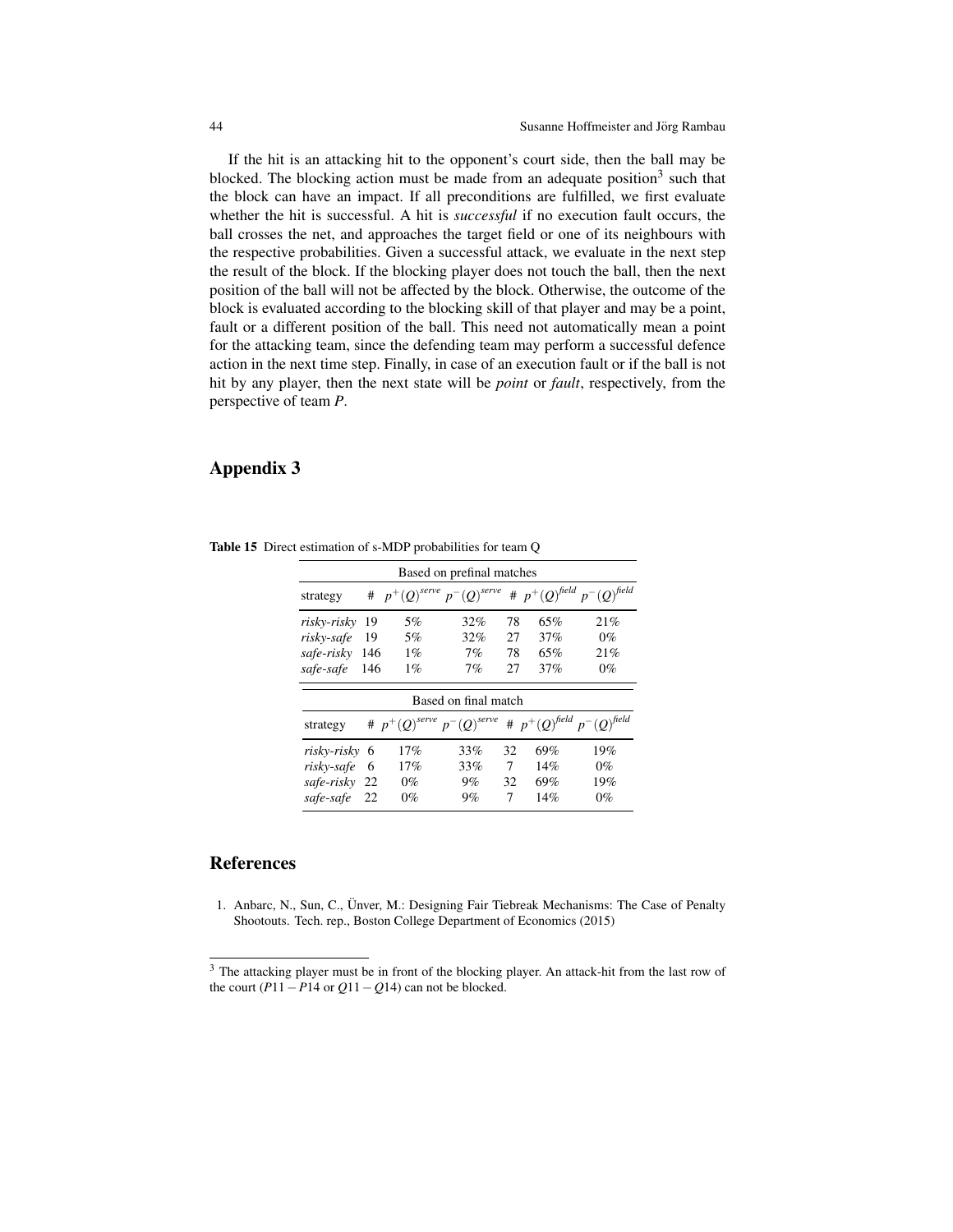If the hit is an attacking hit to the opponent's court side, then the ball may be blocked. The blocking action must be made from an adequate position[3] such that the block can have an impact. If all preconditions are fulfilled, we first evaluate whether the hit is successful. A hit is *successful* if no execution fault occurs, the ball crosses the net, and approaches the target field or one of its neighbours with the respective probabilities. Given a successful attack, we evaluate in the next step the result of the block. If the blocking player does not touch the ball, then the next position of the ball will not be affected by the block. Otherwise, the outcome of the block is evaluated according to the blocking skill of that player and may be a point, fault or a different position of the ball. This need not automatically mean a point for the attacking team, since the defending team may perform a successful defence action in the next time step. Finally, in case of an execution fault or if the ball is not hit by any player, then the next state will be *point* or *fault*, respectively, from the perspective of team $P$.

## Appendix 3

**Table 15** Direct estimation of s-MDP probabilities for team Q

| Based on prefinal matches | | | | | | |
|---|---|---|---|---|---|---|
| strategy | # | $p^+(Q)^{serve}$ | $p^-(Q)^{serve}$ | # | $p^+(Q)^{field}$ | $p^-(Q)^{field}$ |
| *risky-risky* | 19 | 5% | 32% | 78 | 65% | 21% |
| *risky-safe* | 19 | 5% | 32% | 27 | 37% | 0% |
| *safe-risky* | 146 | 1% | 7% | 78 | 65% | 21% |
| *safe-safe* | 146 | 1% | 7% | 27 | 37% | 0% |

| Based on final match | | | | | | |
|---|---|---|---|---|---|---|
| strategy | # | $p^+(Q)^{serve}$ | $p^-(Q)^{serve}$ | # | $p^+(Q)^{field}$ | $p^-(Q)^{field}$ |
| *risky-risky* | 6 | 17% | 33% | 32 | 69% | 19% |
| *risky-safe* | 6 | 17% | 33% | 7 | 14% | 0% |
| *safe-risky* | 22 | 0% | 9% | 32 | 69% | 19% |
| *safe-safe* | 22 | 0% | 9% | 7 | 14% | 0% |

## References

1. Anbarc, N., Sun, C., Ünver, M.: Designing Fair Tiebreak Mechanisms: The Case of Penalty Shootouts. Tech. rep., Boston College Department of Economics (2015)

---

[3] The attacking player must be in front of the blocking player. An attack-hit from the last row of the court ($P11-P14$ or $Q11-Q14$) can not be blocked.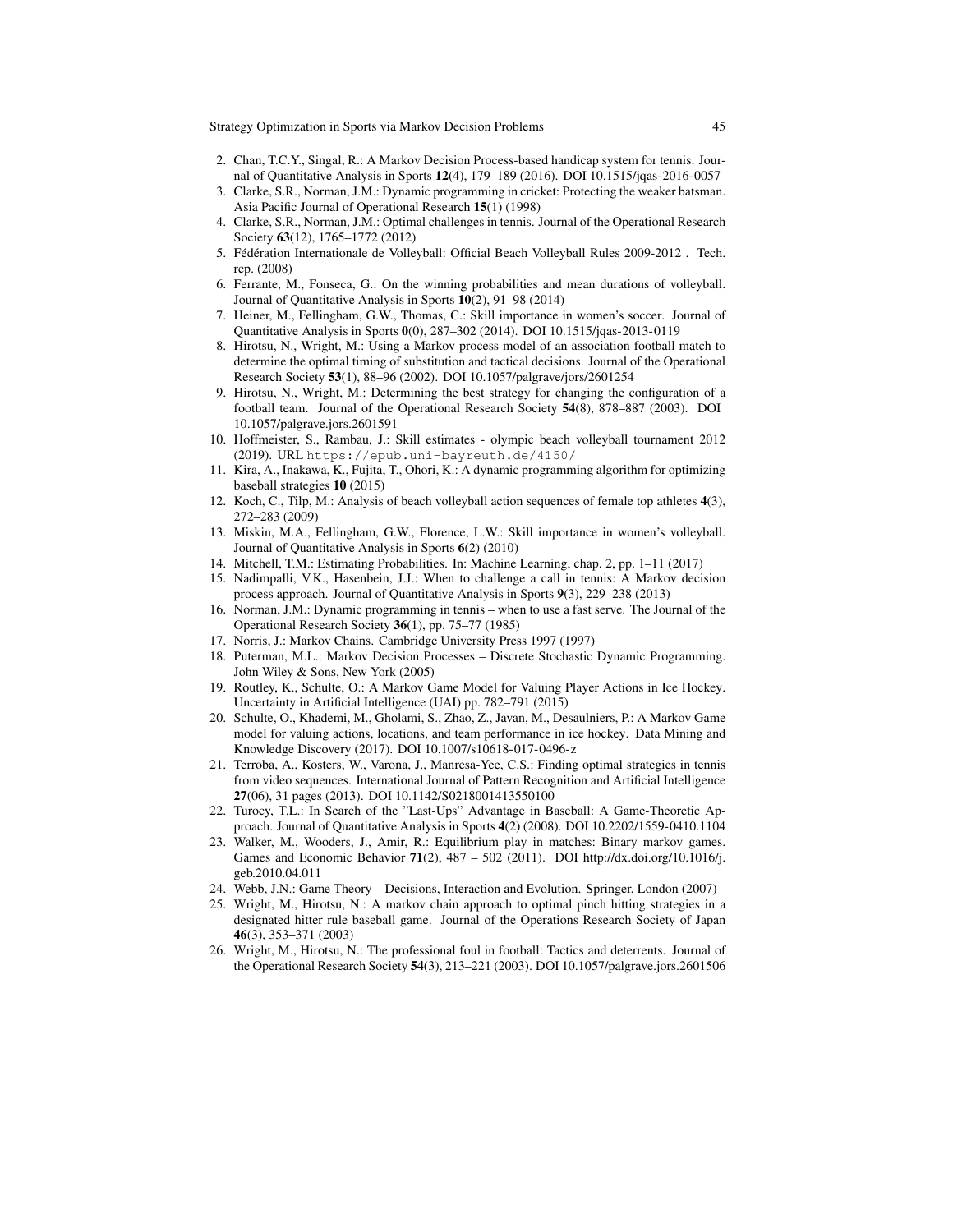2. Chan, T.C.Y., Singal, R.: A Markov Decision Process-based handicap system for tennis. Journal of Quantitative Analysis in Sports **12**(4), 179–189 (2016). DOI 10.1515/jqas-2016-0057
3. Clarke, S.R., Norman, J.M.: Dynamic programming in cricket: Protecting the weaker batsman. Asia Pacific Journal of Operational Research **15**(1) (1998)
4. Clarke, S.R., Norman, J.M.: Optimal challenges in tennis. Journal of the Operational Research Society **63**(12), 1765–1772 (2012)
5. Fédération Internationale de Volleyball: Official Beach Volleyball Rules 2009-2012 . Tech. rep. (2008)
6. Ferrante, M., Fonseca, G.: On the winning probabilities and mean durations of volleyball. Journal of Quantitative Analysis in Sports **10**(2), 91–98 (2014)
7. Heiner, M., Fellingham, G.W., Thomas, C.: Skill importance in women's soccer. Journal of Quantitative Analysis in Sports **0**(0), 287–302 (2014). DOI 10.1515/jqas-2013-0119
8. Hirotsu, N., Wright, M.: Using a Markov process model of an association football match to determine the optimal timing of substitution and tactical decisions. Journal of the Operational Research Society **53**(1), 88–96 (2002). DOI 10.1057/palgrave/jors/2601254
9. Hirotsu, N., Wright, M.: Determining the best strategy for changing the configuration of a football team. Journal of the Operational Research Society **54**(8), 878–887 (2003). DOI 10.1057/palgrave.jors.2601591
10. Hoffmeister, S., Rambau, J.: Skill estimates - olympic beach volleyball tournament 2012 (2019). URL `https://epub.uni-bayreuth.de/4150/`
11. Kira, A., Inakawa, K., Fujita, T., Ohori, K.: A dynamic programming algorithm for optimizing baseball strategies **10** (2015)
12. Koch, C., Tilp, M.: Analysis of beach volleyball action sequences of female top athletes **4**(3), 272–283 (2009)
13. Miskin, M.A., Fellingham, G.W., Florence, L.W.: Skill importance in women's volleyball. Journal of Quantitative Analysis in Sports **6**(2) (2010)
14. Mitchell, T.M.: Estimating Probabilities. In: Machine Learning, chap. 2, pp. 1–11 (2017)
15. Nadimpalli, V.K., Hasenbein, J.J.: When to challenge a call in tennis: A Markov decision process approach. Journal of Quantitative Analysis in Sports **9**(3), 229–238 (2013)
16. Norman, J.M.: Dynamic programming in tennis – when to use a fast serve. The Journal of the Operational Research Society **36**(1), pp. 75–77 (1985)
17. Norris, J.: Markov Chains. Cambridge University Press 1997 (1997)
18. Puterman, M.L.: Markov Decision Processes – Discrete Stochastic Dynamic Programming. John Wiley & Sons, New York (2005)
19. Routley, K., Schulte, O.: A Markov Game Model for Valuing Player Actions in Ice Hockey. Uncertainty in Artificial Intelligence (UAI) pp. 782–791 (2015)
20. Schulte, O., Khademi, M., Gholami, S., Zhao, Z., Javan, M., Desaulniers, P.: A Markov Game model for valuing actions, locations, and team performance in ice hockey. Data Mining and Knowledge Discovery (2017). DOI 10.1007/s10618-017-0496-z
21. Terroba, A., Kosters, W., Varona, J., Manresa-Yee, C.S.: Finding optimal strategies in tennis from video sequences. International Journal of Pattern Recognition and Artificial Intelligence **27**(06), 31 pages (2013). DOI 10.1142/S0218001413550100
22. Turocy, T.L.: In Search of the "Last-Ups" Advantage in Baseball: A Game-Theoretic Approach. Journal of Quantitative Analysis in Sports **4**(2) (2008). DOI 10.2202/1559-0410.1104
23. Walker, M., Wooders, J., Amir, R.: Equilibrium play in matches: Binary markov games. Games and Economic Behavior **71**(2), 487 – 502 (2011). DOI http://dx.doi.org/10.1016/j.geb.2010.04.011
24. Webb, J.N.: Game Theory – Decisions, Interaction and Evolution. Springer, London (2007)
25. Wright, M., Hirotsu, N.: A markov chain approach to optimal pinch hitting strategies in a designated hitter rule baseball game. Journal of the Operations Research Society of Japan **46**(3), 353–371 (2003)
26. Wright, M., Hirotsu, N.: The professional foul in football: Tactics and deterrents. Journal of the Operational Research Society **54**(3), 213–221 (2003). DOI 10.1057/palgrave.jors.2601506